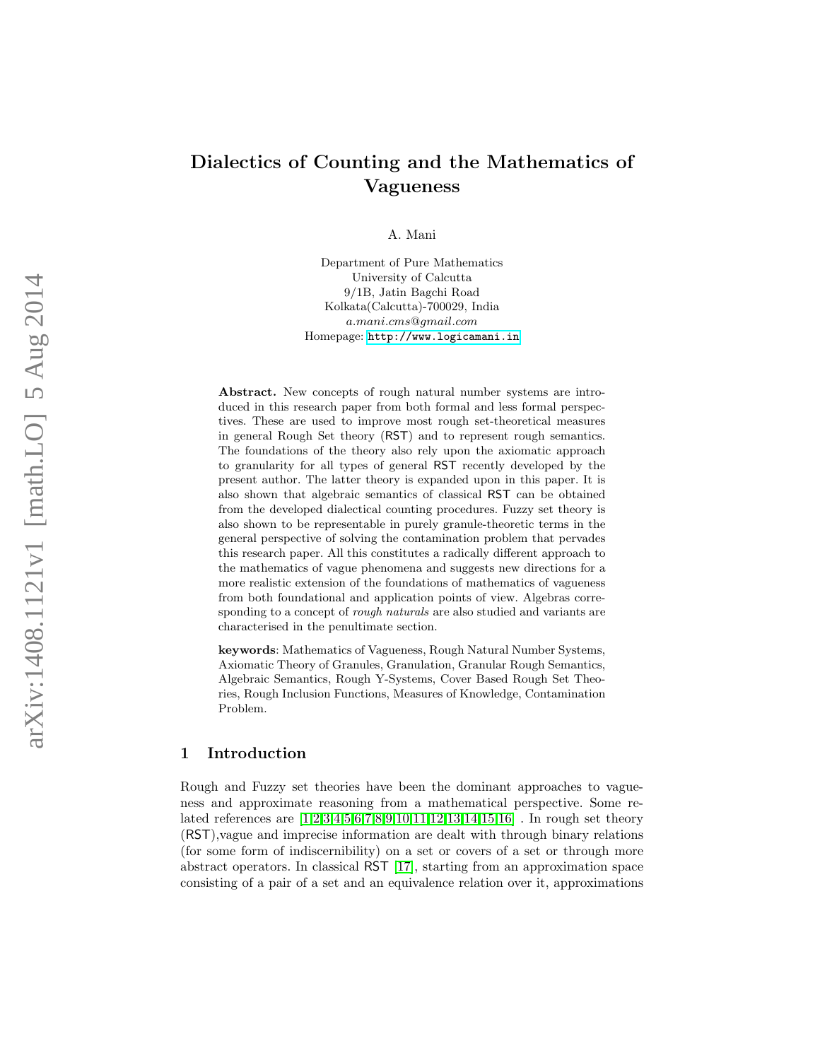# Dialectics of Counting and the Mathematics of Vagueness

A. Mani

Department of Pure Mathematics
University of Calcutta
9/1B, Jatin Bagchi Road
Kolkata(Calcutta)-700029, India
*a.mani.cms@gmail.com*
Homepage: http://www.logicamani.in

**Abstract.** New concepts of rough natural number systems are introduced in this research paper from both formal and less formal perspectives. These are used to improve most rough set-theoretical measures in general Rough Set theory (RST) and to represent rough semantics. The foundations of the theory also rely upon the axiomatic approach to granularity for all types of general RST recently developed by the present author. The latter theory is expanded upon in this paper. It is also shown that algebraic semantics of classical RST can be obtained from the developed dialectical counting procedures. Fuzzy set theory is also shown to be representable in purely granule-theoretic terms in the general perspective of solving the contamination problem that pervades this research paper. All this constitutes a radically different approach to the mathematics of vague phenomena and suggests new directions for a more realistic extension of the foundations of mathematics of vagueness from both foundational and application points of view. Algebras corresponding to a concept of *rough naturals* are also studied and variants are characterised in the penultimate section.

**keywords**: Mathematics of Vagueness, Rough Natural Number Systems, Axiomatic Theory of Granules, Granulation, Granular Rough Semantics, Algebraic Semantics, Rough Y-Systems, Cover Based Rough Set Theories, Rough Inclusion Functions, Measures of Knowledge, Contamination Problem.

## 1 Introduction

Rough and Fuzzy set theories have been the dominant approaches to vagueness and approximate reasoning from a mathematical perspective. Some related references are [1,2,3,4,5,6,7,8,9,10,11,12,13,14,15,16] . In rough set theory (RST),vague and imprecise information are dealt with through binary relations (for some form of indiscernibility) on a set or covers of a set or through more abstract operators. In classical RST [17], starting from an approximation space consisting of a pair of a set and an equivalence relation over it, approximations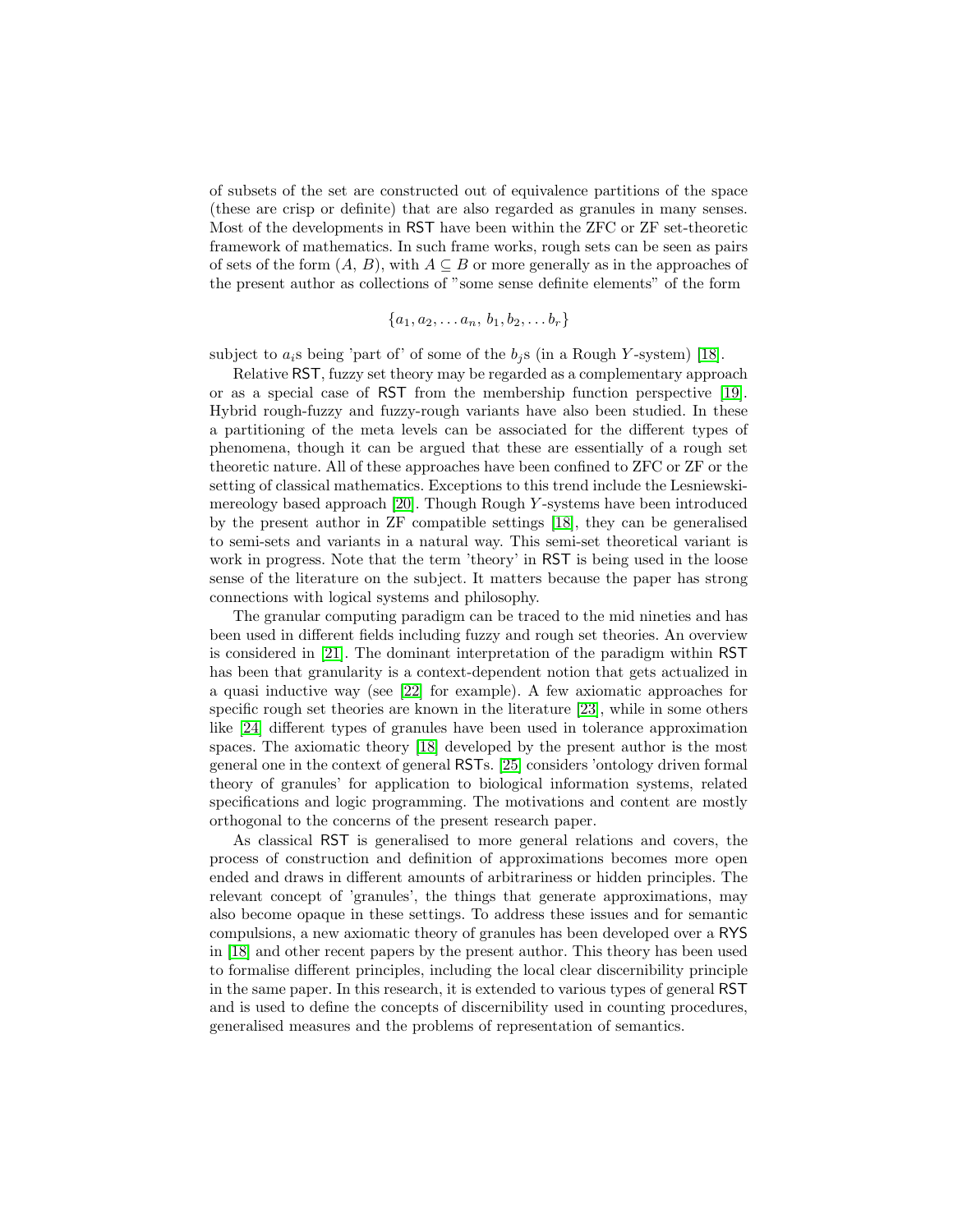of subsets of the set are constructed out of equivalence partitions of the space (these are crisp or definite) that are also regarded as granules in many senses. Most of the developments in RST have been within the ZFC or ZF set-theoretic framework of mathematics. In such frame works, rough sets can be seen as pairs of sets of the form $(A, B)$, with $A \subseteq B$ or more generally as in the approaches of the present author as collections of "some sense definite elements" of the form

$$\{a_1, a_2, \ldots a_n, b_1, b_2, \ldots b_r\}$$

subject to $a_i$s being 'part of' of some of the $b_j$s (in a Rough $Y$-system) [18].

Relative RST, fuzzy set theory may be regarded as a complementary approach or as a special case of RST from the membership function perspective [19]. Hybrid rough-fuzzy and fuzzy-rough variants have also been studied. In these a partitioning of the meta levels can be associated for the different types of phenomena, though it can be argued that these are essentially of a rough set theoretic nature. All of these approaches have been confined to ZFC or ZF or the setting of classical mathematics. Exceptions to this trend include the Lesniewski-mereology based approach [20]. Though Rough $Y$-systems have been introduced by the present author in ZF compatible settings [18], they can be generalised to semi-sets and variants in a natural way. This semi-set theoretical variant is work in progress. Note that the term 'theory' in RST is being used in the loose sense of the literature on the subject. It matters because the paper has strong connections with logical systems and philosophy.

The granular computing paradigm can be traced to the mid nineties and has been used in different fields including fuzzy and rough set theories. An overview is considered in [21]. The dominant interpretation of the paradigm within RST has been that granularity is a context-dependent notion that gets actualized in a quasi inductive way (see [22] for example). A few axiomatic approaches for specific rough set theories are known in the literature [23], while in some others like [24] different types of granules have been used in tolerance approximation spaces. The axiomatic theory [18] developed by the present author is the most general one in the context of general RSTs. [25] considers 'ontology driven formal theory of granules' for application to biological information systems, related specifications and logic programming. The motivations and content are mostly orthogonal to the concerns of the present research paper.

As classical RST is generalised to more general relations and covers, the process of construction and definition of approximations becomes more open ended and draws in different amounts of arbitrariness or hidden principles. The relevant concept of 'granules', the things that generate approximations, may also become opaque in these settings. To address these issues and for semantic compulsions, a new axiomatic theory of granules has been developed over a RYS in [18] and other recent papers by the present author. This theory has been used to formalise different principles, including the local clear discernibility principle in the same paper. In this research, it is extended to various types of general RST and is used to define the concepts of discernibility used in counting procedures, generalised measures and the problems of representation of semantics.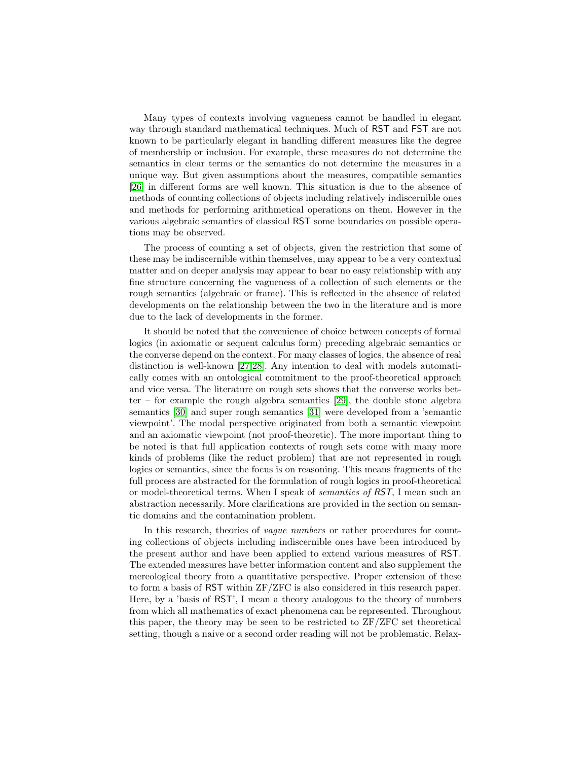Many types of contexts involving vagueness cannot be handled in elegant way through standard mathematical techniques. Much of RST and FST are not known to be particularly elegant in handling different measures like the degree of membership or inclusion. For example, these measures do not determine the semantics in clear terms or the semantics do not determine the measures in a unique way. But given assumptions about the measures, compatible semantics [26] in different forms are well known. This situation is due to the absence of methods of counting collections of objects including relatively indiscernible ones and methods for performing arithmetical operations on them. However in the various algebraic semantics of classical RST some boundaries on possible operations may be observed.

The process of counting a set of objects, given the restriction that some of these may be indiscernible within themselves, may appear to be a very contextual matter and on deeper analysis may appear to bear no easy relationship with any fine structure concerning the vagueness of a collection of such elements or the rough semantics (algebraic or frame). This is reflected in the absence of related developments on the relationship between the two in the literature and is more due to the lack of developments in the former.

It should be noted that the convenience of choice between concepts of formal logics (in axiomatic or sequent calculus form) preceding algebraic semantics or the converse depend on the context. For many classes of logics, the absence of real distinction is well-known [27,28]. Any intention to deal with models automatically comes with an ontological commitment to the proof-theoretical approach and vice versa. The literature on rough sets shows that the converse works better – for example the rough algebra semantics [29], the double stone algebra semantics [30] and super rough semantics [31] were developed from a 'semantic viewpoint'. The modal perspective originated from both a semantic viewpoint and an axiomatic viewpoint (not proof-theoretic). The more important thing to be noted is that full application contexts of rough sets come with many more kinds of problems (like the reduct problem) that are not represented in rough logics or semantics, since the focus is on reasoning. This means fragments of the full process are abstracted for the formulation of rough logics in proof-theoretical or model-theoretical terms. When I speak of *semantics of RST*, I mean such an abstraction necessarily. More clarifications are provided in the section on semantic domains and the contamination problem.

In this research, theories of *vague numbers* or rather procedures for counting collections of objects including indiscernible ones have been introduced by the present author and have been applied to extend various measures of RST. The extended measures have better information content and also supplement the mereological theory from a quantitative perspective. Proper extension of these to form a basis of RST within ZF/ZFC is also considered in this research paper. Here, by a 'basis of RST', I mean a theory analogous to the theory of numbers from which all mathematics of exact phenomena can be represented. Throughout this paper, the theory may be seen to be restricted to ZF/ZFC set theoretical setting, though a naive or a second order reading will not be problematic. Relax-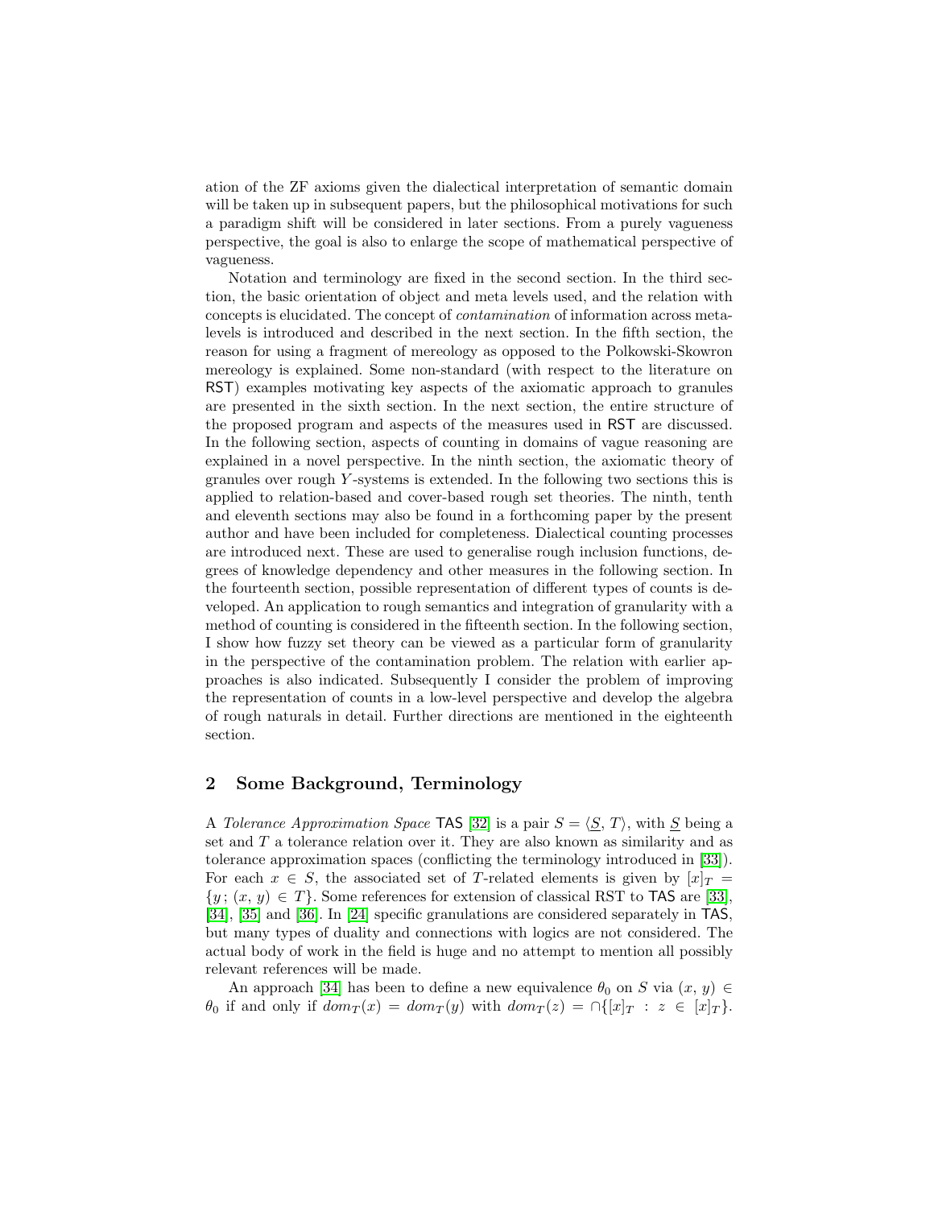ation of the ZF axioms given the dialectical interpretation of semantic domain will be taken up in subsequent papers, but the philosophical motivations for such a paradigm shift will be considered in later sections. From a purely vagueness perspective, the goal is also to enlarge the scope of mathematical perspective of vagueness.

Notation and terminology are fixed in the second section. In the third section, the basic orientation of object and meta levels used, and the relation with concepts is elucidated. The concept of *contamination* of information across meta-levels is introduced and described in the next section. In the fifth section, the reason for using a fragment of mereology as opposed to the Polkowski-Skowron mereology is explained. Some non-standard (with respect to the literature on RST) examples motivating key aspects of the axiomatic approach to granules are presented in the sixth section. In the next section, the entire structure of the proposed program and aspects of the measures used in RST are discussed. In the following section, aspects of counting in domains of vague reasoning are explained in a novel perspective. In the ninth section, the axiomatic theory of granules over rough $Y$-systems is extended. In the following two sections this is applied to relation-based and cover-based rough set theories. The ninth, tenth and eleventh sections may also be found in a forthcoming paper by the present author and have been included for completeness. Dialectical counting processes are introduced next. These are used to generalise rough inclusion functions, degrees of knowledge dependency and other measures in the following section. In the fourteenth section, possible representation of different types of counts is developed. An application to rough semantics and integration of granularity with a method of counting is considered in the fifteenth section. In the following section, I show how fuzzy set theory can be viewed as a particular form of granularity in the perspective of the contamination problem. The relation with earlier approaches is also indicated. Subsequently I consider the problem of improving the representation of counts in a low-level perspective and develop the algebra of rough naturals in detail. Further directions are mentioned in the eighteenth section.

## 2 Some Background, Terminology

A *Tolerance Approximation Space* TAS [32] is a pair $S = \langle \underline{S}, T \rangle$, with $\underline{S}$ being a set and $T$ a tolerance relation over it. They are also known as similarity and as tolerance approximation spaces (conflicting the terminology introduced in [33]). For each $x \in S$, the associated set of $T$-related elements is given by $[x]_T = \{y\,;\,(x,\,y) \in T\}$. Some references for extension of classical RST to TAS are [33], [34], [35] and [36]. In [24] specific granulations are considered separately in TAS, but many types of duality and connections with logics are not considered. The actual body of work in the field is huge and no attempt to mention all possibly relevant references will be made.

An approach [34] has been to define a new equivalence $\theta_0$ on $S$ via $(x,\,y) \in \theta_0$ if and only if $dom_T(x) = dom_T(y)$ with $dom_T(z) = \cap\{[x]_T\,:\,z \in [x]_T\}$.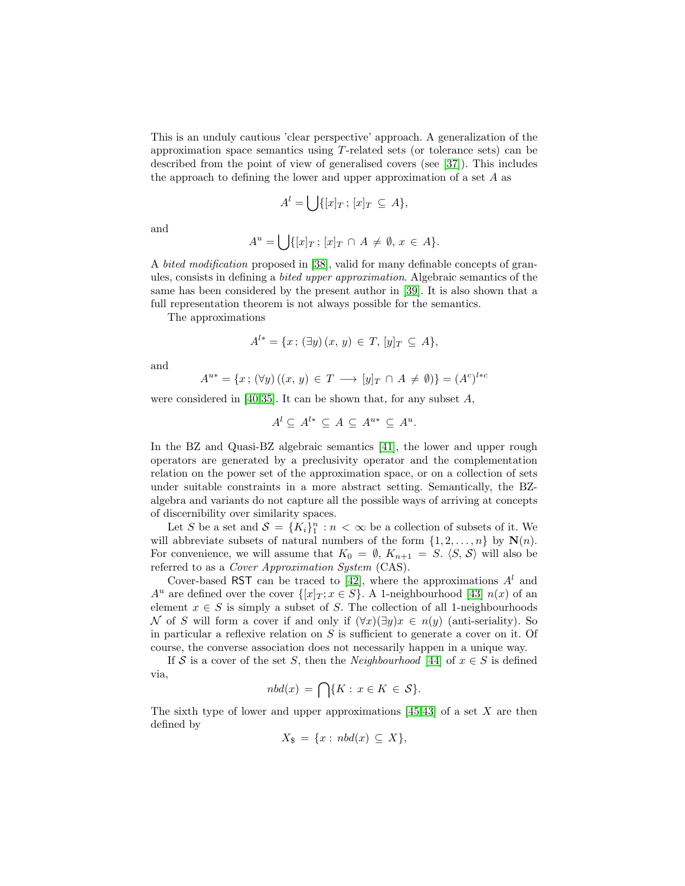This is an unduly cautious 'clear perspective' approach. A generalization of the approximation space semantics using $T$-related sets (or tolerance sets) can be described from the point of view of generalised covers (see [37]). This includes the approach to defining the lower and upper approximation of a set $A$ as

$$A^l = \bigcup\{[x]_T\,;\,[x]_T\,\subseteq\,A\},$$

and

$$A^u = \bigcup\{[x]_T\,;\,[x]_T\,\cap\,A\,\neq\,\emptyset,\,x\,\in\,A\}.$$

A *bited modification* proposed in [38], valid for many definable concepts of granules, consists in defining a *bited upper approximation*. Algebraic semantics of the same has been considered by the present author in [39]. It is also shown that a full representation theorem is not always possible for the semantics.

The approximations

$$A^{l*} = \{x\,;\,(\exists y)\,(x,\,y)\,\in\,T,\,[y]_T\,\subseteq\,A\},$$

and

$$A^{u*} = \{x\,;\,(\forall y)\,((x,\,y)\,\in\,T\,\longrightarrow\,[y]_T\,\cap\,A\,\neq\,\emptyset)\} = (A^c)^{l*c}$$

were considered in [40,35]. It can be shown that, for any subset $A$,

$$A^l \subseteq\, A^{l*}\,\subseteq\, A\,\subseteq\, A^{u*}\,\subseteq\, A^u.$$

In the BZ and Quasi-BZ algebraic semantics [41], the lower and upper rough operators are generated by a preclusivity operator and the complementation relation on the power set of the approximation space, or on a collection of sets under suitable constraints in a more abstract setting. Semantically, the BZ-algebra and variants do not capture all the possible ways of arriving at concepts of discernibility over similarity spaces.

Let $S$ be a set and $\mathcal{S} = \{K_i\}_1^n : n < \infty$ be a collection of subsets of it. We will abbreviate subsets of natural numbers of the form $\{1, 2, \ldots, n\}$ by $\mathbf{N}(n)$. For convenience, we will assume that $K_0 = \emptyset$, $K_{n+1} = S$. $\langle S, \mathcal{S}\rangle$ will also be referred to as a *Cover Approximation System* (CAS).

Cover-based RST can be traced to [42], where the approximations $A^l$ and $A^u$ are defined over the cover $\{[x]_T; x \in S\}$. A 1-neighbourhood [43] $n(x)$ of an element $x \in S$ is simply a subset of $S$. The collection of all 1-neighbourhoods $\mathcal{N}$ of $S$ will form a cover if and only if $(\forall x)(\exists y) x \in n(y)$ (anti-seriality). So in particular a reflexive relation on $S$ is sufficient to generate a cover on it. Of course, the converse association does not necessarily happen in a unique way.

If $\mathcal{S}$ is a cover of the set $S$, then the *Neighbourhood* [44] of $x \in S$ is defined via,

$$nbd(x) \,=\, \bigcap\{K : \, x \in K \,\in\, \mathcal{S}\}.$$

The sixth type of lower and upper approximations [45,43] of a set $X$ are then defined by

$$X_{\$} \,=\, \{x : \, nbd(x) \,\subseteq\, X\},$$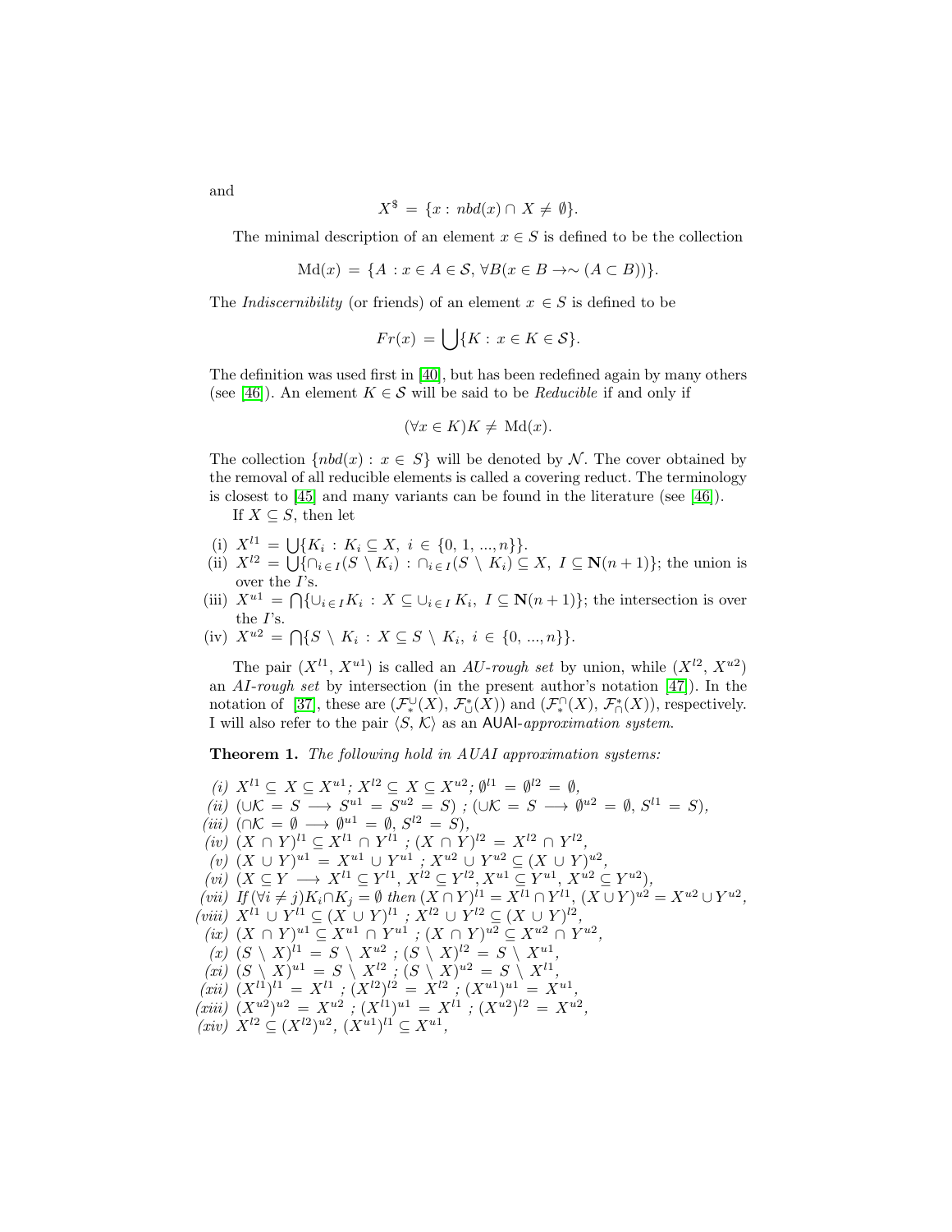and

$$X^{\$} = \{x : nbd(x) \cap X \neq \emptyset\}.$$

The minimal description of an element $x \in S$ is defined to be the collection

$$\mathrm{Md}(x) = \{A : x \in A \in \mathcal{S}, \forall B (x \in B \to \sim (A \subset B))\}.$$

The *Indiscernibility* (or friends) of an element $x \in S$ is defined to be

$$Fr(x) = \bigcup\{K : x \in K \in \mathcal{S}\}.$$

The definition was used first in [40], but has been redefined again by many others (see [46]). An element $K \in \mathcal{S}$ will be said to be *Reducible* if and only if

$$(\forall x \in K) K \neq \mathrm{Md}(x).$$

The collection $\{nbd(x) : x \in S\}$ will be denoted by $\mathcal{N}$. The cover obtained by the removal of all reducible elements is called a covering reduct. The terminology is closest to [45] and many variants can be found in the literature (see [46]).

If $X \subseteq S$, then let

- (i) $X^{l1} = \bigcup\{K_i : K_i \subseteq X, \ i \in \{0, 1, ..., n\}\}$.
- (ii) $X^{l2} = \bigcup\{\cap_{i \in I}(S \setminus K_i) : \cap_{i \in I}(S \setminus K_i) \subseteq X, \ I \subseteq \mathbf{N}(n+1)\}$; the union is over the $I$'s.
- (iii) $X^{u1} = \bigcap\{\cup_{i \in I} K_i : X \subseteq \cup_{i \in I} K_i, \ I \subseteq \mathbf{N}(n+1)\}$; the intersection is over the $I$'s.
- (iv) $X^{u2} = \bigcap\{S \setminus K_i : X \subseteq S \setminus K_i, \ i \in \{0, ..., n\}\}$.

The pair $(X^{l1}, X^{u1})$ is called an *AU-rough set* by union, while $(X^{l2}, X^{u2})$ an *AI-rough set* by intersection (in the present author's notation [47]). In the notation of [37], these are $(\mathcal{F}^{\cup}_{*}(X), \mathcal{F}^{*}_{\cup}(X))$ and $(\mathcal{F}^{\cap}_{*}(X), \mathcal{F}^{*}_{\cap}(X))$, respectively. I will also refer to the pair $\langle S, \mathcal{K} \rangle$ as an AUAI-*approximation system*.

**Theorem 1.** *The following hold in AUAI approximation systems:*

- *(i)* $X^{l1} \subseteq X \subseteq X^{u1}$; $X^{l2} \subseteq X \subseteq X^{u2}$; $\emptyset^{l1} = \emptyset^{l2} = \emptyset$,
- *(ii)* $(\cup\mathcal{K} = S \longrightarrow S^{u1} = S^{u2} = S)$ ; $(\cup\mathcal{K} = S \longrightarrow \emptyset^{u2} = \emptyset, S^{l1} = S)$,
- *(iii)* $(\cap\mathcal{K} = \emptyset \longrightarrow \emptyset^{u1} = \emptyset, S^{l2} = S)$,
- *(iv)* $(X \cap Y)^{l1} \subseteq X^{l1} \cap Y^{l1}$ ; $(X \cap Y)^{l2} = X^{l2} \cap Y^{l2}$,
- *(v)* $(X \cup Y)^{u1} = X^{u1} \cup Y^{u1}$ ; $X^{u2} \cup Y^{u2} \subseteq (X \cup Y)^{u2}$,
- *(vi)* $(X \subseteq Y \longrightarrow X^{l1} \subseteq Y^{l1}, X^{l2} \subseteq Y^{l2}, X^{u1} \subseteq Y^{u1}, X^{u2} \subseteq Y^{u2})$,
- *(vii)* *If* $(\forall i \neq j) K_i \cap K_j = \emptyset$ *then* $(X \cap Y)^{l1} = X^{l1} \cap Y^{l1}$, $(X \cup Y)^{u2} = X^{u2} \cup Y^{u2}$,
- *(viii)* $X^{l1} \cup Y^{l1} \subseteq (X \cup Y)^{l1}$ ; $X^{l2} \cup Y^{l2} \subseteq (X \cup Y)^{l2}$,
- *(ix)* $(X \cap Y)^{u1} \subseteq X^{u1} \cap Y^{u1}$ ; $(X \cap Y)^{u2} \subseteq X^{u2} \cap Y^{u2}$,
- *(x)* $(S \setminus X)^{l1} = S \setminus X^{u2}$ ; $(S \setminus X)^{l2} = S \setminus X^{u1}$,
- *(xi)* $(S \setminus X)^{u1} = S \setminus X^{l2}$ ; $(S \setminus X)^{u2} = S \setminus X^{l1}$,
- *(xii)* $(X^{l1})^{l1} = X^{l1}$ ; $(X^{l2})^{l2} = X^{l2}$ ; $(X^{u1})^{u1} = X^{u1}$,
- *(xiii)* $(X^{u2})^{u2} = X^{u2}$ ; $(X^{l1})^{u1} = X^{l1}$ ; $(X^{u2})^{l2} = X^{u2}$,
- *(xiv)* $X^{l2} \subseteq (X^{l2})^{u2}$, $(X^{u1})^{l1} \subseteq X^{u1}$,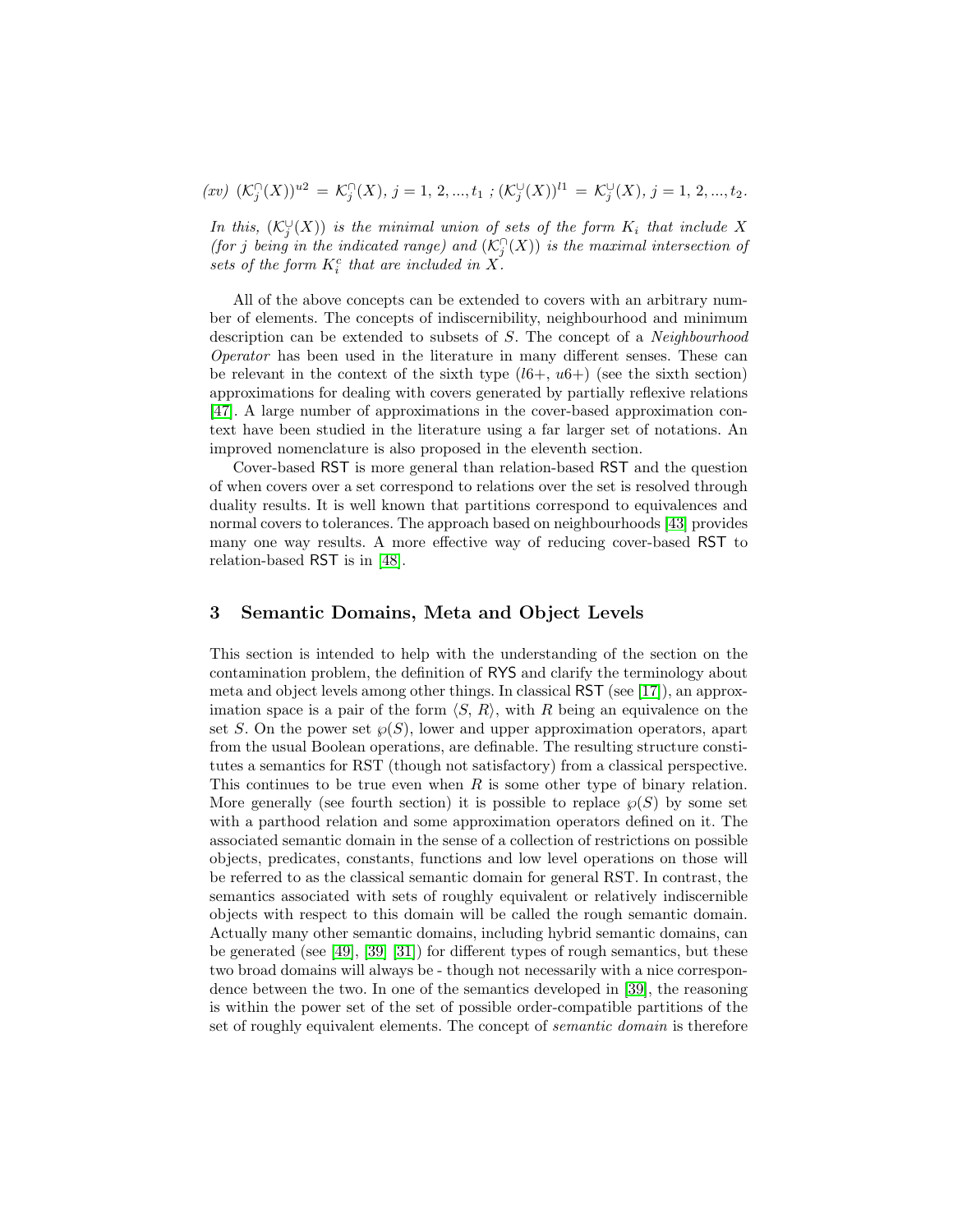*(xv)* $(\mathcal{K}_j^{\cap}(X))^{u2} = \mathcal{K}_j^{\cap}(X)$, $j = 1, 2, ..., t_1$ ; $(\mathcal{K}_j^{\cup}(X))^{l1} = \mathcal{K}_j^{\cup}(X)$, $j = 1, 2, ..., t_2$.

*In this, $(\mathcal{K}_j^{\cup}(X))$ is the minimal union of sets of the form $K_i$ that include $X$ (for $j$ being in the indicated range) and $(\mathcal{K}_j^{\cap}(X))$ is the maximal intersection of sets of the form $K_i^c$ that are included in $X$.*

All of the above concepts can be extended to covers with an arbitrary number of elements. The concepts of indiscernibility, neighbourhood and minimum description can be extended to subsets of $S$. The concept of a *Neighbourhood Operator* has been used in the literature in many different senses. These can be relevant in the context of the sixth type ($l6+$, $u6+$) (see the sixth section) approximations for dealing with covers generated by partially reflexive relations [47]. A large number of approximations in the cover-based approximation context have been studied in the literature using a far larger set of notations. An improved nomenclature is also proposed in the eleventh section.

Cover-based RST is more general than relation-based RST and the question of when covers over a set correspond to relations over the set is resolved through duality results. It is well known that partitions correspond to equivalences and normal covers to tolerances. The approach based on neighbourhoods [43] provides many one way results. A more effective way of reducing cover-based RST to relation-based RST is in [48].

## 3 Semantic Domains, Meta and Object Levels

This section is intended to help with the understanding of the section on the contamination problem, the definition of RYS and clarify the terminology about meta and object levels among other things. In classical RST (see [17]), an approximation space is a pair of the form $\langle S, R\rangle$, with $R$ being an equivalence on the set $S$. On the power set $\wp(S)$, lower and upper approximation operators, apart from the usual Boolean operations, are definable. The resulting structure constitutes a semantics for RST (though not satisfactory) from a classical perspective. This continues to be true even when $R$ is some other type of binary relation. More generally (see fourth section) it is possible to replace $\wp(S)$ by some set with a parthood relation and some approximation operators defined on it. The associated semantic domain in the sense of a collection of restrictions on possible objects, predicates, constants, functions and low level operations on those will be referred to as the classical semantic domain for general RST. In contrast, the semantics associated with sets of roughly equivalent or relatively indiscernible objects with respect to this domain will be called the rough semantic domain. Actually many other semantic domains, including hybrid semantic domains, can be generated (see [49], [39] [31]) for different types of rough semantics, but these two broad domains will always be - though not necessarily with a nice correspondence between the two. In one of the semantics developed in [39], the reasoning is within the power set of the set of possible order-compatible partitions of the set of roughly equivalent elements. The concept of *semantic domain* is therefore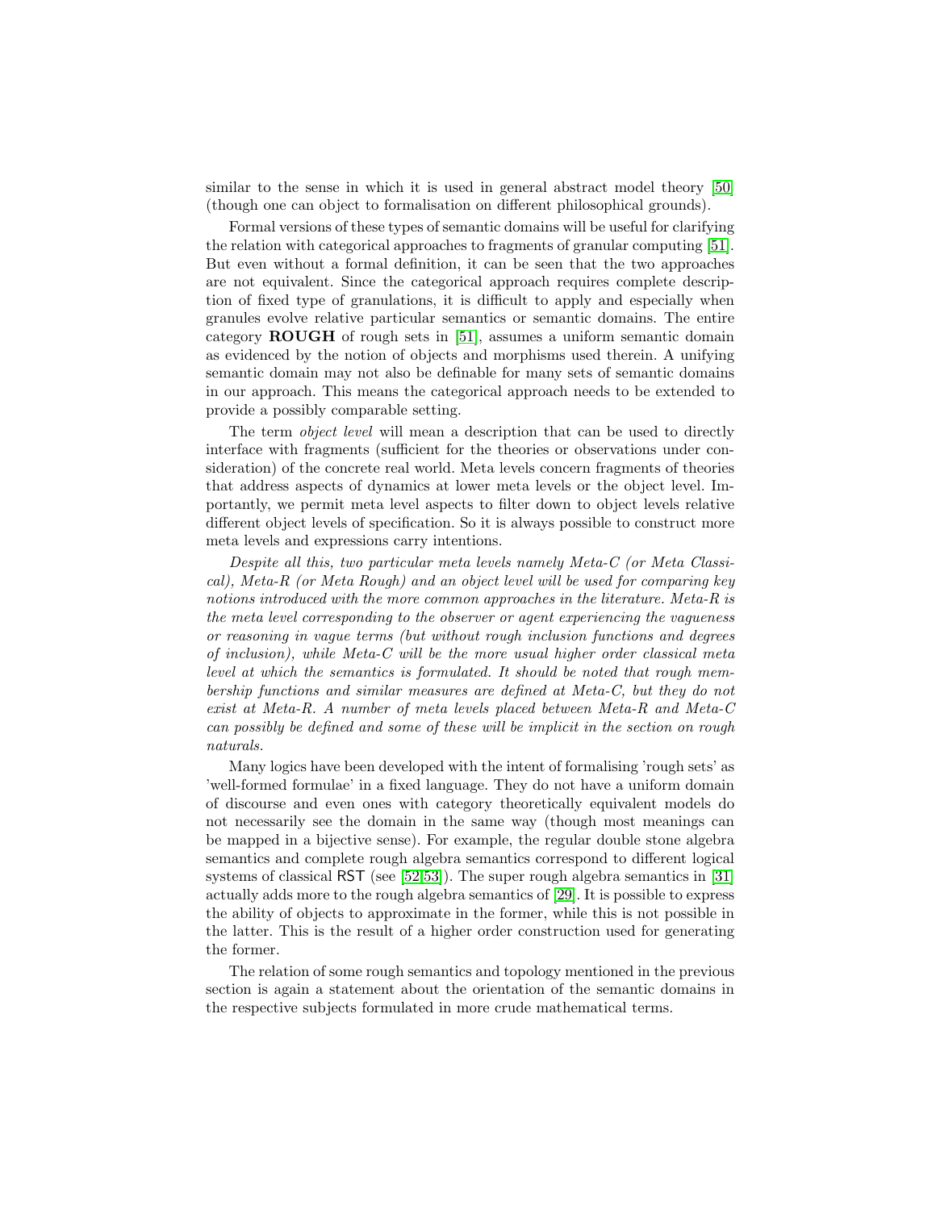similar to the sense in which it is used in general abstract model theory [50] (though one can object to formalisation on different philosophical grounds).

Formal versions of these types of semantic domains will be useful for clarifying the relation with categorical approaches to fragments of granular computing [51]. But even without a formal definition, it can be seen that the two approaches are not equivalent. Since the categorical approach requires complete description of fixed type of granulations, it is difficult to apply and especially when granules evolve relative particular semantics or semantic domains. The entire category **ROUGH** of rough sets in [51], assumes a uniform semantic domain as evidenced by the notion of objects and morphisms used therein. A unifying semantic domain may not also be definable for many sets of semantic domains in our approach. This means the categorical approach needs to be extended to provide a possibly comparable setting.

The term *object level* will mean a description that can be used to directly interface with fragments (sufficient for the theories or observations under consideration) of the concrete real world. Meta levels concern fragments of theories that address aspects of dynamics at lower meta levels or the object level. Importantly, we permit meta level aspects to filter down to object levels relative different object levels of specification. So it is always possible to construct more meta levels and expressions carry intentions.

*Despite all this, two particular meta levels namely Meta-C (or Meta Classical), Meta-R (or Meta Rough) and an object level will be used for comparing key notions introduced with the more common approaches in the literature. Meta-R is the meta level corresponding to the observer or agent experiencing the vagueness or reasoning in vague terms (but without rough inclusion functions and degrees of inclusion), while Meta-C will be the more usual higher order classical meta level at which the semantics is formulated. It should be noted that rough membership functions and similar measures are defined at Meta-C, but they do not exist at Meta-R. A number of meta levels placed between Meta-R and Meta-C can possibly be defined and some of these will be implicit in the section on rough naturals.*

Many logics have been developed with the intent of formalising 'rough sets' as 'well-formed formulae' in a fixed language. They do not have a uniform domain of discourse and even ones with category theoretically equivalent models do not necessarily see the domain in the same way (though most meanings can be mapped in a bijective sense). For example, the regular double stone algebra semantics and complete rough algebra semantics correspond to different logical systems of classical RST (see [52,53]). The super rough algebra semantics in [31] actually adds more to the rough algebra semantics of [29]. It is possible to express the ability of objects to approximate in the former, while this is not possible in the latter. This is the result of a higher order construction used for generating the former.

The relation of some rough semantics and topology mentioned in the previous section is again a statement about the orientation of the semantic domains in the respective subjects formulated in more crude mathematical terms.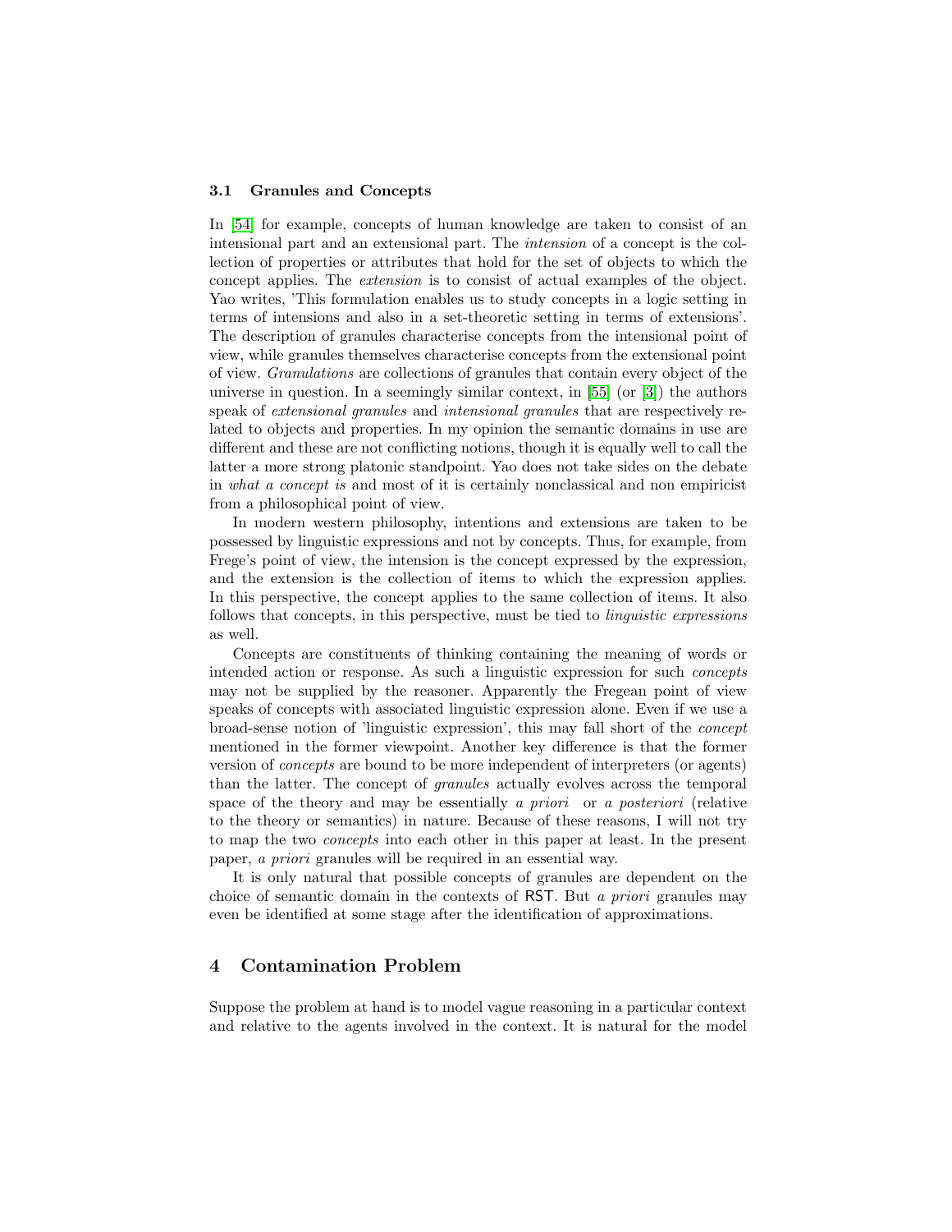### 3.1 Granules and Concepts

In [54] for example, concepts of human knowledge are taken to consist of an intensional part and an extensional part. The *intension* of a concept is the collection of properties or attributes that hold for the set of objects to which the concept applies. The *extension* is to consist of actual examples of the object. Yao writes, 'This formulation enables us to study concepts in a logic setting in terms of intensions and also in a set-theoretic setting in terms of extensions'. The description of granules characterise concepts from the intensional point of view, while granules themselves characterise concepts from the extensional point of view. *Granulations* are collections of granules that contain every object of the universe in question. In a seemingly similar context, in [55] (or [3]) the authors speak of *extensional granules* and *intensional granules* that are respectively related to objects and properties. In my opinion the semantic domains in use are different and these are not conflicting notions, though it is equally well to call the latter a more strong platonic standpoint. Yao does not take sides on the debate in *what a concept is* and most of it is certainly nonclassical and non empiricist from a philosophical point of view.

In modern western philosophy, intentions and extensions are taken to be possessed by linguistic expressions and not by concepts. Thus, for example, from Frege's point of view, the intension is the concept expressed by the expression, and the extension is the collection of items to which the expression applies. In this perspective, the concept applies to the same collection of items. It also follows that concepts, in this perspective, must be tied to *linguistic expressions* as well.

Concepts are constituents of thinking containing the meaning of words or intended action or response. As such a linguistic expression for such *concepts* may not be supplied by the reasoner. Apparently the Fregean point of view speaks of concepts with associated linguistic expression alone. Even if we use a broad-sense notion of 'linguistic expression', this may fall short of the *concept* mentioned in the former viewpoint. Another key difference is that the former version of *concepts* are bound to be more independent of interpreters (or agents) than the latter. The concept of *granules* actually evolves across the temporal space of the theory and may be essentially *a priori* or *a posteriori* (relative to the theory or semantics) in nature. Because of these reasons, I will not try to map the two *concepts* into each other in this paper at least. In the present paper, *a priori* granules will be required in an essential way.

It is only natural that possible concepts of granules are dependent on the choice of semantic domain in the contexts of RST. But *a priori* granules may even be identified at some stage after the identification of approximations.

## 4 Contamination Problem

Suppose the problem at hand is to model vague reasoning in a particular context and relative to the agents involved in the context. It is natural for the model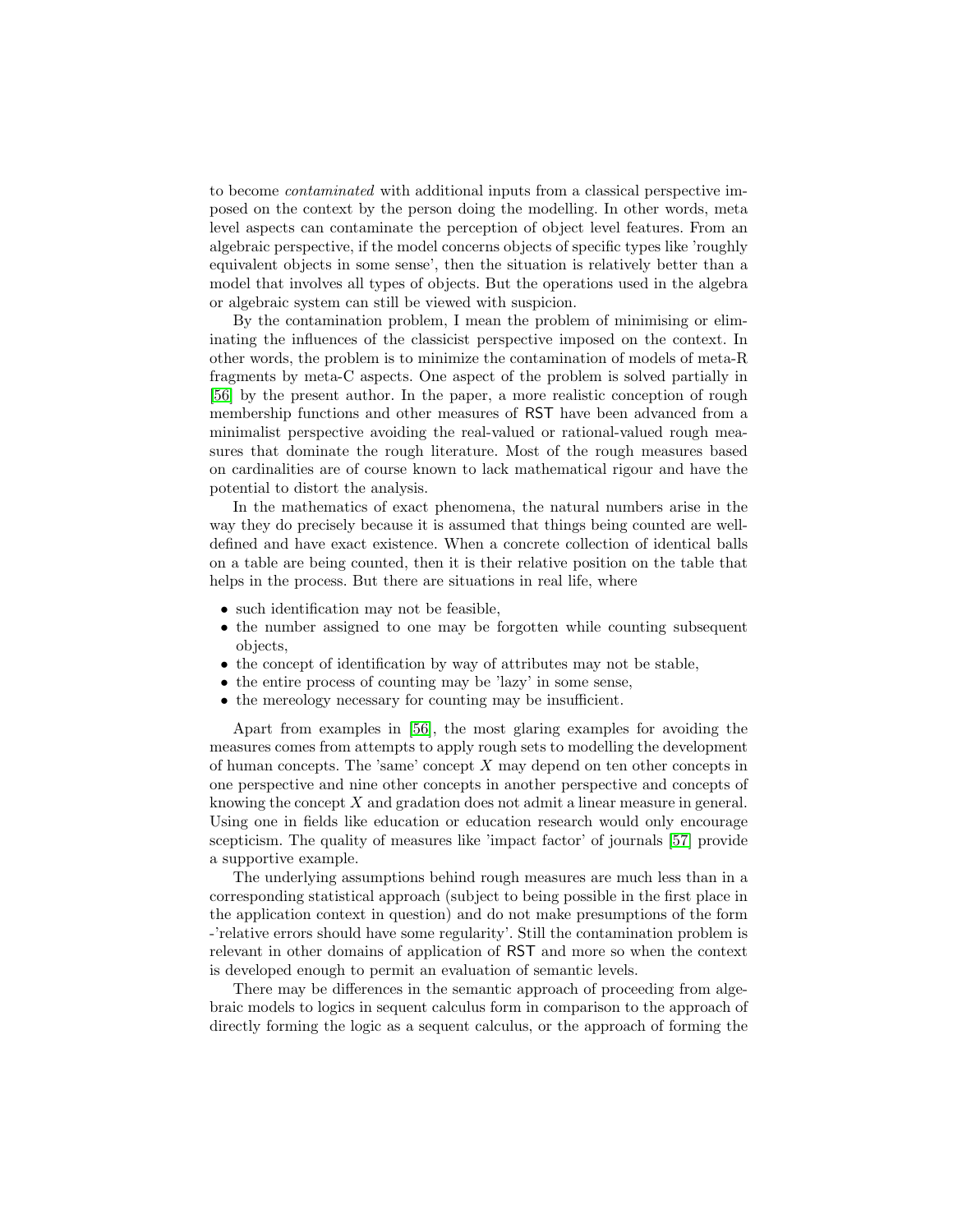to become *contaminated* with additional inputs from a classical perspective imposed on the context by the person doing the modelling. In other words, meta level aspects can contaminate the perception of object level features. From an algebraic perspective, if the model concerns objects of specific types like 'roughly equivalent objects in some sense', then the situation is relatively better than a model that involves all types of objects. But the operations used in the algebra or algebraic system can still be viewed with suspicion.

By the contamination problem, I mean the problem of minimising or eliminating the influences of the classicist perspective imposed on the context. In other words, the problem is to minimize the contamination of models of meta-R fragments by meta-C aspects. One aspect of the problem is solved partially in [56] by the present author. In the paper, a more realistic conception of rough membership functions and other measures of RST have been advanced from a minimalist perspective avoiding the real-valued or rational-valued rough measures that dominate the rough literature. Most of the rough measures based on cardinalities are of course known to lack mathematical rigour and have the potential to distort the analysis.

In the mathematics of exact phenomena, the natural numbers arise in the way they do precisely because it is assumed that things being counted are well-defined and have exact existence. When a concrete collection of identical balls on a table are being counted, then it is their relative position on the table that helps in the process. But there are situations in real life, where

- such identification may not be feasible,
- the number assigned to one may be forgotten while counting subsequent objects,
- the concept of identification by way of attributes may not be stable,
- the entire process of counting may be 'lazy' in some sense,
- the mereology necessary for counting may be insufficient.

Apart from examples in [56], the most glaring examples for avoiding the measures comes from attempts to apply rough sets to modelling the development of human concepts. The 'same' concept $X$ may depend on ten other concepts in one perspective and nine other concepts in another perspective and concepts of knowing the concept $X$ and gradation does not admit a linear measure in general. Using one in fields like education or education research would only encourage scepticism. The quality of measures like 'impact factor' of journals [57] provide a supportive example.

The underlying assumptions behind rough measures are much less than in a corresponding statistical approach (subject to being possible in the first place in the application context in question) and do not make presumptions of the form -'relative errors should have some regularity'. Still the contamination problem is relevant in other domains of application of RST and more so when the context is developed enough to permit an evaluation of semantic levels.

There may be differences in the semantic approach of proceeding from algebraic models to logics in sequent calculus form in comparison to the approach of directly forming the logic as a sequent calculus, or the approach of forming the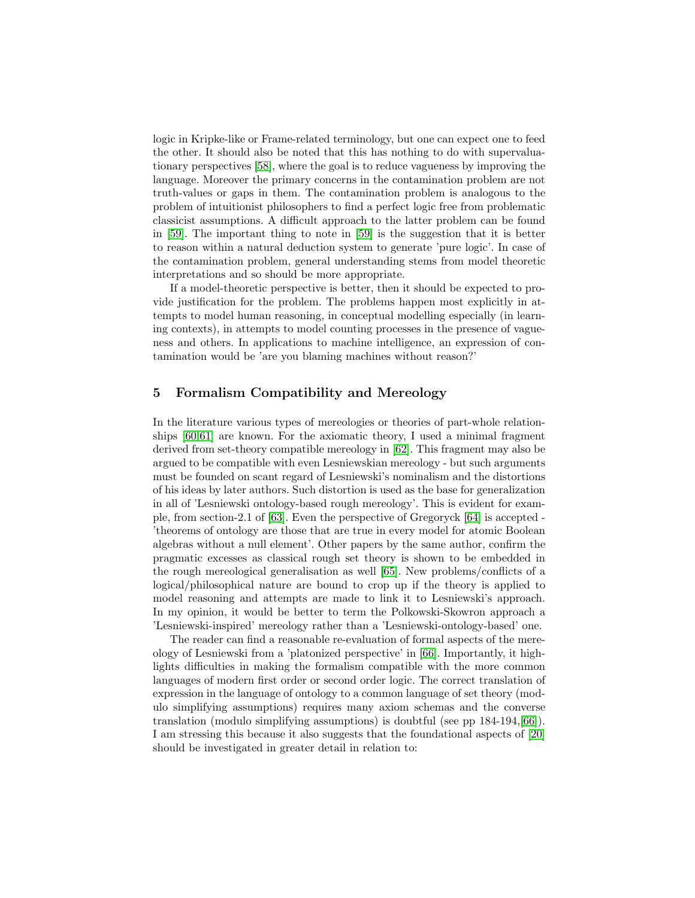logic in Kripke-like or Frame-related terminology, but one can expect one to feed the other. It should also be noted that this has nothing to do with supervaluationary perspectives [58], where the goal is to reduce vagueness by improving the language. Moreover the primary concerns in the contamination problem are not truth-values or gaps in them. The contamination problem is analogous to the problem of intuitionist philosophers to find a perfect logic free from problematic classicist assumptions. A difficult approach to the latter problem can be found in [59]. The important thing to note in [59] is the suggestion that it is better to reason within a natural deduction system to generate 'pure logic'. In case of the contamination problem, general understanding stems from model theoretic interpretations and so should be more appropriate.

If a model-theoretic perspective is better, then it should be expected to provide justification for the problem. The problems happen most explicitly in attempts to model human reasoning, in conceptual modelling especially (in learning contexts), in attempts to model counting processes in the presence of vagueness and others. In applications to machine intelligence, an expression of contamination would be 'are you blaming machines without reason?'

## 5 Formalism Compatibility and Mereology

In the literature various types of mereologies or theories of part-whole relationships [60,61] are known. For the axiomatic theory, I used a minimal fragment derived from set-theory compatible mereology in [62]. This fragment may also be argued to be compatible with even Lesniewskian mereology - but such arguments must be founded on scant regard of Lesniewski's nominalism and the distortions of his ideas by later authors. Such distortion is used as the base for generalization in all of 'Lesniewski ontology-based rough mereology'. This is evident for example, from section-2.1 of [63]. Even the perspective of Gregoryck [64] is accepted - 'theorems of ontology are those that are true in every model for atomic Boolean algebras without a null element'. Other papers by the same author, confirm the pragmatic excesses as classical rough set theory is shown to be embedded in the rough mereological generalisation as well [65]. New problems/conflicts of a logical/philosophical nature are bound to crop up if the theory is applied to model reasoning and attempts are made to link it to Lesniewski's approach. In my opinion, it would be better to term the Polkowski-Skowron approach a 'Lesniewski-inspired' mereology rather than a 'Lesniewski-ontology-based' one.

The reader can find a reasonable re-evaluation of formal aspects of the mereology of Lesniewski from a 'platonized perspective' in [66]. Importantly, it highlights difficulties in making the formalism compatible with the more common languages of modern first order or second order logic. The correct translation of expression in the language of ontology to a common language of set theory (modulo simplifying assumptions) requires many axiom schemas and the converse translation (modulo simplifying assumptions) is doubtful (see pp 184-194,[66]). I am stressing this because it also suggests that the foundational aspects of [20] should be investigated in greater detail in relation to: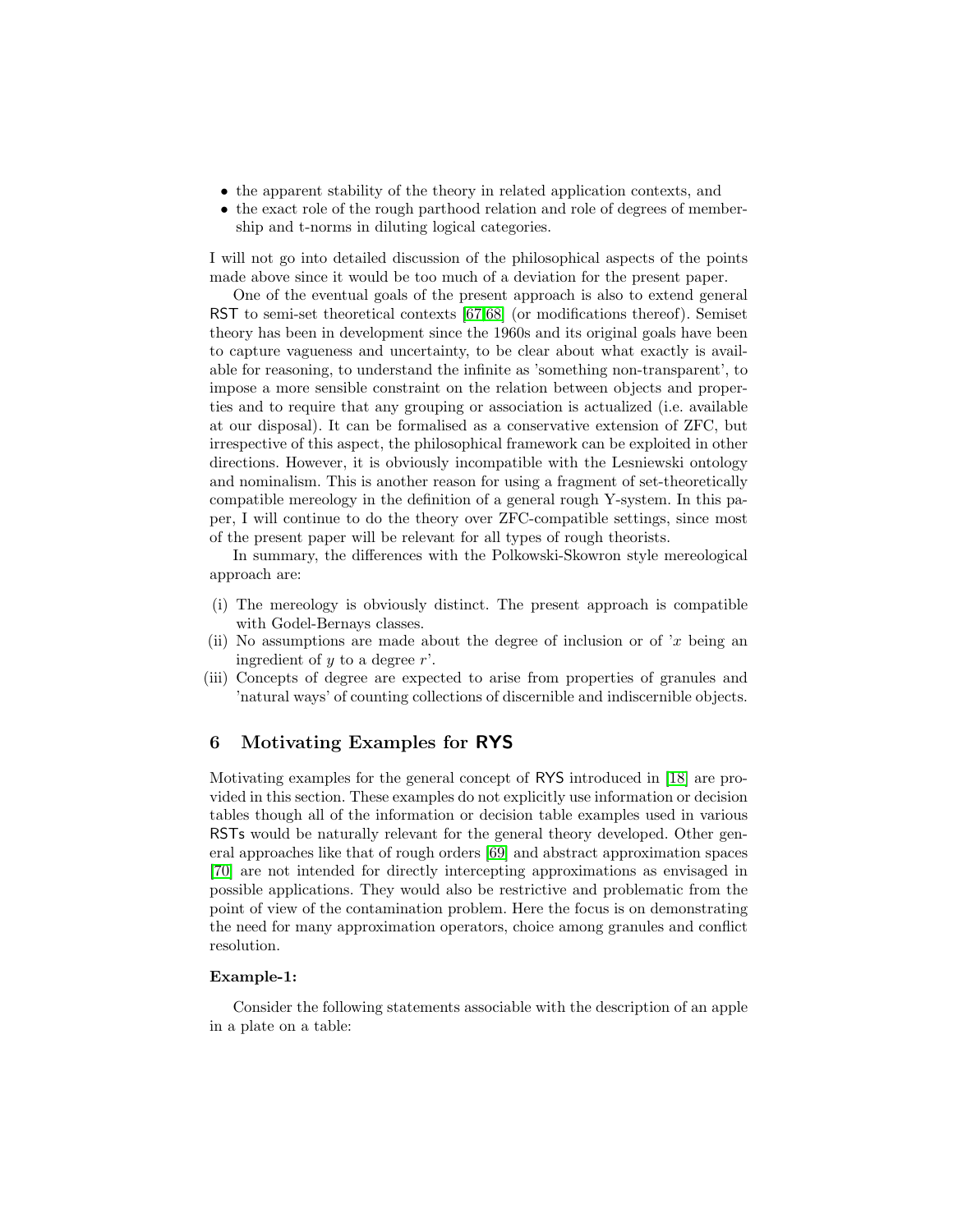- the apparent stability of the theory in related application contexts, and
- the exact role of the rough parthood relation and role of degrees of membership and t-norms in diluting logical categories.

I will not go into detailed discussion of the philosophical aspects of the points made above since it would be too much of a deviation for the present paper.

One of the eventual goals of the present approach is also to extend general RST to semi-set theoretical contexts [67,68] (or modifications thereof). Semiset theory has been in development since the 1960s and its original goals have been to capture vagueness and uncertainty, to be clear about what exactly is available for reasoning, to understand the infinite as 'something non-transparent', to impose a more sensible constraint on the relation between objects and properties and to require that any grouping or association is actualized (i.e. available at our disposal). It can be formalised as a conservative extension of ZFC, but irrespective of this aspect, the philosophical framework can be exploited in other directions. However, it is obviously incompatible with the Lesniewski ontology and nominalism. This is another reason for using a fragment of set-theoretically compatible mereology in the definition of a general rough Y-system. In this paper, I will continue to do the theory over ZFC-compatible settings, since most of the present paper will be relevant for all types of rough theorists.

In summary, the differences with the Polkowski-Skowron style mereological approach are:

(i) The mereology is obviously distinct. The present approach is compatible with Godel-Bernays classes.
(ii) No assumptions are made about the degree of inclusion or of '$x$ being an ingredient of $y$ to a degree $r$'.
(iii) Concepts of degree are expected to arise from properties of granules and 'natural ways' of counting collections of discernible and indiscernible objects.

## 6 Motivating Examples for RYS

Motivating examples for the general concept of RYS introduced in [18] are provided in this section. These examples do not explicitly use information or decision tables though all of the information or decision table examples used in various RSTs would be naturally relevant for the general theory developed. Other general approaches like that of rough orders [69] and abstract approximation spaces [70] are not intended for directly intercepting approximations as envisaged in possible applications. They would also be restrictive and problematic from the point of view of the contamination problem. Here the focus is on demonstrating the need for many approximation operators, choice among granules and conflict resolution.

**Example-1:**

Consider the following statements associable with the description of an apple in a plate on a table: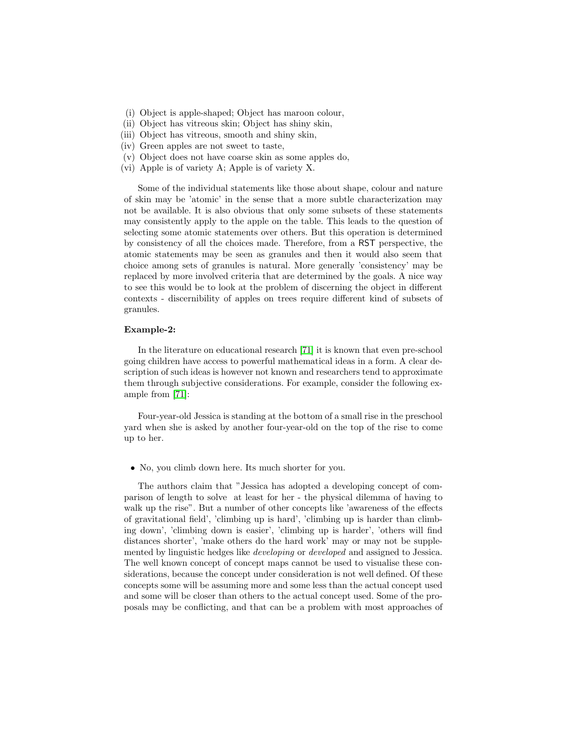(i) Object is apple-shaped; Object has maroon colour,
(ii) Object has vitreous skin; Object has shiny skin,
(iii) Object has vitreous, smooth and shiny skin,
(iv) Green apples are not sweet to taste,
(v) Object does not have coarse skin as some apples do,
(vi) Apple is of variety A; Apple is of variety X.

Some of the individual statements like those about shape, colour and nature of skin may be 'atomic' in the sense that a more subtle characterization may not be available. It is also obvious that only some subsets of these statements may consistently apply to the apple on the table. This leads to the question of selecting some atomic statements over others. But this operation is determined by consistency of all the choices made. Therefore, from a RST perspective, the atomic statements may be seen as granules and then it would also seem that choice among sets of granules is natural. More generally 'consistency' may be replaced by more involved criteria that are determined by the goals. A nice way to see this would be to look at the problem of discerning the object in different contexts - discernibility of apples on trees require different kind of subsets of granules.

**Example-2:**

In the literature on educational research [71] it is known that even pre-school going children have access to powerful mathematical ideas in a form. A clear description of such ideas is however not known and researchers tend to approximate them through subjective considerations. For example, consider the following example from [71]:

Four-year-old Jessica is standing at the bottom of a small rise in the preschool yard when she is asked by another four-year-old on the top of the rise to come up to her.

- No, you climb down here. Its much shorter for you.

The authors claim that "Jessica has adopted a developing concept of comparison of length to solve at least for her - the physical dilemma of having to walk up the rise". But a number of other concepts like 'awareness of the effects of gravitational field', 'climbing up is hard', 'climbing up is harder than climbing down', 'climbing down is easier', 'climbing up is harder', 'others will find distances shorter', 'make others do the hard work' may or may not be supplemented by linguistic hedges like *developing* or *developed* and assigned to Jessica. The well known concept of concept maps cannot be used to visualise these considerations, because the concept under consideration is not well defined. Of these concepts some will be assuming more and some less than the actual concept used and some will be closer than others to the actual concept used. Some of the proposals may be conflicting, and that can be a problem with most approaches of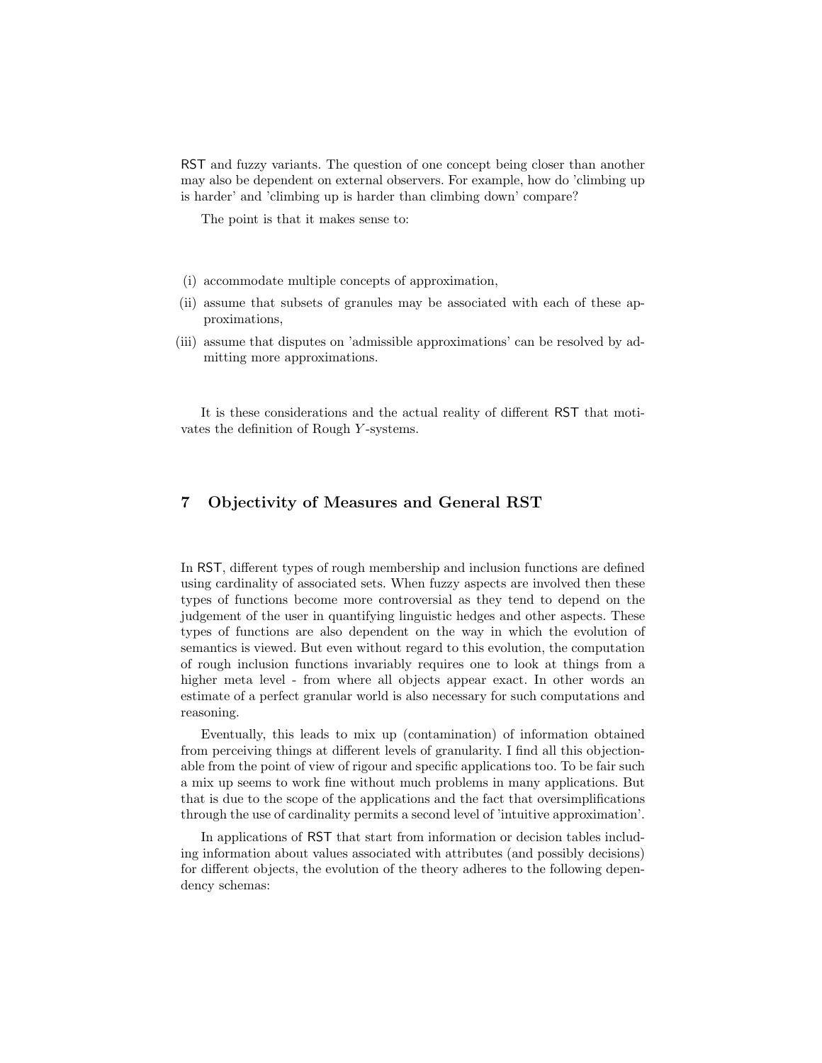RST and fuzzy variants. The question of one concept being closer than another may also be dependent on external observers. For example, how do 'climbing up is harder' and 'climbing up is harder than climbing down' compare?

The point is that it makes sense to:

(i) accommodate multiple concepts of approximation,
(ii) assume that subsets of granules may be associated with each of these approximations,
(iii) assume that disputes on 'admissible approximations' can be resolved by admitting more approximations.

It is these considerations and the actual reality of different RST that motivates the definition of Rough $Y$-systems.

## 7 Objectivity of Measures and General RST

In RST, different types of rough membership and inclusion functions are defined using cardinality of associated sets. When fuzzy aspects are involved then these types of functions become more controversial as they tend to depend on the judgement of the user in quantifying linguistic hedges and other aspects. These types of functions are also dependent on the way in which the evolution of semantics is viewed. But even without regard to this evolution, the computation of rough inclusion functions invariably requires one to look at things from a higher meta level - from where all objects appear exact. In other words an estimate of a perfect granular world is also necessary for such computations and reasoning.

Eventually, this leads to mix up (contamination) of information obtained from perceiving things at different levels of granularity. I find all this objectionable from the point of view of rigour and specific applications too. To be fair such a mix up seems to work fine without much problems in many applications. But that is due to the scope of the applications and the fact that oversimplifications through the use of cardinality permits a second level of 'intuitive approximation'.

In applications of RST that start from information or decision tables including information about values associated with attributes (and possibly decisions) for different objects, the evolution of the theory adheres to the following dependency schemas: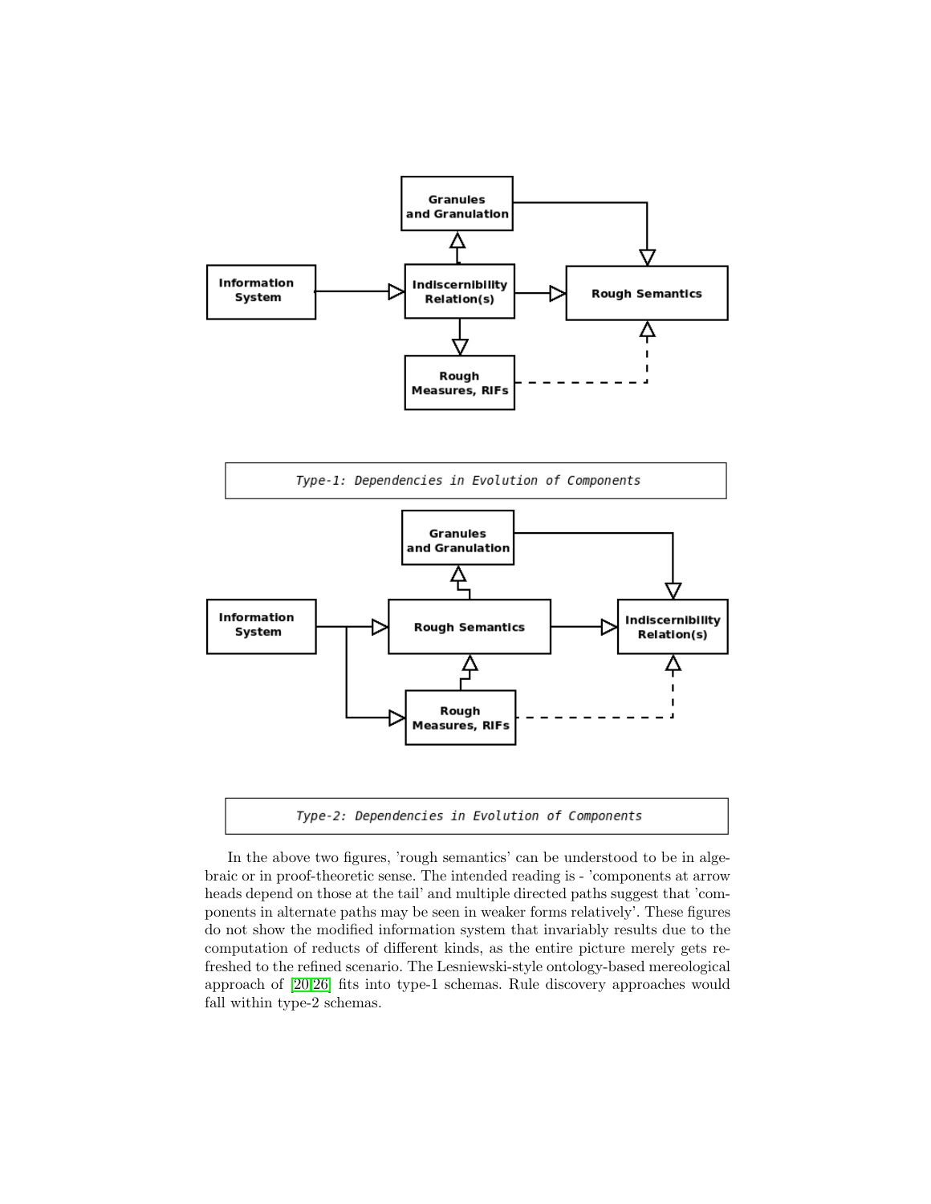Type-1: Dependencies in Evolution of Components

Type-2: Dependencies in Evolution of Components

In the above two figures, 'rough semantics' can be understood to be in algebraic or in proof-theoretic sense. The intended reading is - 'components at arrow heads depend on those at the tail' and multiple directed paths suggest that 'components in alternate paths may be seen in weaker forms relatively'. These figures do not show the modified information system that invariably results due to the computation of reducts of different kinds, as the entire picture merely gets refreshed to the refined scenario. The Lesniewski-style ontology-based mereological approach of [20,26] fits into type-1 schemas. Rule discovery approaches would fall within type-2 schemas.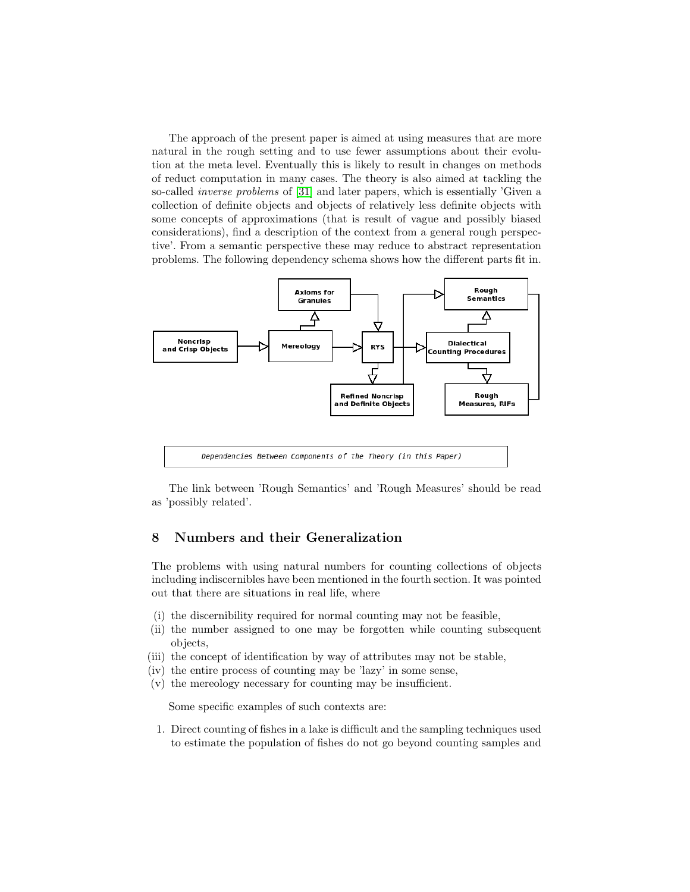The approach of the present paper is aimed at using measures that are more natural in the rough setting and to use fewer assumptions about their evolution at the meta level. Eventually this is likely to result in changes on methods of reduct computation in many cases. The theory is also aimed at tackling the so-called *inverse problems* of [31] and later papers, which is essentially 'Given a collection of definite objects and objects of relatively less definite objects with some concepts of approximations (that is result of vague and possibly biased considerations), find a description of the context from a general rough perspective'. From a semantic perspective these may reduce to abstract representation problems. The following dependency schema shows how the different parts fit in.

Dependencies Between Components of the Theory (in this Paper)

The link between 'Rough Semantics' and 'Rough Measures' should be read as 'possibly related'.

## 8 Numbers and their Generalization

The problems with using natural numbers for counting collections of objects including indiscernibles have been mentioned in the fourth section. It was pointed out that there are situations in real life, where

(i) the discernibility required for normal counting may not be feasible,
(ii) the number assigned to one may be forgotten while counting subsequent objects,
(iii) the concept of identification by way of attributes may not be stable,
(iv) the entire process of counting may be 'lazy' in some sense,
(v) the mereology necessary for counting may be insufficient.

Some specific examples of such contexts are:

1. Direct counting of fishes in a lake is difficult and the sampling techniques used to estimate the population of fishes do not go beyond counting samples and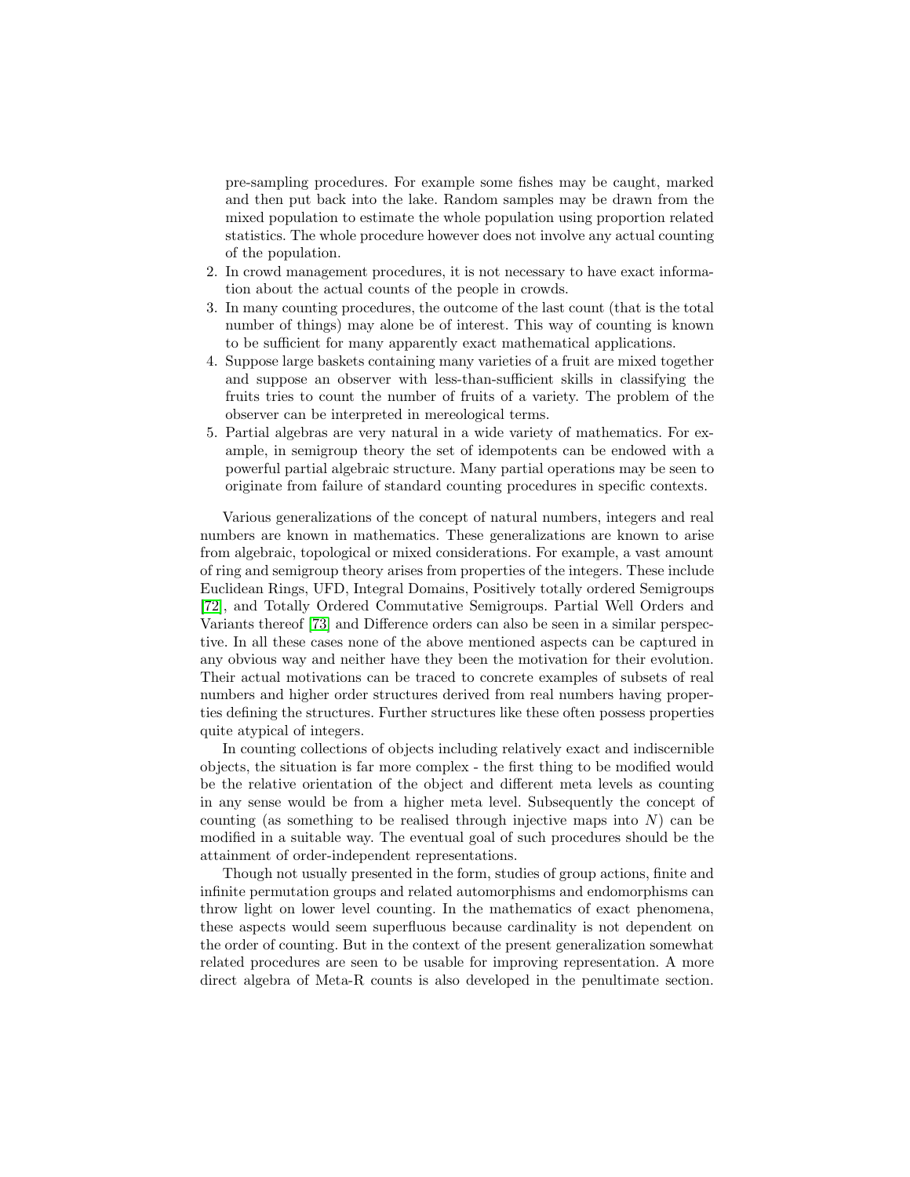pre-sampling procedures. For example some fishes may be caught, marked and then put back into the lake. Random samples may be drawn from the mixed population to estimate the whole population using proportion related statistics. The whole procedure however does not involve any actual counting of the population.

2. In crowd management procedures, it is not necessary to have exact information about the actual counts of the people in crowds.
3. In many counting procedures, the outcome of the last count (that is the total number of things) may alone be of interest. This way of counting is known to be sufficient for many apparently exact mathematical applications.
4. Suppose large baskets containing many varieties of a fruit are mixed together and suppose an observer with less-than-sufficient skills in classifying the fruits tries to count the number of fruits of a variety. The problem of the observer can be interpreted in mereological terms.
5. Partial algebras are very natural in a wide variety of mathematics. For example, in semigroup theory the set of idempotents can be endowed with a powerful partial algebraic structure. Many partial operations may be seen to originate from failure of standard counting procedures in specific contexts.

Various generalizations of the concept of natural numbers, integers and real numbers are known in mathematics. These generalizations are known to arise from algebraic, topological or mixed considerations. For example, a vast amount of ring and semigroup theory arises from properties of the integers. These include Euclidean Rings, UFD, Integral Domains, Positively totally ordered Semigroups [72], and Totally Ordered Commutative Semigroups. Partial Well Orders and Variants thereof [73] and Difference orders can also be seen in a similar perspective. In all these cases none of the above mentioned aspects can be captured in any obvious way and neither have they been the motivation for their evolution. Their actual motivations can be traced to concrete examples of subsets of real numbers and higher order structures derived from real numbers having properties defining the structures. Further structures like these often possess properties quite atypical of integers.

In counting collections of objects including relatively exact and indiscernible objects, the situation is far more complex - the first thing to be modified would be the relative orientation of the object and different meta levels as counting in any sense would be from a higher meta level. Subsequently the concept of counting (as something to be realised through injective maps into $N$) can be modified in a suitable way. The eventual goal of such procedures should be the attainment of order-independent representations.

Though not usually presented in the form, studies of group actions, finite and infinite permutation groups and related automorphisms and endomorphisms can throw light on lower level counting. In the mathematics of exact phenomena, these aspects would seem superfluous because cardinality is not dependent on the order of counting. But in the context of the present generalization somewhat related procedures are seen to be usable for improving representation. A more direct algebra of Meta-R counts is also developed in the penultimate section.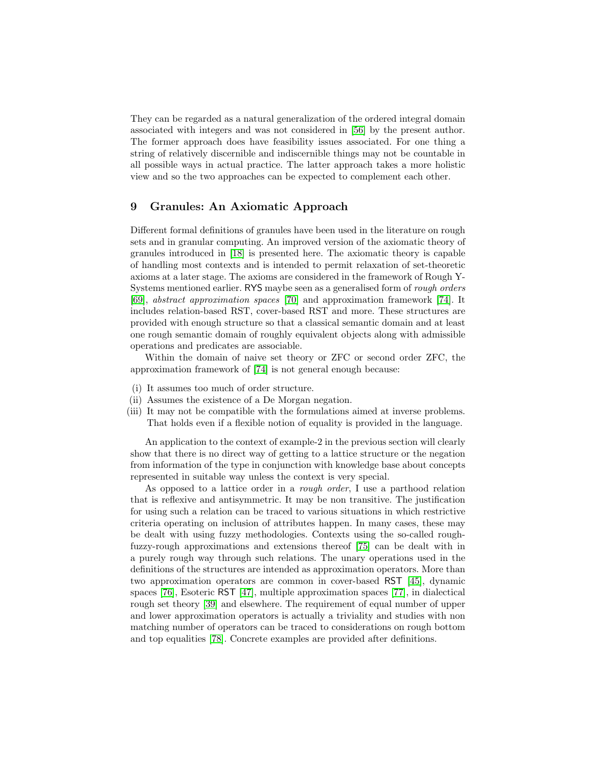They can be regarded as a natural generalization of the ordered integral domain associated with integers and was not considered in [56] by the present author. The former approach does have feasibility issues associated. For one thing a string of relatively discernible and indiscernible things may not be countable in all possible ways in actual practice. The latter approach takes a more holistic view and so the two approaches can be expected to complement each other.

## 9 Granules: An Axiomatic Approach

Different formal definitions of granules have been used in the literature on rough sets and in granular computing. An improved version of the axiomatic theory of granules introduced in [18] is presented here. The axiomatic theory is capable of handling most contexts and is intended to permit relaxation of set-theoretic axioms at a later stage. The axioms are considered in the framework of Rough Y-Systems mentioned earlier. RYS maybe seen as a generalised form of *rough orders* [69], *abstract approximation spaces* [70] and approximation framework [74]. It includes relation-based RST, cover-based RST and more. These structures are provided with enough structure so that a classical semantic domain and at least one rough semantic domain of roughly equivalent objects along with admissible operations and predicates are associable.

Within the domain of naive set theory or ZFC or second order ZFC, the approximation framework of [74] is not general enough because:

(i) It assumes too much of order structure.
(ii) Assumes the existence of a De Morgan negation.
(iii) It may not be compatible with the formulations aimed at inverse problems. That holds even if a flexible notion of equality is provided in the language.

An application to the context of example-2 in the previous section will clearly show that there is no direct way of getting to a lattice structure or the negation from information of the type in conjunction with knowledge base about concepts represented in suitable way unless the context is very special.

As opposed to a lattice order in a *rough order*, I use a parthood relation that is reflexive and antisymmetric. It may be non transitive. The justification for using such a relation can be traced to various situations in which restrictive criteria operating on inclusion of attributes happen. In many cases, these may be dealt with using fuzzy methodologies. Contexts using the so-called rough-fuzzy-rough approximations and extensions thereof [75] can be dealt with in a purely rough way through such relations. The unary operations used in the definitions of the structures are intended as approximation operators. More than two approximation operators are common in cover-based RST [45], dynamic spaces [76], Esoteric RST [47], multiple approximation spaces [77], in dialectical rough set theory [39] and elsewhere. The requirement of equal number of upper and lower approximation operators is actually a triviality and studies with non matching number of operators can be traced to considerations on rough bottom and top equalities [78]. Concrete examples are provided after definitions.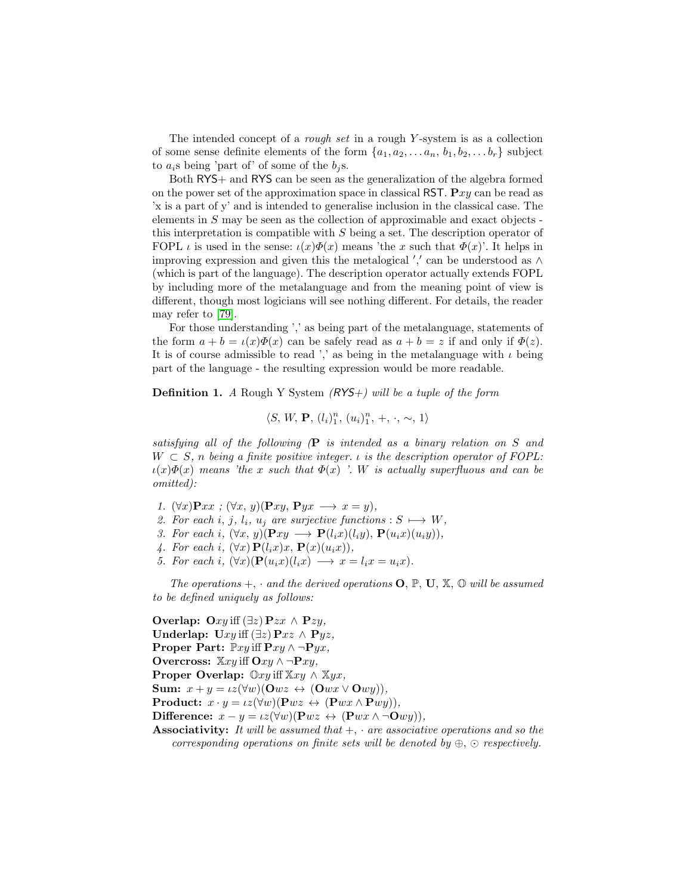The intended concept of a *rough set* in a rough $Y$-system is as a collection of some sense definite elements of the form $\{a_1, a_2, \ldots a_n,\, b_1, b_2, \ldots b_r\}$ subject to $a_i$s being 'part of' of some of the $b_j$s.

Both RYS+ and RYS can be seen as the generalization of the algebra formed on the power set of the approximation space in classical RST. $\mathbf{P}xy$ can be read as 'x is a part of y' and is intended to generalise inclusion in the classical case. The elements in $S$ may be seen as the collection of approximable and exact objects - this interpretation is compatible with $S$ being a set. The description operator of FOPL $\iota$ is used in the sense: $\iota(x)\Phi(x)$ means 'the $x$ such that $\Phi(x)$'. It helps in improving expression and given this the metalogical $','$ can be understood as $\wedge$ (which is part of the language). The description operator actually extends FOPL by including more of the metalanguage and from the meaning point of view is different, though most logicians will see nothing different. For details, the reader may refer to [79].

For those understanding ',' as being part of the metalanguage, statements of the form $a + b = \iota(x)\Phi(x)$ can be safely read as $a + b = z$ if and only if $\Phi(z)$. It is of course admissible to read ',' as being in the metalanguage with $\iota$ being part of the language - the resulting expression would be more readable.

**Definition 1.** *A Rough Y System (RYS+) will be a tuple of the form*

$$\langle S,\, W,\, \mathbf{P},\, (l_i)_1^n,\, (u_i)_1^n,\, +,\, \cdot,\, \sim,\, 1\rangle$$

*satisfying all of the following ($\mathbf{P}$ is intended as a binary relation on $S$ and $W \subset S$, $n$ being a finite positive integer. $\iota$ is the description operator of FOPL: $\iota(x)\Phi(x)$ means 'the $x$ such that $\Phi(x)$ '. $W$ is actually superfluous and can be omitted):*

1. $(\forall x)\mathbf{P}xx$ ; $(\forall x, y)(\mathbf{P}xy,\, \mathbf{P}yx \longrightarrow x = y)$,
2. *For each* $i, j, l_i, u_j$ *are surjective functions* $: S \longmapsto W$,
3. *For each* $i$, $(\forall x, y)(\mathbf{P}xy \longrightarrow \mathbf{P}(l_ix)(l_iy),\, \mathbf{P}(u_ix)(u_iy))$,
4. *For each* $i$, $(\forall x)\, \mathbf{P}(l_ix)x,\, \mathbf{P}(x)(u_ix))$,
5. *For each* $i$, $(\forall x)(\mathbf{P}(u_ix)(l_ix) \longrightarrow x = l_ix = u_ix)$.

*The operations $+$, $\cdot$ and the derived operations $\mathbf{O}$, $\mathbb{P}$, $\mathbf{U}$, $\mathbb{X}$, $\mathbb{O}$ will be assumed to be defined uniquely as follows:*

**Overlap:** $\mathbf{O}xy$ iff $(\exists z)\, \mathbf{P}zx \wedge \mathbf{P}zy$,
**Underlap:** $\mathbf{U}xy$ iff $(\exists z)\, \mathbf{P}xz \wedge \mathbf{P}yz$,
**Proper Part:** $\mathbb{P}xy$ iff $\mathbf{P}xy \wedge \neg\mathbf{P}yx$,
**Overcross:** $\mathbb{X}xy$ iff $\mathbf{O}xy \wedge \neg\mathbf{P}xy$,
**Proper Overlap:** $\mathbb{O}xy$ iff $\mathbb{X}xy \wedge \mathbb{X}yx$,
**Sum:** $x + y = \iota z(\forall w)(\mathbf{O}wz \leftrightarrow (\mathbf{O}wx \vee \mathbf{O}wy))$,
**Product:** $x \cdot y = \iota z(\forall w)(\mathbf{P}wz \leftrightarrow (\mathbf{P}wx \wedge \mathbf{P}wy))$,
**Difference:** $x - y = \iota z(\forall w)(\mathbf{P}wz \leftrightarrow (\mathbf{P}wx \wedge \neg\mathbf{O}wy))$,
**Associativity:** *It will be assumed that $+$, $\cdot$ are associative operations and so the corresponding operations on finite sets will be denoted by $\oplus$, $\odot$ respectively.*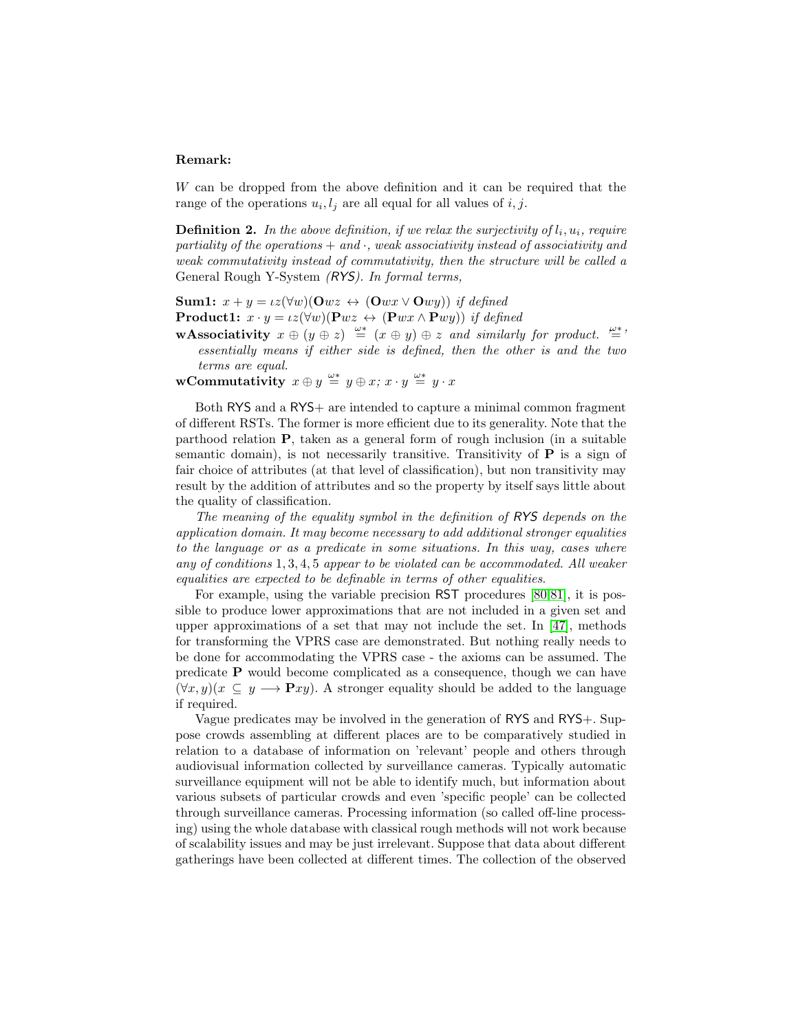**Remark:**

$W$ can be dropped from the above definition and it can be required that the range of the operations $u_i, l_j$ are all equal for all values of $i, j$.

**Definition 2.** *In the above definition, if we relax the surjectivity of $l_i, u_i$, require partiality of the operations $+$ and $\cdot$, weak associativity instead of associativity and weak commutativity instead of commutativity, then the structure will be called a* General Rough Y-System *(RYS). In formal terms,*

**Sum1:** $x + y = \iota z(\forall w)(\mathbf{O}wz \leftrightarrow (\mathbf{O}wx \vee \mathbf{O}wy))$ *if defined*

**Product1:** $x \cdot y = \iota z(\forall w)(\mathbf{P}wz \leftrightarrow (\mathbf{P}wx \wedge \mathbf{P}wy))$ *if defined*

**wAssociativity** $x \oplus (y \oplus z) \stackrel{\omega *}{=} (x \oplus y) \oplus z$ *and similarly for product.* '$\stackrel{\omega *}{=}$' *essentially means if either side is defined, then the other is and the two terms are equal.*

**wCommutativity** $x \oplus y \stackrel{\omega *}{=} y \oplus x$; $x \cdot y \stackrel{\omega *}{=} y \cdot x$

Both RYS and a RYS+ are intended to capture a minimal common fragment of different RSTs. The former is more efficient due to its generality. Note that the parthood relation $\mathbf{P}$, taken as a general form of rough inclusion (in a suitable semantic domain), is not necessarily transitive. Transitivity of $\mathbf{P}$ is a sign of fair choice of attributes (at that level of classification), but non transitivity may result by the addition of attributes and so the property by itself says little about the quality of classification.

*The meaning of the equality symbol in the definition of RYS depends on the application domain. It may become necessary to add additional stronger equalities to the language or as a predicate in some situations. In this way, cases where any of conditions* $1, 3, 4, 5$ *appear to be violated can be accommodated. All weaker equalities are expected to be definable in terms of other equalities.*

For example, using the variable precision RST procedures [80,81], it is possible to produce lower approximations that are not included in a given set and upper approximations of a set that may not include the set. In [47], methods for transforming the VPRS case are demonstrated. But nothing really needs to be done for accommodating the VPRS case - the axioms can be assumed. The predicate $\mathbf{P}$ would become complicated as a consequence, though we can have $(\forall x, y)(x \subseteq y \longrightarrow \mathbf{P}xy)$. A stronger equality should be added to the language if required.

Vague predicates may be involved in the generation of RYS and RYS+. Suppose crowds assembling at different places are to be comparatively studied in relation to a database of information on 'relevant' people and others through audiovisual information collected by surveillance cameras. Typically automatic surveillance equipment will not be able to identify much, but information about various subsets of particular crowds and even 'specific people' can be collected through surveillance cameras. Processing information (so called off-line processing) using the whole database with classical rough methods will not work because of scalability issues and may be just irrelevant. Suppose that data about different gatherings have been collected at different times. The collection of the observed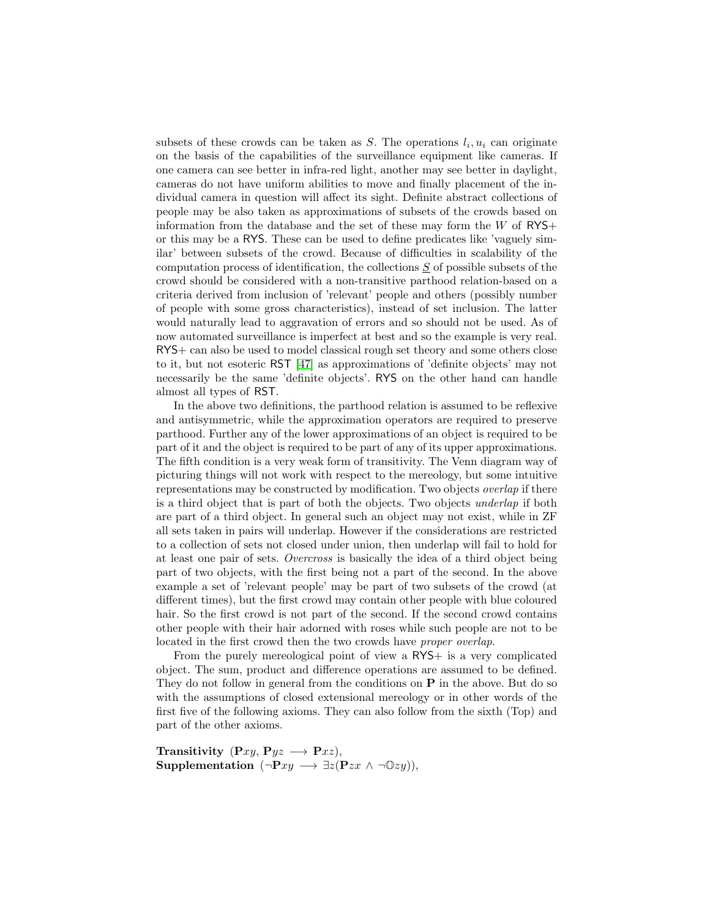subsets of these crowds can be taken as $S$. The operations $l_i, u_i$ can originate on the basis of the capabilities of the surveillance equipment like cameras. If one camera can see better in infra-red light, another may see better in daylight, cameras do not have uniform abilities to move and finally placement of the individual camera in question will affect its sight. Definite abstract collections of people may be also taken as approximations of subsets of the crowds based on information from the database and the set of these may form the $W$ of RYS+ or this may be a RYS. These can be used to define predicates like 'vaguely similar' between subsets of the crowd. Because of difficulties in scalability of the computation process of identification, the collections $\underline{S}$ of possible subsets of the crowd should be considered with a non-transitive parthood relation-based on a criteria derived from inclusion of 'relevant' people and others (possibly number of people with some gross characteristics), instead of set inclusion. The latter would naturally lead to aggravation of errors and so should not be used. As of now automated surveillance is imperfect at best and so the example is very real. RYS+ can also be used to model classical rough set theory and some others close to it, but not esoteric RST [47] as approximations of 'definite objects' may not necessarily be the same 'definite objects'. RYS on the other hand can handle almost all types of RST.

In the above two definitions, the parthood relation is assumed to be reflexive and antisymmetric, while the approximation operators are required to preserve parthood. Further any of the lower approximations of an object is required to be part of it and the object is required to be part of any of its upper approximations. The fifth condition is a very weak form of transitivity. The Venn diagram way of picturing things will not work with respect to the mereology, but some intuitive representations may be constructed by modification. Two objects *overlap* if there is a third object that is part of both the objects. Two objects *underlap* if both are part of a third object. In general such an object may not exist, while in ZF all sets taken in pairs will underlap. However if the considerations are restricted to a collection of sets not closed under union, then underlap will fail to hold for at least one pair of sets. *Overcross* is basically the idea of a third object being part of two objects, with the first being not a part of the second. In the above example a set of 'relevant people' may be part of two subsets of the crowd (at different times), but the first crowd may contain other people with blue coloured hair. So the first crowd is not part of the second. If the second crowd contains other people with their hair adorned with roses while such people are not to be located in the first crowd then the two crowds have *proper overlap*.

From the purely mereological point of view a RYS+ is a very complicated object. The sum, product and difference operations are assumed to be defined. They do not follow in general from the conditions on $\mathbf{P}$ in the above. But do so with the assumptions of closed extensional mereology or in other words of the first five of the following axioms. They can also follow from the sixth (Top) and part of the other axioms.

**Transitivity** $(\mathbf{P}xy, \mathbf{P}yz \longrightarrow \mathbf{P}xz)$,
**Supplementation** $(\neg\mathbf{P}xy \longrightarrow \exists z(\mathbf{P}zx \wedge \neg\mathbb{O}zy))$,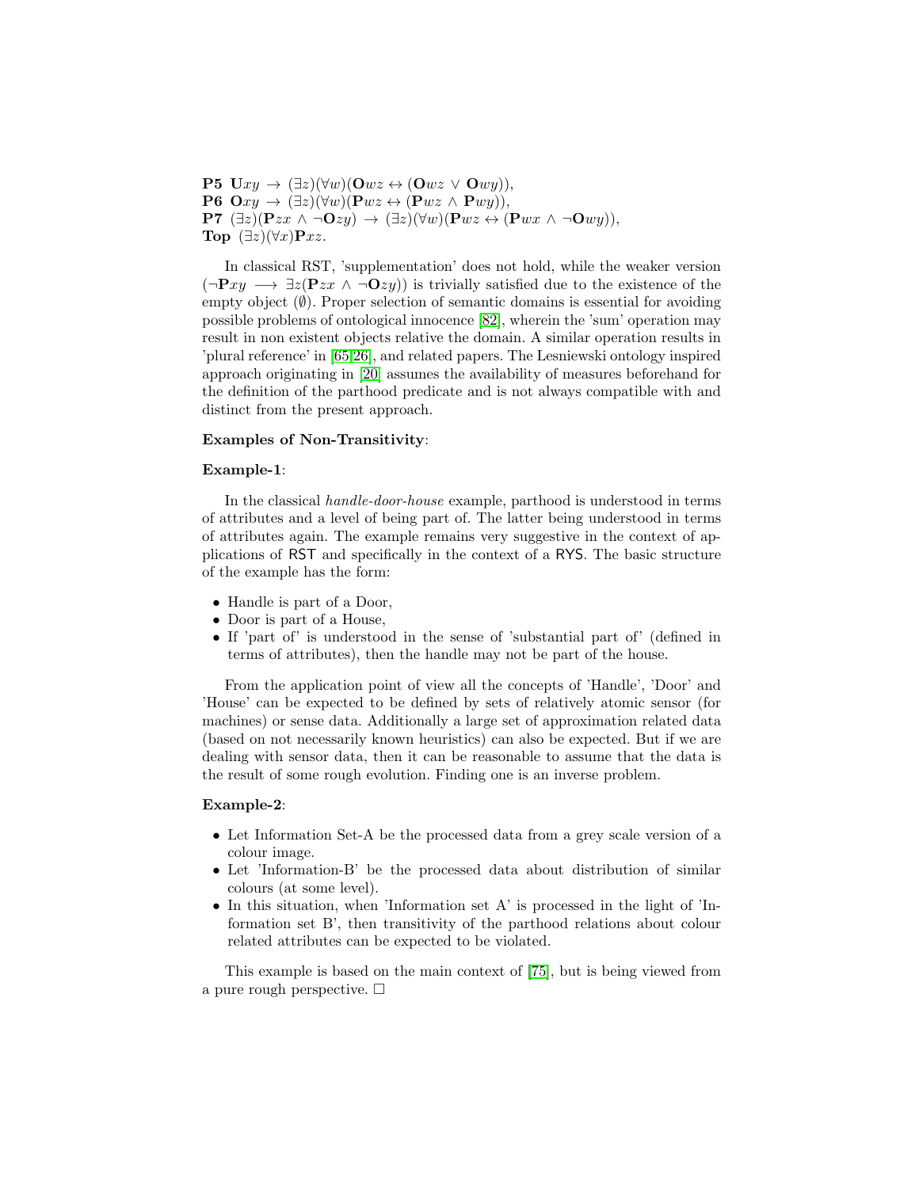**P5** $\mathbf{U}xy \rightarrow (\exists z)(\forall w)(\mathbf{O}wz \leftrightarrow (\mathbf{O}wz \vee \mathbf{O}wy))$,
**P6** $\mathbf{O}xy \rightarrow (\exists z)(\forall w)(\mathbf{P}wz \leftrightarrow (\mathbf{P}wz \wedge \mathbf{P}wy))$,
**P7** $(\exists z)(\mathbf{P}zx \wedge \neg\mathbf{O}zy) \rightarrow (\exists z)(\forall w)(\mathbf{P}wz \leftrightarrow (\mathbf{P}wx \wedge \neg\mathbf{O}wy))$,
**Top** $(\exists z)(\forall x)\mathbf{P}xz$.

In classical RST, 'supplementation' does not hold, while the weaker version ($\neg\mathbf{P}xy \longrightarrow \exists z(\mathbf{P}zx \wedge \neg\mathbf{O}zy)$) is trivially satisfied due to the existence of the empty object ($\emptyset$). Proper selection of semantic domains is essential for avoiding possible problems of ontological innocence [82], wherein the 'sum' operation may result in non existent objects relative the domain. A similar operation results in 'plural reference' in [65,26], and related papers. The Lesniewski ontology inspired approach originating in [20] assumes the availability of measures beforehand for the definition of the parthood predicate and is not always compatible with and distinct from the present approach.

**Examples of Non-Transitivity**:

**Example-1**:

In the classical *handle-door-house* example, parthood is understood in terms of attributes and a level of being part of. The latter being understood in terms of attributes again. The example remains very suggestive in the context of applications of RST and specifically in the context of a RYS. The basic structure of the example has the form:

- Handle is part of a Door,
- Door is part of a House,
- If 'part of' is understood in the sense of 'substantial part of' (defined in terms of attributes), then the handle may not be part of the house.

From the application point of view all the concepts of 'Handle', 'Door' and 'House' can be expected to be defined by sets of relatively atomic sensor (for machines) or sense data. Additionally a large set of approximation related data (based on not necessarily known heuristics) can also be expected. But if we are dealing with sensor data, then it can be reasonable to assume that the data is the result of some rough evolution. Finding one is an inverse problem.

**Example-2**:

- Let Information Set-A be the processed data from a grey scale version of a colour image.
- Let 'Information-B' be the processed data about distribution of similar colours (at some level).
- In this situation, when 'Information set A' is processed in the light of 'Information set B', then transitivity of the parthood relations about colour related attributes can be expected to be violated.

This example is based on the main context of [75], but is being viewed from a pure rough perspective. □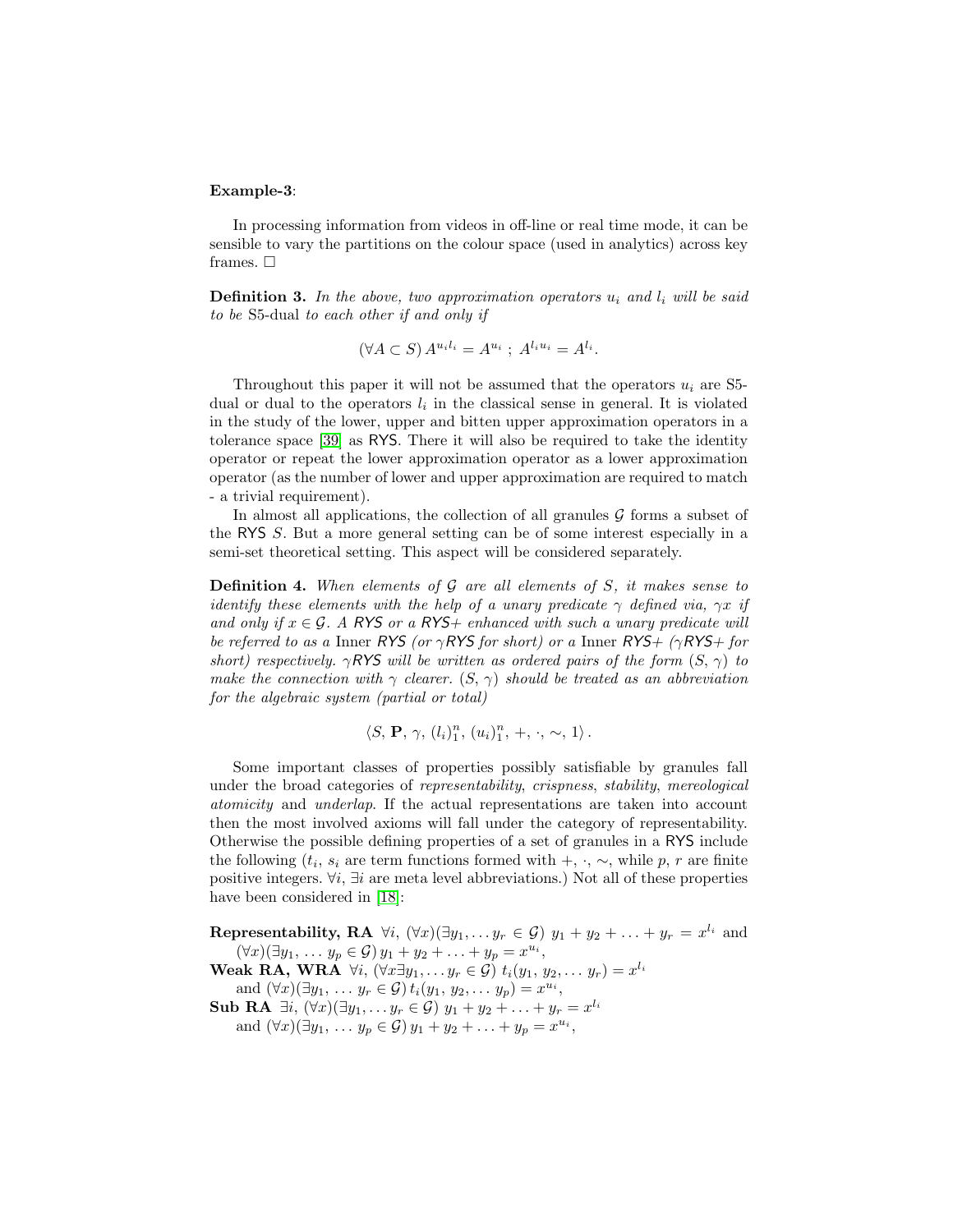**Example-3**:

In processing information from videos in off-line or real time mode, it can be sensible to vary the partitions on the colour space (used in analytics) across key frames. □

**Definition 3.** *In the above, two approximation operators $u_i$ and $l_i$ will be said to be* S5-dual *to each other if and only if*

$$(\forall A \subset S)\, A^{u_i l_i} = A^{u_i}\ ;\ A^{l_i u_i} = A^{l_i}.$$

Throughout this paper it will not be assumed that the operators $u_i$ are S5-dual or dual to the operators $l_i$ in the classical sense in general. It is violated in the study of the lower, upper and bitten upper approximation operators in a tolerance space [39] as RYS. There it will also be required to take the identity operator or repeat the lower approximation operator as a lower approximation operator (as the number of lower and upper approximation are required to match - a trivial requirement).

In almost all applications, the collection of all granules $\mathcal{G}$ forms a subset of the RYS $S$. But a more general setting can be of some interest especially in a semi-set theoretical setting. This aspect will be considered separately.

**Definition 4.** *When elements of $\mathcal{G}$ are all elements of $S$, it makes sense to identify these elements with the help of a unary predicate $\gamma$ defined via, $\gamma x$ if and only if $x \in \mathcal{G}$. A RYS or a RYS+ enhanced with such a unary predicate will be referred to as a* Inner *RYS (or $\gamma$RYS for short) or a* Inner *RYS+ ($\gamma$RYS+ for short) respectively. $\gamma$RYS will be written as ordered pairs of the form $(S, \gamma)$ to make the connection with $\gamma$ clearer. $(S, \gamma)$ should be treated as an abbreviation for the algebraic system (partial or total)*

$$\left\langle S,\, \mathbf{P},\, \gamma,\, (l_i)_1^n,\, (u_i)_1^n,\, +,\, \cdot,\, \sim,\, 1 \right\rangle.$$

Some important classes of properties possibly satisfiable by granules fall under the broad categories of *representability*, *crispness*, *stability*, *mereological atomicity* and *underlap*. If the actual representations are taken into account then the most involved axioms will fall under the category of representability. Otherwise the possible defining properties of a set of granules in a RYS include the following ($t_i$, $s_i$ are term functions formed with $+$, $\cdot$, $\sim$, while $p$, $r$ are finite positive integers. $\forall i$, $\exists i$ are meta level abbreviations.) Not all of these properties have been considered in [18]:

**Representability, RA** $\forall i$, $(\forall x)(\exists y_1, \ldots y_r \in \mathcal{G})\ y_1 + y_2 + \ldots + y_r = x^{l_i}$ and $(\forall x)(\exists y_1, \ldots y_p \in \mathcal{G})\, y_1 + y_2 + \ldots + y_p = x^{u_i}$,

**Weak RA, WRA** $\forall i$, $(\forall x \exists y_1, \ldots y_r \in \mathcal{G})\ t_i(y_1, y_2, \ldots y_r) = x^{l_i}$ and $(\forall x)(\exists y_1, \ldots y_r \in \mathcal{G})\, t_i(y_1, y_2, \ldots y_p) = x^{u_i}$,

**Sub RA** $\exists i$, $(\forall x)(\exists y_1, \ldots y_r \in \mathcal{G})\ y_1 + y_2 + \ldots + y_r = x^{l_i}$ and $(\forall x)(\exists y_1, \ldots y_p \in \mathcal{G})\, y_1 + y_2 + \ldots + y_p = x^{u_i}$,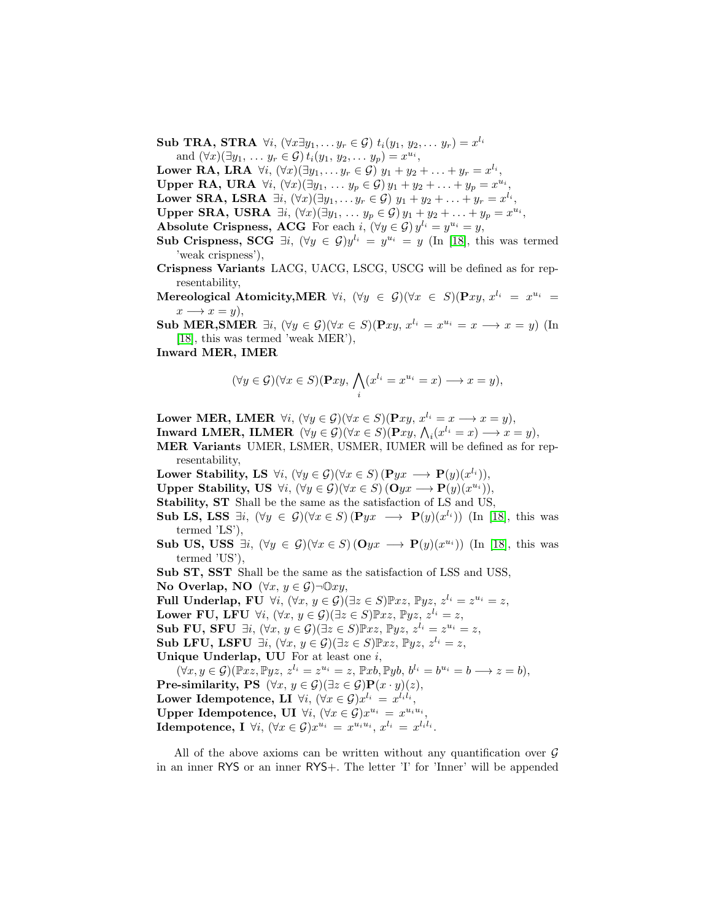**Sub TRA, STRA** $\forall i,\ (\forall x \exists y_1, \ldots y_r \in \mathcal{G})\ t_i(y_1,\, y_2, \ldots\, y_r) = x^{l_i}$ and $(\forall x)(\exists y_1,\, \ldots\, y_r \in \mathcal{G})\, t_i(y_1,\, y_2, \ldots\, y_p) = x^{u_i}$,

**Lower RA, LRA** $\forall i,\ (\forall x)(\exists y_1, \ldots y_r \in \mathcal{G})\ y_1 + y_2 + \ldots + y_r = x^{l_i}$,

**Upper RA, URA** $\forall i,\ (\forall x)(\exists y_1,\, \ldots\, y_p \in \mathcal{G})\, y_1 + y_2 + \ldots + y_p = x^{u_i}$,

**Lower SRA, LSRA** $\exists i,\ (\forall x)(\exists y_1, \ldots y_r \in \mathcal{G})\ y_1 + y_2 + \ldots + y_r = x^{l_i}$,

**Upper SRA, USRA** $\exists i,\ (\forall x)(\exists y_1,\, \ldots\, y_p \in \mathcal{G})\, y_1 + y_2 + \ldots + y_p = x^{u_i}$,

**Absolute Crispness, ACG** For each $i$, $(\forall y \in \mathcal{G})\, y^{l_i} = y^{u_i} = y$,

**Sub Crispness, SCG** $\exists i,\ (\forall y \in \mathcal{G}) y^{l_i} = y^{u_i} = y$ (In [18], this was termed 'weak crispness'),

**Crispness Variants** LACG, UACG, LSCG, USCG will be defined as for representability,

**Mereological Atomicity,MER** $\forall i,\ (\forall y \in \mathcal{G})(\forall x \in S)(\mathbf{P}xy,\, x^{l_i} = x^{u_i} = x \longrightarrow x = y)$,

**Sub MER,SMER** $\exists i,\ (\forall y \in \mathcal{G})(\forall x \in S)(\mathbf{P}xy,\, x^{l_i} = x^{u_i} = x \longrightarrow x = y)$ (In [18], this was termed 'weak MER'),

**Inward MER, IMER**

$$(\forall y \in \mathcal{G})(\forall x \in S)(\mathbf{P}xy,\, \bigwedge_i (x^{l_i} = x^{u_i} = x) \longrightarrow x = y),$$

**Lower MER, LMER** $\forall i,\ (\forall y \in \mathcal{G})(\forall x \in S)(\mathbf{P}xy,\, x^{l_i} = x \longrightarrow x = y)$,

**Inward LMER, ILMER** $(\forall y \in \mathcal{G})(\forall x \in S)(\mathbf{P}xy,\, \bigwedge_i (x^{l_i} = x) \longrightarrow x = y)$,

**MER Variants** UMER, LSMER, USMER, IUMER will be defined as for representability,

**Lower Stability, LS** $\forall i,\ (\forall y \in \mathcal{G})(\forall x \in S)\, (\mathbf{P}yx \longrightarrow \mathbf{P}(y)(x^{l_i}))$,

**Upper Stability, US** $\forall i,\ (\forall y \in \mathcal{G})(\forall x \in S)\, (\mathbf{O}yx \longrightarrow \mathbf{P}(y)(x^{u_i}))$,

**Stability, ST** Shall be the same as the satisfaction of LS and US,

**Sub LS, LSS** $\exists i,\ (\forall y \in \mathcal{G})(\forall x \in S)\, (\mathbf{P}yx \longrightarrow \mathbf{P}(y)(x^{l_i}))$ (In [18], this was termed 'LS'),

**Sub US, USS** $\exists i,\ (\forall y \in \mathcal{G})(\forall x \in S)\, (\mathbf{O}yx \longrightarrow \mathbf{P}(y)(x^{u_i}))$ (In [18], this was termed 'US'),

**Sub ST, SST** Shall be the same as the satisfaction of LSS and USS,

**No Overlap, NO** $(\forall x,\, y \in \mathcal{G})\neg \mathbb{O}xy$,

**Full Underlap, FU** $\forall i,\ (\forall x,\, y \in \mathcal{G})(\exists z \in S)\mathbb{P}xz,\, \mathbb{P}yz,\, z^{l_i} = z^{u_i} = z$,

**Lower FU, LFU** $\forall i,\ (\forall x,\, y \in \mathcal{G})(\exists z \in S)\mathbb{P}xz,\, \mathbb{P}yz,\, z^{l_i} = z$,

**Sub FU, SFU** $\exists i,\ (\forall x,\, y \in \mathcal{G})(\exists z \in S)\mathbb{P}xz,\, \mathbb{P}yz,\, z^{l_i} = z^{u_i} = z$,

**Sub LFU, LSFU** $\exists i,\ (\forall x,\, y \in \mathcal{G})(\exists z \in S)\mathbb{P}xz,\, \mathbb{P}yz,\, z^{l_i} = z$,

**Unique Underlap, UU** For at least one $i$,
$(\forall x, y \in \mathcal{G})(\mathbb{P}xz, \mathbb{P}yz,\, z^{l_i} = z^{u_i} = z,\, \mathbb{P}xb, \mathbb{P}yb,\, b^{l_i} = b^{u_i} = b \longrightarrow z = b)$,

**Pre-similarity, PS** $(\forall x,\, y \in \mathcal{G})(\exists z \in \mathcal{G})\mathbf{P}(x \cdot y)(z)$,

**Lower Idempotence, LI** $\forall i,\ (\forall x \in \mathcal{G})x^{l_i} = x^{l_i l_i}$,

**Upper Idempotence, UI** $\forall i,\ (\forall x \in \mathcal{G})x^{u_i} = x^{u_i u_i}$,

**Idempotence, I** $\forall i,\ (\forall x \in \mathcal{G})x^{u_i} = x^{u_i u_i},\, x^{l_i} = x^{l_i l_i}$.

All of the above axioms can be written without any quantification over $\mathcal{G}$ in an inner RYS or an inner RYS+. The letter 'I' for 'Inner' will be appended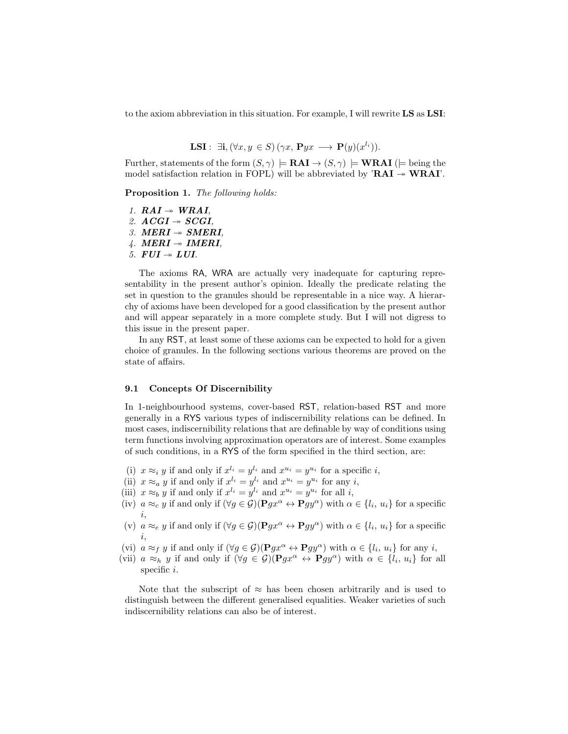to the axiom abbreviation in this situation. For example, I will rewrite **LS** as **LSI**:

$$\textbf{LSI}: \; \exists \mathbf{i}, (\forall x, y \in S) \, (\gamma x, \, \mathbf{P}yx \longrightarrow \mathbf{P}(y)(x^{l_i})).$$

Further, statements of the form $(S, \gamma) \models \mathbf{RAI} \to (S, \gamma) \models \mathbf{WRAI}$ ($\models$ being the model satisfaction relation in FOPL) will be abbreviated by '$\mathbf{RAI} \twoheadrightarrow \mathbf{WRAI}$'.

**Proposition 1.** *The following holds:*

1. $\mathbf{RAI} \twoheadrightarrow \mathbf{WRAI}$,
2. $\mathbf{ACGI} \twoheadrightarrow \mathbf{SCGI}$,
3. $\mathbf{MERI} \twoheadrightarrow \mathbf{SMERI}$,
4. $\mathbf{MERI} \twoheadrightarrow \mathbf{IMERI}$,
5. $\mathbf{FUI} \twoheadrightarrow \mathbf{LUI}$.

The axioms RA, WRA are actually very inadequate for capturing representability in the present author's opinion. Ideally the predicate relating the set in question to the granules should be representable in a nice way. A hierarchy of axioms have been developed for a good classification by the present author and will appear separately in a more complete study. But I will not digress to this issue in the present paper.

In any RST, at least some of these axioms can be expected to hold for a given choice of granules. In the following sections various theorems are proved on the state of affairs.

### 9.1 Concepts Of Discernibility

In 1-neighbourhood systems, cover-based RST, relation-based RST and more generally in a RYS various types of indiscernibility relations can be defined. In most cases, indiscernibility relations that are definable by way of conditions using term functions involving approximation operators are of interest. Some examples of such conditions, in a RYS of the form specified in the third section, are:

(i) $x \approx_i y$ if and only if $x^{l_i} = y^{l_i}$ and $x^{u_i} = y^{u_i}$ for a specific $i$,

(ii) $x \approx_a y$ if and only if $x^{l_i} = y^{l_i}$ and $x^{u_i} = y^{u_i}$ for any $i$,

(iii) $x \approx_b y$ if and only if $x^{l_i} = y^{l_i}$ and $x^{u_i} = y^{u_i}$ for all $i$,

(iv) $a \approx_c y$ if and only if $(\forall g \in \mathcal{G})(\mathbf{P}gx^{\alpha} \leftrightarrow \mathbf{P}gy^{\alpha})$ with $\alpha \in \{l_i, \, u_i\}$ for a specific $i$,

(v) $a \approx_e y$ if and only if $(\forall g \in \mathcal{G})(\mathbf{P}gx^{\alpha} \leftrightarrow \mathbf{P}gy^{\alpha})$ with $\alpha \in \{l_i, \, u_i\}$ for a specific $i$,

(vi) $a \approx_f y$ if and only if $(\forall g \in \mathcal{G})(\mathbf{P}gx^{\alpha} \leftrightarrow \mathbf{P}gy^{\alpha})$ with $\alpha \in \{l_i, \, u_i\}$ for any $i$,

(vii) $a \approx_h y$ if and only if $(\forall g \in \mathcal{G})(\mathbf{P}gx^{\alpha} \leftrightarrow \mathbf{P}gy^{\alpha})$ with $\alpha \in \{l_i, \, u_i\}$ for all specific $i$.

Note that the subscript of $\approx$ has been chosen arbitrarily and is used to distinguish between the different generalised equalities. Weaker varieties of such indiscernibility relations can also be of interest.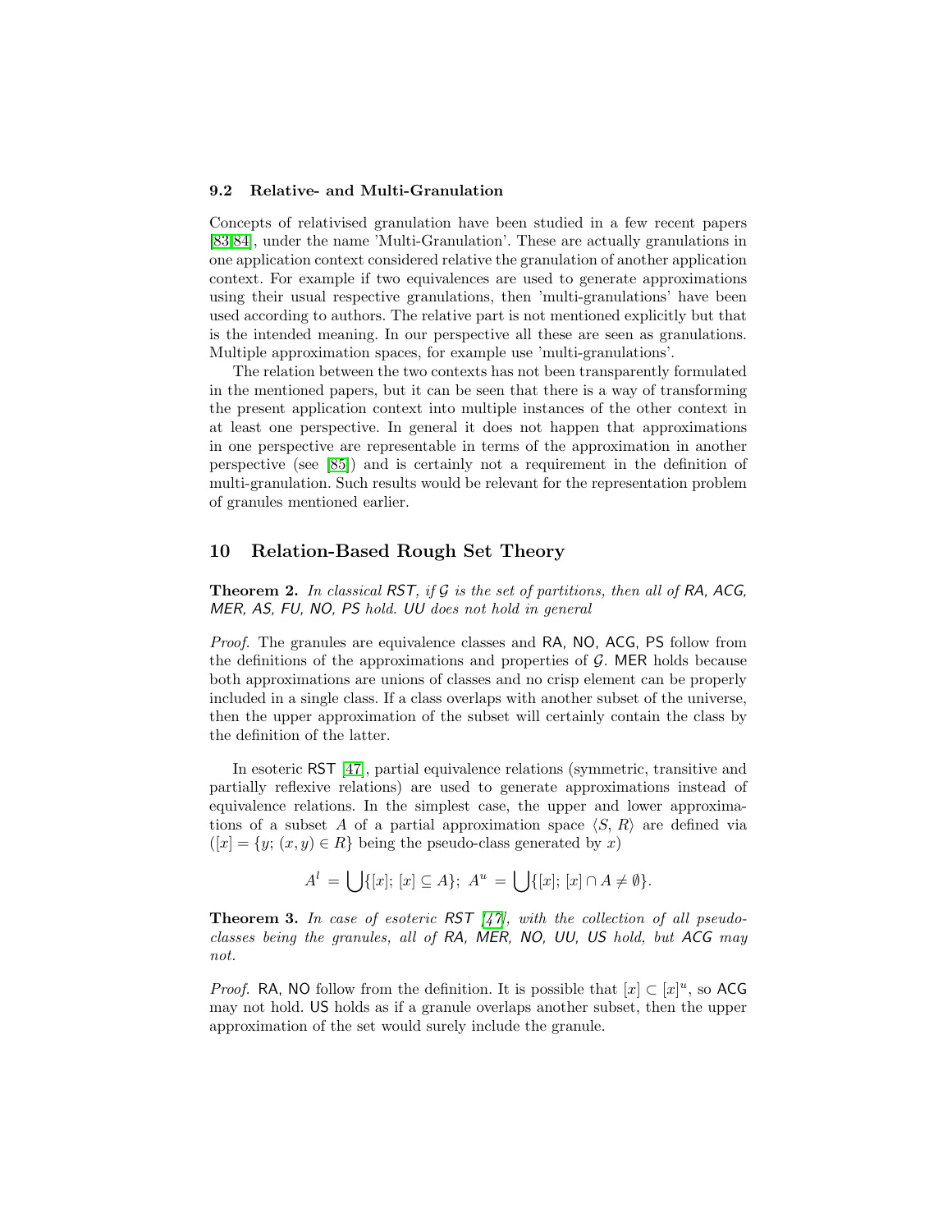### 9.2 Relative- and Multi-Granulation

Concepts of relativised granulation have been studied in a few recent papers [83,84], under the name 'Multi-Granulation'. These are actually granulations in one application context considered relative the granulation of another application context. For example if two equivalences are used to generate approximations using their usual respective granulations, then 'multi-granulations' have been used according to authors. The relative part is not mentioned explicitly but that is the intended meaning. In our perspective all these are seen as granulations. Multiple approximation spaces, for example use 'multi-granulations'.

The relation between the two contexts has not been transparently formulated in the mentioned papers, but it can be seen that there is a way of transforming the present application context into multiple instances of the other context in at least one perspective. In general it does not happen that approximations in one perspective are representable in terms of the approximation in another perspective (see [85]) and is certainly not a requirement in the definition of multi-granulation. Such results would be relevant for the representation problem of granules mentioned earlier.

## 10 Relation-Based Rough Set Theory

**Theorem 2.** *In classical RST, if $\mathcal{G}$ is the set of partitions, then all of RA, ACG, MER, AS, FU, NO, PS hold. UU does not hold in general*

*Proof.* The granules are equivalence classes and RA, NO, ACG, PS follow from the definitions of the approximations and properties of $\mathcal{G}$. MER holds because both approximations are unions of classes and no crisp element can be properly included in a single class. If a class overlaps with another subset of the universe, then the upper approximation of the subset will certainly contain the class by the definition of the latter.

In esoteric RST [47], partial equivalence relations (symmetric, transitive and partially reflexive relations) are used to generate approximations instead of equivalence relations. In the simplest case, the upper and lower approximations of a subset $A$ of a partial approximation space $\langle S, R\rangle$ are defined via ($[x] = \{y;\, (x, y) \in R\}$ being the pseudo-class generated by $x$)

$$A^l = \bigcup\{[x];\, [x] \subseteq A\};\ A^u = \bigcup\{[x];\, [x] \cap A \neq \emptyset\}.$$

**Theorem 3.** *In case of esoteric RST [47], with the collection of all pseudo-classes being the granules, all of RA, MER, NO, UU, US hold, but ACG may not.*

*Proof.* RA, NO follow from the definition. It is possible that $[x] \subset [x]^u$, so ACG may not hold. US holds as if a granule overlaps another subset, then the upper approximation of the set would surely include the granule.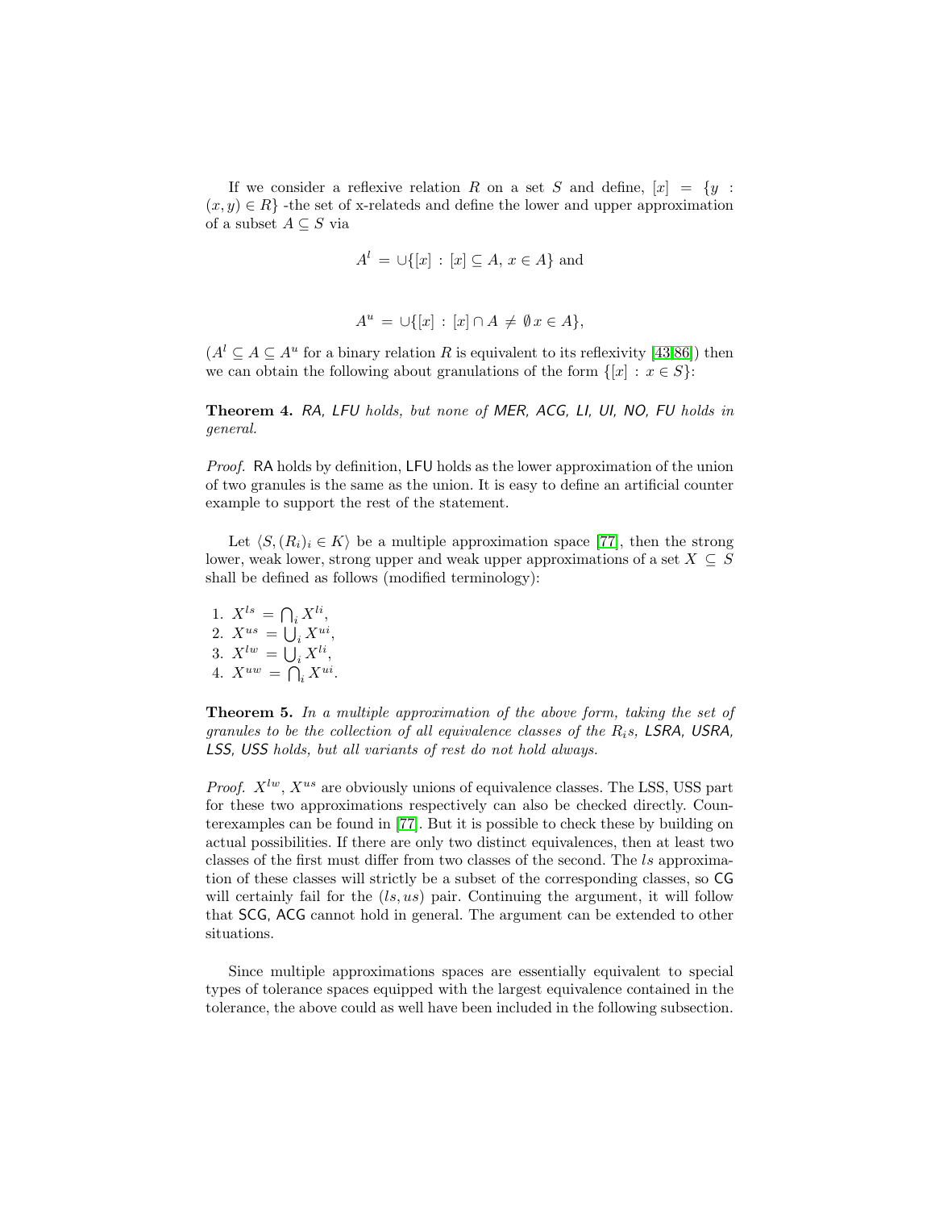If we consider a reflexive relation $R$ on a set $S$ and define, $[x] = \{y : (x, y) \in R\}$ -the set of x-relateds and define the lower and upper approximation of a subset $A \subseteq S$ via

$$A^l = \cup\{[x] : [x] \subseteq A, x \in A\} \text{ and}$$

$$A^u = \cup\{[x] : [x] \cap A \neq \emptyset \, x \in A\},$$

($A^l \subseteq A \subseteq A^u$ for a binary relation $R$ is equivalent to its reflexivity [43,86]) then we can obtain the following about granulations of the form $\{[x] : x \in S\}$:

**Theorem 4.** *RA, LFU holds, but none of MER, ACG, LI, UI, NO, FU holds in general.*

*Proof.* RA holds by definition, LFU holds as the lower approximation of the union of two granules is the same as the union. It is easy to define an artificial counter example to support the rest of the statement.

Let $\langle S, (R_i)_i \in K\rangle$ be a multiple approximation space [77], then the strong lower, weak lower, strong upper and weak upper approximations of a set $X \subseteq S$ shall be defined as follows (modified terminology):

1. $X^{ls} = \bigcap_i X^{li}$,
2. $X^{us} = \bigcup_i X^{ui}$,
3. $X^{lw} = \bigcup_i X^{li}$,
4. $X^{uw} = \bigcap_i X^{ui}$.

**Theorem 5.** *In a multiple approximation of the above form, taking the set of granules to be the collection of all equivalence classes of the $R_i$s, LSRA, USRA, LSS, USS holds, but all variants of rest do not hold always.*

*Proof.* $X^{lw}$, $X^{us}$ are obviously unions of equivalence classes. The LSS, USS part for these two approximations respectively can also be checked directly. Counterexamples can be found in [77]. But it is possible to check these by building on actual possibilities. If there are only two distinct equivalences, then at least two classes of the first must differ from two classes of the second. The $ls$ approximation of these classes will strictly be a subset of the corresponding classes, so CG will certainly fail for the $(ls, us)$ pair. Continuing the argument, it will follow that SCG, ACG cannot hold in general. The argument can be extended to other situations.

Since multiple approximations spaces are essentially equivalent to special types of tolerance spaces equipped with the largest equivalence contained in the tolerance, the above could as well have been included in the following subsection.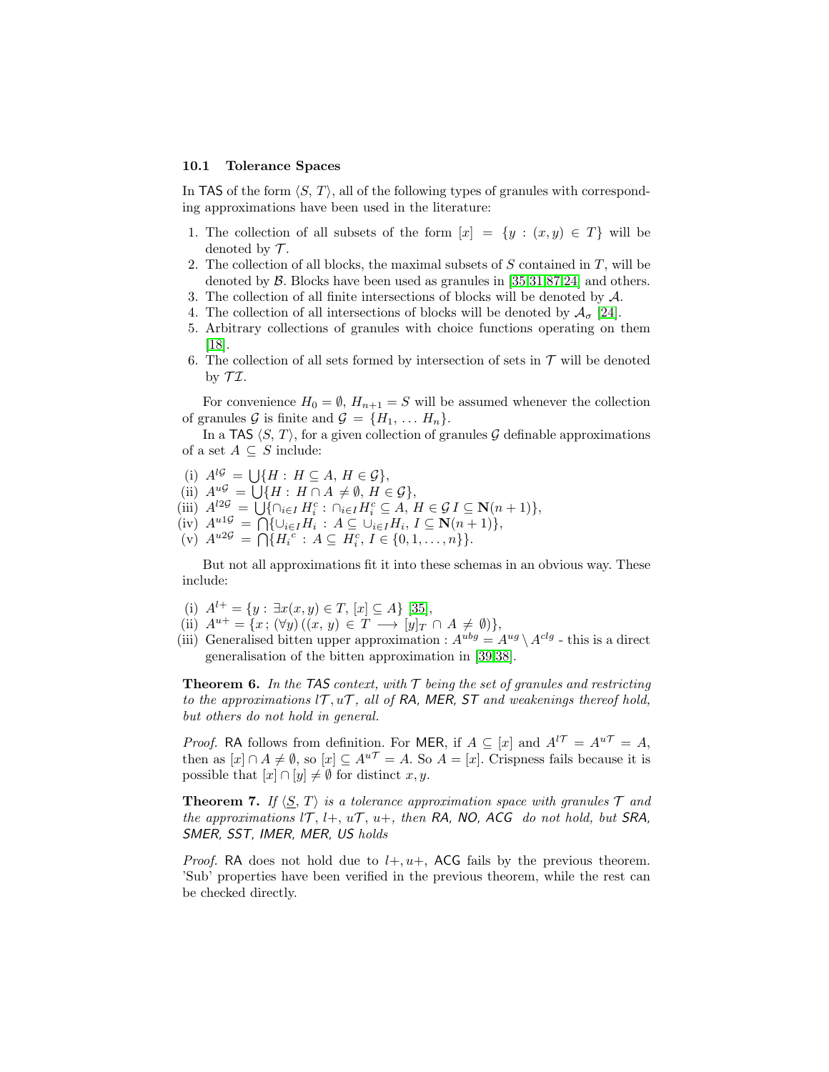### 10.1 Tolerance Spaces

In TAS of the form $\langle S, T\rangle$, all of the following types of granules with corresponding approximations have been used in the literature:

1. The collection of all subsets of the form $[x] = \{y : (x, y) \in T\}$ will be denoted by $\mathcal{T}$.
2. The collection of all blocks, the maximal subsets of $S$ contained in $T$, will be denoted by $\mathcal{B}$. Blocks have been used as granules in [35,31,87,24] and others.
3. The collection of all finite intersections of blocks will be denoted by $\mathcal{A}$.
4. The collection of all intersections of blocks will be denoted by $\mathcal{A}_\sigma$ [24].
5. Arbitrary collections of granules with choice functions operating on them [18].
6. The collection of all sets formed by intersection of sets in $\mathcal{T}$ will be denoted by $\mathcal{TI}$.

For convenience $H_0 = \emptyset$, $H_{n+1} = S$ will be assumed whenever the collection of granules $\mathcal{G}$ is finite and $\mathcal{G} = \{H_1, \ldots H_n\}$.

In a TAS $\langle S, T\rangle$, for a given collection of granules $\mathcal{G}$ definable approximations of a set $A \subseteq S$ include:

(i) $A^{l\mathcal{G}} = \bigcup\{H : H \subseteq A, H \in \mathcal{G}\}$,
(ii) $A^{u\mathcal{G}} = \bigcup\{H : H \cap A \neq \emptyset, H \in \mathcal{G}\}$,
(iii) $A^{l2\mathcal{G}} = \bigcup\{\cap_{i\in I} H_i^c : \cap_{i\in I} H_i^c \subseteq A, H \in \mathcal{G}\ I \subseteq \mathbf{N}(n+1)\}$,
(iv) $A^{u1\mathcal{G}} = \bigcap\{\cup_{i\in I} H_i : A \subseteq \cup_{i\in I} H_i, I \subseteq \mathbf{N}(n+1)\}$,
(v) $A^{u2\mathcal{G}} = \bigcap\{H_i{}^c : A \subseteq H_i^c, I \in \{0, 1, \ldots, n\}\}$.

But not all approximations fit it into these schemas in an obvious way. These include:

(i) $A^{l+} = \{y : \exists x(x, y) \in T, [x] \subseteq A\}$ [35],
(ii) $A^{u+} = \{x ; (\forall y) ((x, y) \in T \longrightarrow [y]_T \cap A \neq \emptyset)\}$,
(iii) Generalised bitten upper approximation : $A^{ubg} = A^{ug} \setminus A^{clg}$ - this is a direct generalisation of the bitten approximation in [39,38].

**Theorem 6.** *In the TAS context, with $\mathcal{T}$ being the set of granules and restricting to the approximations $l\mathcal{T}, u\mathcal{T}$, all of RA, MER, ST and weakenings thereof hold, but others do not hold in general.*

*Proof.* RA follows from definition. For MER, if $A \subseteq [x]$ and $A^{l\mathcal{T}} = A^{u\mathcal{T}} = A$, then as $[x] \cap A \neq \emptyset$, so $[x] \subseteq A^{u\mathcal{T}} = A$. So $A = [x]$. Crispness fails because it is possible that $[x] \cap [y] \neq \emptyset$ for distinct $x, y$.

**Theorem 7.** *If $\langle \underline{S}, T\rangle$ is a tolerance approximation space with granules $\mathcal{T}$ and the approximations $l\mathcal{T}$, $l+$, $u\mathcal{T}$, $u+$, then RA, NO, ACG do not hold, but SRA, SMER, SST, IMER, MER, US holds*

*Proof.* RA does not hold due to $l+, u+$, ACG fails by the previous theorem. 'Sub' properties have been verified in the previous theorem, while the rest can be checked directly.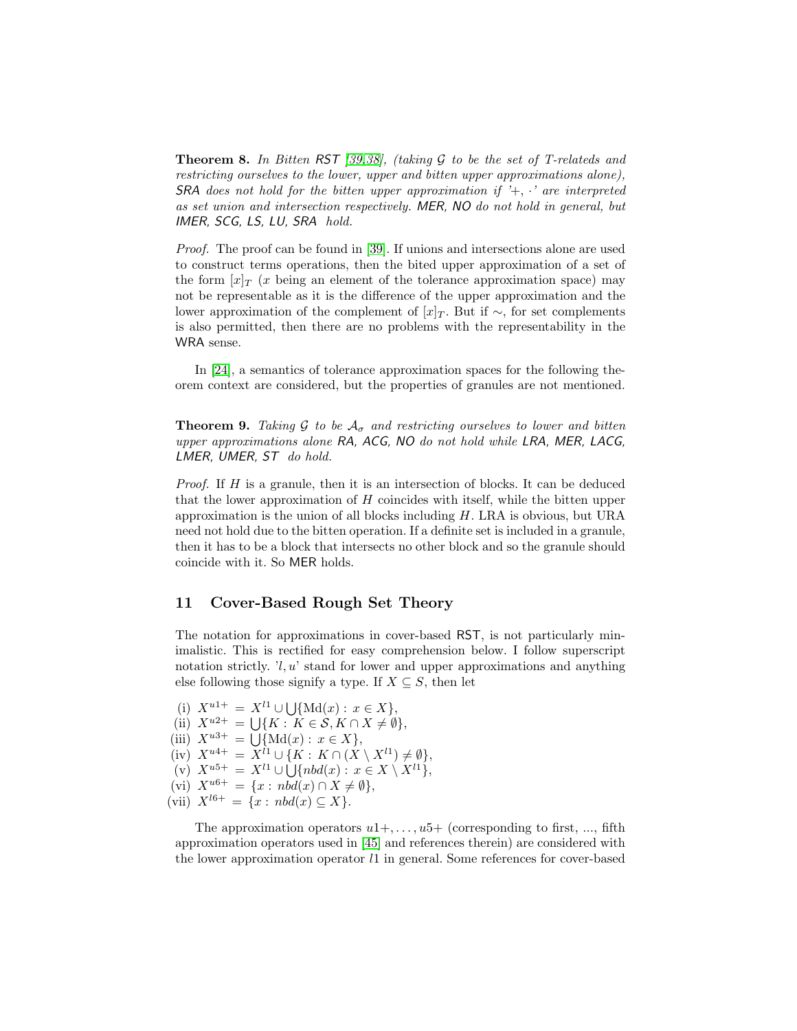**Theorem 8.** *In Bitten RST [39,38], (taking $\mathcal{G}$ to be the set of T-relateds and restricting ourselves to the lower, upper and bitten upper approximations alone), SRA does not hold for the bitten upper approximation if '$+, \cdot$' are interpreted as set union and intersection respectively. MER, NO do not hold in general, but IMER, SCG, LS, LU, SRA hold.*

*Proof.* The proof can be found in [39]. If unions and intersections alone are used to construct terms operations, then the bited upper approximation of a set of the form $[x]_T$ ($x$ being an element of the tolerance approximation space) may not be representable as it is the difference of the upper approximation and the lower approximation of the complement of $[x]_T$. But if $\sim$, for set complements is also permitted, then there are no problems with the representability in the WRA sense.

In [24], a semantics of tolerance approximation spaces for the following theorem context are considered, but the properties of granules are not mentioned.

**Theorem 9.** *Taking $\mathcal{G}$ to be $\mathcal{A}_\sigma$ and restricting ourselves to lower and bitten upper approximations alone RA, ACG, NO do not hold while LRA, MER, LACG, LMER, UMER, ST do hold.*

*Proof.* If $H$ is a granule, then it is an intersection of blocks. It can be deduced that the lower approximation of $H$ coincides with itself, while the bitten upper approximation is the union of all blocks including $H$. LRA is obvious, but URA need not hold due to the bitten operation. If a definite set is included in a granule, then it has to be a block that intersects no other block and so the granule should coincide with it. So MER holds.

## 11 Cover-Based Rough Set Theory

The notation for approximations in cover-based RST, is not particularly minimalistic. This is rectified for easy comprehension below. I follow superscript notation strictly. '$l, u$' stand for lower and upper approximations and anything else following those signify a type. If $X \subseteq S$, then let

(i) $X^{u1+} = X^{l1} \cup \bigcup\{\mathrm{Md}(x) : x \in X\}$,
(ii) $X^{u2+} = \bigcup\{K : K \in \mathcal{S}, K \cap X \neq \emptyset\}$,
(iii) $X^{u3+} = \bigcup\{\mathrm{Md}(x) : x \in X\}$,
(iv) $X^{u4+} = X^{l1} \cup \{K : K \cap (X \setminus X^{l1}) \neq \emptyset\}$,
(v) $X^{u5+} = X^{l1} \cup \bigcup\{nbd(x) : x \in X \setminus X^{l1}\}$,
(vi) $X^{u6+} = \{x : nbd(x) \cap X \neq \emptyset\}$,
(vii) $X^{l6+} = \{x : nbd(x) \subseteq X\}$.

The approximation operators $u1+, \ldots, u5+$ (corresponding to first, ..., fifth approximation operators used in [45] and references therein) are considered with the lower approximation operator $l1$ in general. Some references for cover-based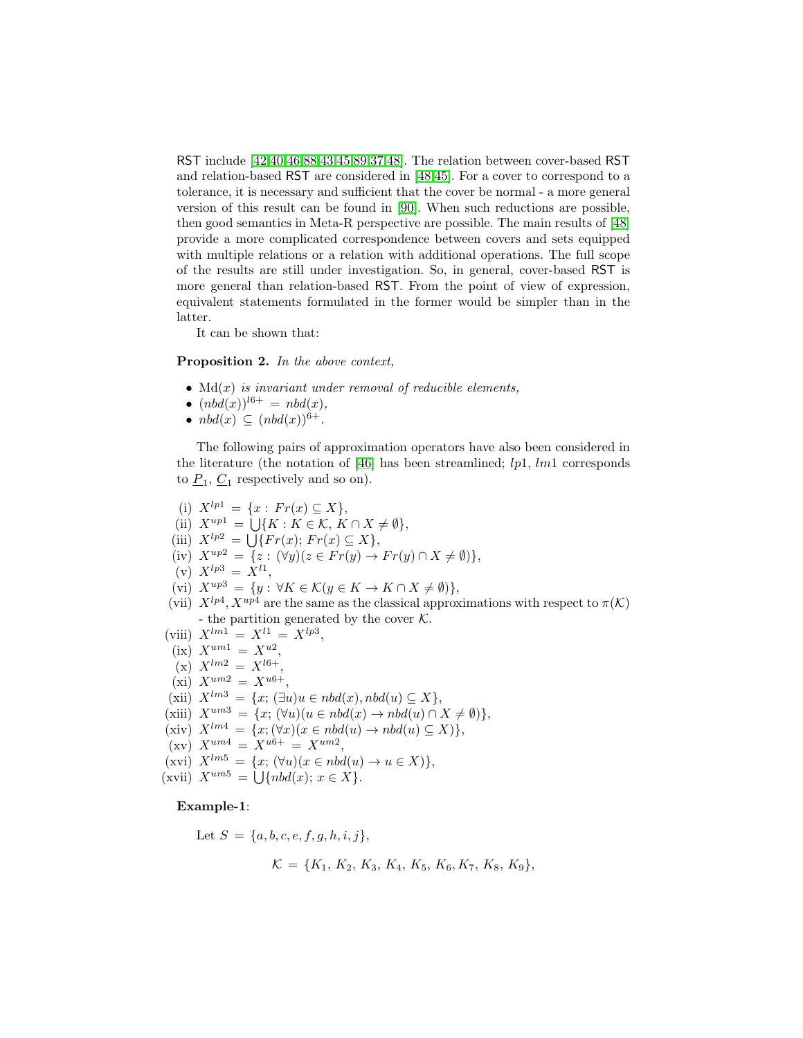RST include [42,40,46,88,43,45,89,37,48]. The relation between cover-based RST and relation-based RST are considered in [48,45]. For a cover to correspond to a tolerance, it is necessary and sufficient that the cover be normal - a more general version of this result can be found in [90]. When such reductions are possible, then good semantics in Meta-R perspective are possible. The main results of [48] provide a more complicated correspondence between covers and sets equipped with multiple relations or a relation with additional operations. The full scope of the results are still under investigation. So, in general, cover-based RST is more general than relation-based RST. From the point of view of expression, equivalent statements formulated in the former would be simpler than in the latter.

It can be shown that:

**Proposition 2.** *In the above context,*

- $\mathrm{Md}(x)$ *is invariant under removal of reducible elements,*
- $(nbd(x))^{l6+} = nbd(x)$,
- $nbd(x) \subseteq (nbd(x))^{6+}$.

The following pairs of approximation operators have also been considered in the literature (the notation of [46] has been streamlined; $lp1$, $lm1$ corresponds to $\underline{P}_1$, $\underline{C}_1$ respectively and so on).

(i) $X^{lp1} = \{x : Fr(x) \subseteq X\}$,
(ii) $X^{up1} = \bigcup\{K : K \in \mathcal{K},\, K \cap X \neq \emptyset\}$,
(iii) $X^{lp2} = \bigcup\{Fr(x);\, Fr(x) \subseteq X\}$,
(iv) $X^{up2} = \{z : (\forall y)(z \in Fr(y) \rightarrow Fr(y) \cap X \neq \emptyset)\}$,
(v) $X^{lp3} = X^{l1}$,
(vi) $X^{up3} = \{y : \forall K \in \mathcal{K}(y \in K \rightarrow K \cap X \neq \emptyset)\}$,
(vii) $X^{lp4}, X^{up4}$ are the same as the classical approximations with respect to $\pi(\mathcal{K})$ - the partition generated by the cover $\mathcal{K}$.
(viii) $X^{lm1} = X^{l1} = X^{lp3}$,
(ix) $X^{um1} = X^{u2}$,
(x) $X^{lm2} = X^{l6+}$,
(xi) $X^{um2} = X^{u6+}$,
(xii) $X^{lm3} = \{x;\, (\exists u) u \in nbd(x), nbd(u) \subseteq X\}$,
(xiii) $X^{um3} = \{x;\, (\forall u)(u \in nbd(x) \rightarrow nbd(u) \cap X \neq \emptyset)\}$,
(xiv) $X^{lm4} = \{x; (\forall x)(x \in nbd(u) \rightarrow nbd(u) \subseteq X)\}$,
(xv) $X^{um4} = X^{u6+} = X^{um2}$,
(xvi) $X^{lm5} = \{x;\, (\forall u)(x \in nbd(u) \rightarrow u \in X)\}$,
(xvii) $X^{um5} = \bigcup\{nbd(x);\, x \in X\}$.

**Example-1**:

Let $S = \{a, b, c, e, f, g, h, i, j\}$,

$$\mathcal{K} = \{K_1, K_2, K_3, K_4, K_5, K_6, K_7, K_8, K_9\},$$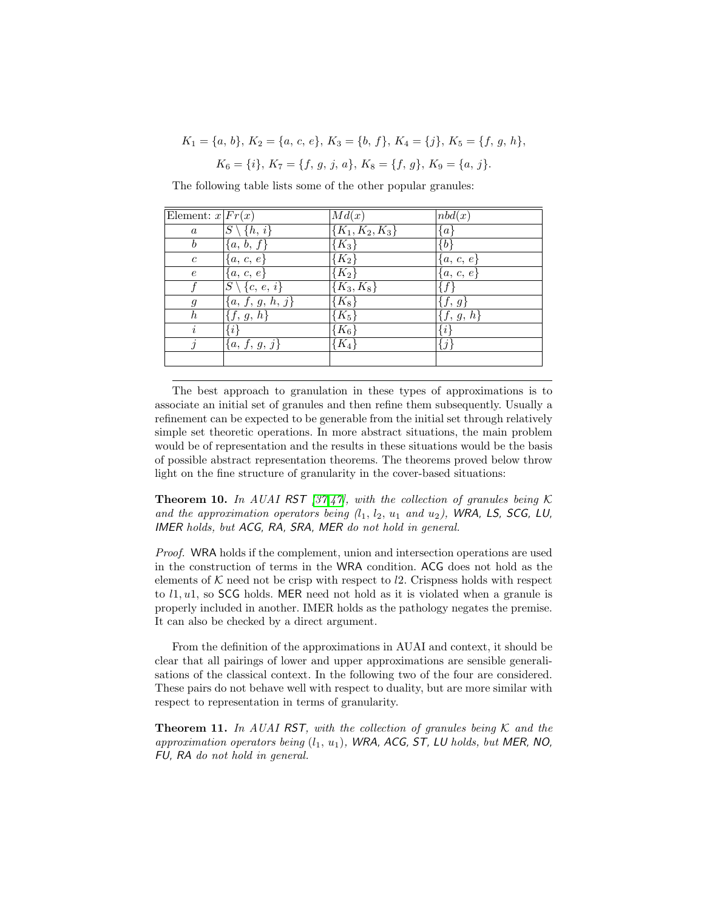$K_1 = \{a, b\}$, $K_2 = \{a, c, e\}$, $K_3 = \{b, f\}$, $K_4 = \{j\}$, $K_5 = \{f, g, h\}$,

$K_6 = \{i\}$, $K_7 = \{f, g, j, a\}$, $K_8 = \{f, g\}$, $K_9 = \{a, j\}$.

The following table lists some of the other popular granules:

| Element: $x$ | $Fr(x)$ | $Md(x)$ | $nbd(x)$ |
|---|---|---|---|
| $a$ | $S \setminus \{h, i\}$ | $\{K_1, K_2, K_3\}$ | $\{a\}$ |
| $b$ | $\{a, b, f\}$ | $\{K_3\}$ | $\{b\}$ |
| $c$ | $\{a, c, e\}$ | $\{K_2\}$ | $\{a, c, e\}$ |
| $e$ | $\{a, c, e\}$ | $\{K_2\}$ | $\{a, c, e\}$ |
| $f$ | $S \setminus \{c, e, i\}$ | $\{K_3, K_8\}$ | $\{f\}$ |
| $g$ | $\{a, f, g, h, j\}$ | $\{K_8\}$ | $\{f, g\}$ |
| $h$ | $\{f, g, h\}$ | $\{K_5\}$ | $\{f, g, h\}$ |
| $i$ | $\{i\}$ | $\{K_6\}$ | $\{i\}$ |
| $j$ | $\{a, f, g, j\}$ | $\{K_4\}$ | $\{j\}$ |
| | | | |

The best approach to granulation in these types of approximations is to associate an initial set of granules and then refine them subsequently. Usually a refinement can be expected to be generable from the initial set through relatively simple set theoretic operations. In more abstract situations, the main problem would be of representation and the results in these situations would be the basis of possible abstract representation theorems. The theorems proved below throw light on the fine structure of granularity in the cover-based situations:

**Theorem 10.** *In AUAI RST [37,47], with the collection of granules being $\mathcal{K}$ and the approximation operators being ($l_1$, $l_2$, $u_1$ and $u_2$), WRA, LS, SCG, LU, IMER holds, but ACG, RA, SRA, MER do not hold in general.*

*Proof.* WRA holds if the complement, union and intersection operations are used in the construction of terms in the WRA condition. ACG does not hold as the elements of $\mathcal{K}$ need not be crisp with respect to $l2$. Crispness holds with respect to $l1, u1$, so SCG holds. MER need not hold as it is violated when a granule is properly included in another. IMER holds as the pathology negates the premise. It can also be checked by a direct argument.

From the definition of the approximations in AUAI and context, it should be clear that all pairings of lower and upper approximations are sensible generalisations of the classical context. In the following two of the four are considered. These pairs do not behave well with respect to duality, but are more similar with respect to representation in terms of granularity.

**Theorem 11.** *In AUAI RST, with the collection of granules being $\mathcal{K}$ and the approximation operators being ($l_1$, $u_1$), WRA, ACG, ST, LU holds, but MER, NO, FU, RA do not hold in general.*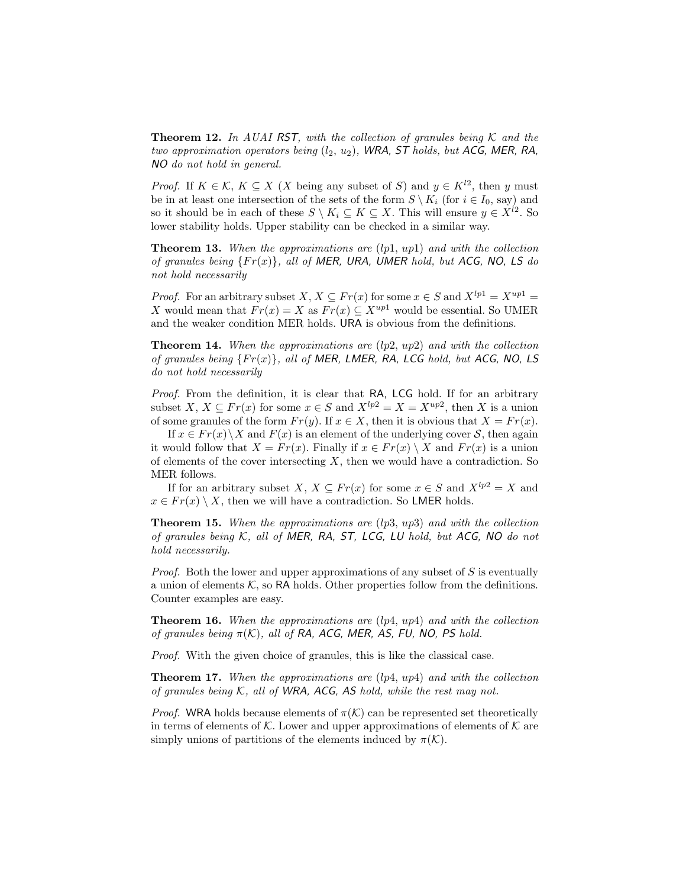**Theorem 12.** *In AUAI RST, with the collection of granules being $\mathcal{K}$ and the two approximation operators being ($l_2$, $u_2$), WRA, ST holds, but ACG, MER, RA, NO do not hold in general.*

*Proof.* If $K \in \mathcal{K}$, $K \subseteq X$ ($X$ being any subset of $S$) and $y \in K^{l2}$, then $y$ must be in at least one intersection of the sets of the form $S \setminus K_i$ (for $i \in I_0$, say) and so it should be in each of these $S \setminus K_i \subseteq K \subseteq X$. This will ensure $y \in X^{l2}$. So lower stability holds. Upper stability can be checked in a similar way.

**Theorem 13.** *When the approximations are ($lp1$, $up1$) and with the collection of granules being $\{Fr(x)\}$, all of MER, URA, UMER hold, but ACG, NO, LS do not hold necessarily*

*Proof.* For an arbitrary subset $X$, $X \subseteq Fr(x)$ for some $x \in S$ and $X^{lp1} = X^{up1} = X$ would mean that $Fr(x) = X$ as $Fr(x) \subseteq X^{up1}$ would be essential. So UMER and the weaker condition MER holds. URA is obvious from the definitions.

**Theorem 14.** *When the approximations are ($lp2$, $up2$) and with the collection of granules being $\{Fr(x)\}$, all of MER, LMER, RA, LCG hold, but ACG, NO, LS do not hold necessarily*

*Proof.* From the definition, it is clear that RA, LCG hold. If for an arbitrary subset $X$, $X \subseteq Fr(x)$ for some $x \in S$ and $X^{lp2} = X = X^{up2}$, then $X$ is a union of some granules of the form $Fr(y)$. If $x \in X$, then it is obvious that $X = Fr(x)$.

If $x \in Fr(x) \setminus X$ and $F(x)$ is an element of the underlying cover $\mathcal{S}$, then again it would follow that $X = Fr(x)$. Finally if $x \in Fr(x) \setminus X$ and $Fr(x)$ is a union of elements of the cover intersecting $X$, then we would have a contradiction. So MER follows.

If for an arbitrary subset $X$, $X \subseteq Fr(x)$ for some $x \in S$ and $X^{lp2} = X$ and $x \in Fr(x) \setminus X$, then we will have a contradiction. So LMER holds.

**Theorem 15.** *When the approximations are ($lp3$, $up3$) and with the collection of granules being $\mathcal{K}$, all of MER, RA, ST, LCG, LU hold, but ACG, NO do not hold necessarily.*

*Proof.* Both the lower and upper approximations of any subset of $S$ is eventually a union of elements $\mathcal{K}$, so RA holds. Other properties follow from the definitions. Counter examples are easy.

**Theorem 16.** *When the approximations are ($lp4$, $up4$) and with the collection of granules being $\pi(\mathcal{K})$, all of RA, ACG, MER, AS, FU, NO, PS hold.*

*Proof.* With the given choice of granules, this is like the classical case.

**Theorem 17.** *When the approximations are ($lp4$, $up4$) and with the collection of granules being $\mathcal{K}$, all of WRA, ACG, AS hold, while the rest may not.*

*Proof.* WRA holds because elements of $\pi(\mathcal{K})$ can be represented set theoretically in terms of elements of $\mathcal{K}$. Lower and upper approximations of elements of $\mathcal{K}$ are simply unions of partitions of the elements induced by $\pi(\mathcal{K})$.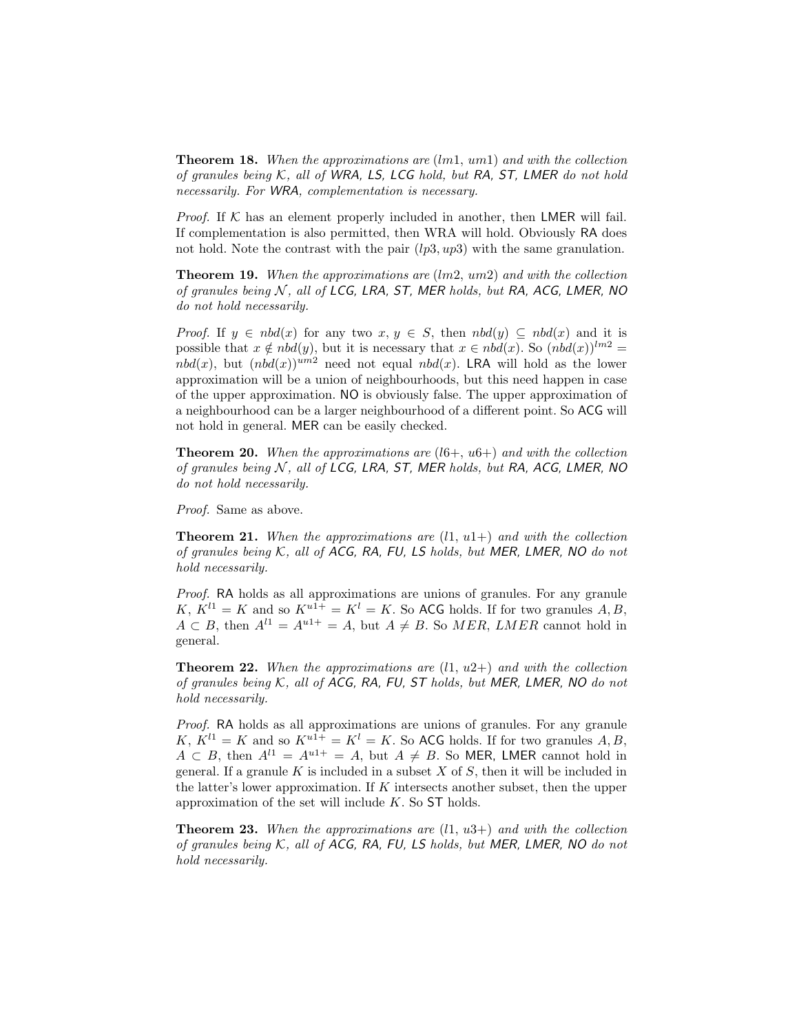**Theorem 18.** *When the approximations are* ($lm1$, $um1$) *and with the collection of granules being* $\mathcal{K}$*, all of* WRA*,* LS*,* LCG *hold, but* RA*,* ST*,* LMER *do not hold necessarily. For* WRA*, complementation is necessary.*

*Proof.* If $\mathcal{K}$ has an element properly included in another, then LMER will fail. If complementation is also permitted, then WRA will hold. Obviously RA does not hold. Note the contrast with the pair ($lp3, up3$) with the same granulation.

**Theorem 19.** *When the approximations are* ($lm2$, $um2$) *and with the collection of granules being* $\mathcal{N}$*, all of* LCG*,* LRA*,* ST*,* MER *holds, but* RA*,* ACG*,* LMER*,* NO *do not hold necessarily.*

*Proof.* If $y \in nbd(x)$ for any two $x, y \in S$, then $nbd(y) \subseteq nbd(x)$ and it is possible that $x \notin nbd(y)$, but it is necessary that $x \in nbd(x)$. So $(nbd(x))^{lm2} = nbd(x)$, but $(nbd(x))^{um2}$ need not equal $nbd(x)$. LRA will hold as the lower approximation will be a union of neighbourhoods, but this need happen in case of the upper approximation. NO is obviously false. The upper approximation of a neighbourhood can be a larger neighbourhood of a different point. So ACG will not hold in general. MER can be easily checked.

**Theorem 20.** *When the approximations are* ($l6+$, $u6+$) *and with the collection of granules being* $\mathcal{N}$*, all of* LCG*,* LRA*,* ST*,* MER *holds, but* RA*,* ACG*,* LMER*,* NO *do not hold necessarily.*

*Proof.* Same as above.

**Theorem 21.** *When the approximations are* ($l1$, $u1+$) *and with the collection of granules being* $\mathcal{K}$*, all of* ACG*,* RA*,* FU*,* LS *holds, but* MER*,* LMER*,* NO *do not hold necessarily.*

*Proof.* RA holds as all approximations are unions of granules. For any granule $K$, $K^{l1} = K$ and so $K^{u1+} = K^{l} = K$. So ACG holds. If for two granules $A, B$, $A \subset B$, then $A^{l1} = A^{u1+} = A$, but $A \neq B$. So $MER$, $LMER$ cannot hold in general.

**Theorem 22.** *When the approximations are* ($l1$, $u2+$) *and with the collection of granules being* $\mathcal{K}$*, all of* ACG*,* RA*,* FU*,* ST *holds, but* MER*,* LMER*,* NO *do not hold necessarily.*

*Proof.* RA holds as all approximations are unions of granules. For any granule $K$, $K^{l1} = K$ and so $K^{u1+} = K^{l} = K$. So ACG holds. If for two granules $A, B$, $A \subset B$, then $A^{l1} = A^{u1+} = A$, but $A \neq B$. So MER, LMER cannot hold in general. If a granule $K$ is included in a subset $X$ of $S$, then it will be included in the latter's lower approximation. If $K$ intersects another subset, then the upper approximation of the set will include $K$. So ST holds.

**Theorem 23.** *When the approximations are* ($l1$, $u3+$) *and with the collection of granules being* $\mathcal{K}$*, all of* ACG*,* RA*,* FU*,* LS *holds, but* MER*,* LMER*,* NO *do not hold necessarily.*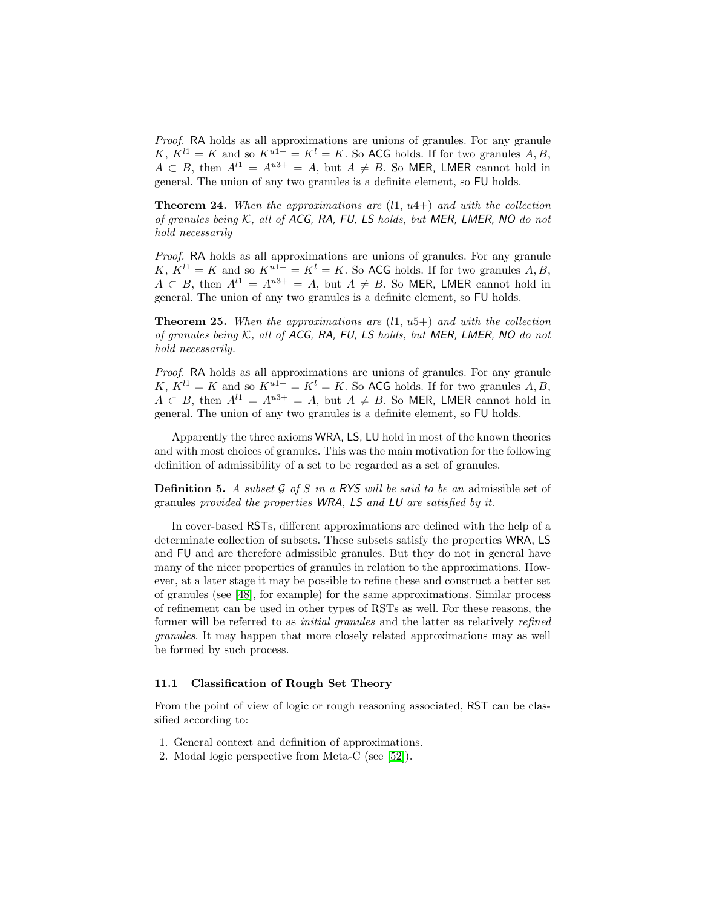*Proof.* RA holds as all approximations are unions of granules. For any granule $K$, $K^{l1} = K$ and so $K^{u1+} = K^l = K$. So ACG holds. If for two granules $A, B$, $A \subset B$, then $A^{l1} = A^{u3+} = A$, but $A \neq B$. So MER, LMER cannot hold in general. The union of any two granules is a definite element, so FU holds.

**Theorem 24.** *When the approximations are* $(l1,\, u4+)$ *and with the collection of granules being* $\mathcal{K}$*, all of ACG, RA, FU, LS holds, but MER, LMER, NO do not hold necessarily*

*Proof.* RA holds as all approximations are unions of granules. For any granule $K$, $K^{l1} = K$ and so $K^{u1+} = K^l = K$. So ACG holds. If for two granules $A, B$, $A \subset B$, then $A^{l1} = A^{u3+} = A$, but $A \neq B$. So MER, LMER cannot hold in general. The union of any two granules is a definite element, so FU holds.

**Theorem 25.** *When the approximations are* $(l1,\, u5+)$ *and with the collection of granules being* $\mathcal{K}$*, all of ACG, RA, FU, LS holds, but MER, LMER, NO do not hold necessarily.*

*Proof.* RA holds as all approximations are unions of granules. For any granule $K$, $K^{l1} = K$ and so $K^{u1+} = K^l = K$. So ACG holds. If for two granules $A, B$, $A \subset B$, then $A^{l1} = A^{u3+} = A$, but $A \neq B$. So MER, LMER cannot hold in general. The union of any two granules is a definite element, so FU holds.

Apparently the three axioms WRA, LS, LU hold in most of the known theories and with most choices of granules. This was the main motivation for the following definition of admissibility of a set to be regarded as a set of granules.

**Definition 5.** *A subset* $\mathcal{G}$ *of* $S$ *in a RYS will be said to be an* admissible set of granules *provided the properties WRA, LS and LU are satisfied by it.*

In cover-based RSTs, different approximations are defined with the help of a determinate collection of subsets. These subsets satisfy the properties WRA, LS and FU and are therefore admissible granules. But they do not in general have many of the nicer properties of granules in relation to the approximations. However, at a later stage it may be possible to refine these and construct a better set of granules (see [48], for example) for the same approximations. Similar process of refinement can be used in other types of RSTs as well. For these reasons, the former will be referred to as *initial granules* and the latter as relatively *refined granules*. It may happen that more closely related approximations may as well be formed by such process.

### 11.1 Classification of Rough Set Theory

From the point of view of logic or rough reasoning associated, RST can be classified according to:

1. General context and definition of approximations.
2. Modal logic perspective from Meta-C (see [52]).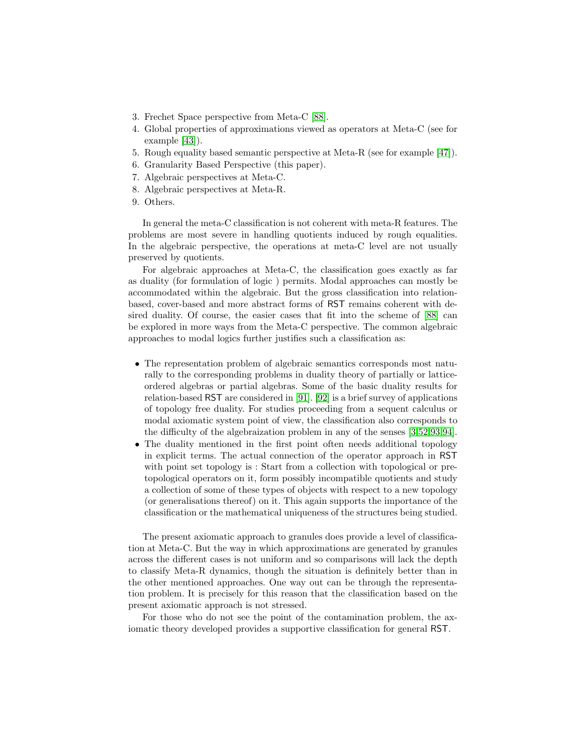3. Frechet Space perspective from Meta-C [88].
4. Global properties of approximations viewed as operators at Meta-C (see for example [43]).
5. Rough equality based semantic perspective at Meta-R (see for example [47]).
6. Granularity Based Perspective (this paper).
7. Algebraic perspectives at Meta-C.
8. Algebraic perspectives at Meta-R.
9. Others.

In general the meta-C classification is not coherent with meta-R features. The problems are most severe in handling quotients induced by rough equalities. In the algebraic perspective, the operations at meta-C level are not usually preserved by quotients.

For algebraic approaches at Meta-C, the classification goes exactly as far as duality (for formulation of logic ) permits. Modal approaches can mostly be accommodated within the algebraic. But the gross classification into relation-based, cover-based and more abstract forms of RST remains coherent with desired duality. Of course, the easier cases that fit into the scheme of [88] can be explored in more ways from the Meta-C perspective. The common algebraic approaches to modal logics further justifies such a classification as:

- The representation problem of algebraic semantics corresponds most naturally to the corresponding problems in duality theory of partially or lattice-ordered algebras or partial algebras. Some of the basic duality results for relation-based RST are considered in [91]. [92] is a brief survey of applications of topology free duality. For studies proceeding from a sequent calculus or modal axiomatic system point of view, the classification also corresponds to the difficulty of the algebraization problem in any of the senses [3,52,93,94].
- The duality mentioned in the first point often needs additional topology in explicit terms. The actual connection of the operator approach in RST with point set topology is : Start from a collection with topological or pre-topological operators on it, form possibly incompatible quotients and study a collection of some of these types of objects with respect to a new topology (or generalisations thereof) on it. This again supports the importance of the classification or the mathematical uniqueness of the structures being studied.

The present axiomatic approach to granules does provide a level of classification at Meta-C. But the way in which approximations are generated by granules across the different cases is not uniform and so comparisons will lack the depth to classify Meta-R dynamics, though the situation is definitely better than in the other mentioned approaches. One way out can be through the representation problem. It is precisely for this reason that the classification based on the present axiomatic approach is not stressed.

For those who do not see the point of the contamination problem, the axiomatic theory developed provides a supportive classification for general RST.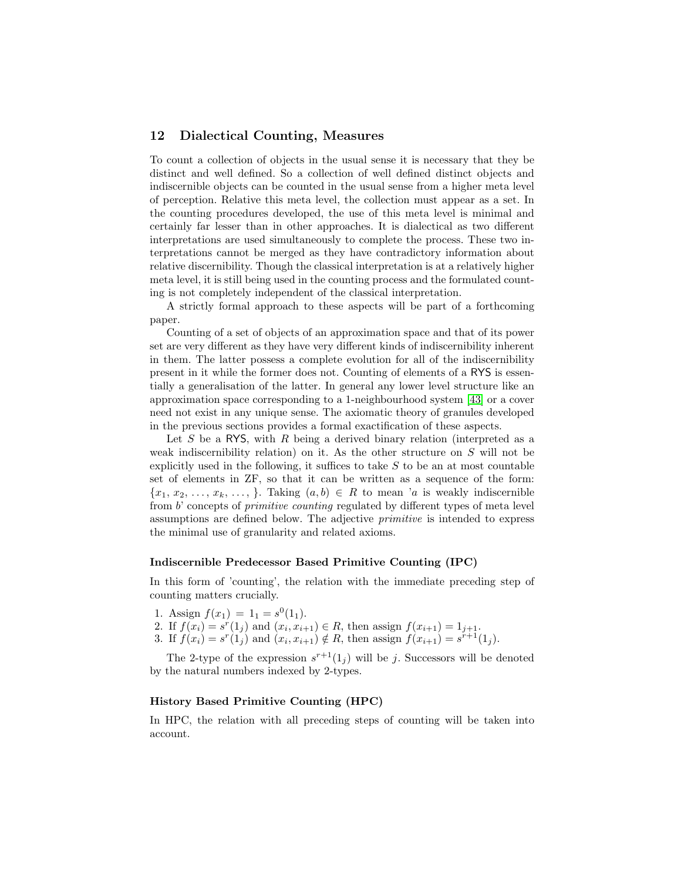## 12 Dialectical Counting, Measures

To count a collection of objects in the usual sense it is necessary that they be distinct and well defined. So a collection of well defined distinct objects and indiscernible objects can be counted in the usual sense from a higher meta level of perception. Relative this meta level, the collection must appear as a set. In the counting procedures developed, the use of this meta level is minimal and certainly far lesser than in other approaches. It is dialectical as two different interpretations are used simultaneously to complete the process. These two interpretations cannot be merged as they have contradictory information about relative discernibility. Though the classical interpretation is at a relatively higher meta level, it is still being used in the counting process and the formulated counting is not completely independent of the classical interpretation.

A strictly formal approach to these aspects will be part of a forthcoming paper.

Counting of a set of objects of an approximation space and that of its power set are very different as they have very different kinds of indiscernibility inherent in them. The latter possess a complete evolution for all of the indiscernibility present in it while the former does not. Counting of elements of a RYS is essentially a generalisation of the latter. In general any lower level structure like an approximation space corresponding to a 1-neighbourhood system [43] or a cover need not exist in any unique sense. The axiomatic theory of granules developed in the previous sections provides a formal exactification of these aspects.

Let $S$ be a RYS, with $R$ being a derived binary relation (interpreted as a weak indiscernibility relation) on it. As the other structure on $S$ will not be explicitly used in the following, it suffices to take $S$ to be an at most countable set of elements in ZF, so that it can be written as a sequence of the form: $\{x_1, x_2, \ldots, x_k, \ldots, \}$. Taking $(a, b) \in R$ to mean '$a$ is weakly indiscernible from $b$' concepts of *primitive counting* regulated by different types of meta level assumptions are defined below. The adjective *primitive* is intended to express the minimal use of granularity and related axioms.

### Indiscernible Predecessor Based Primitive Counting (IPC)

In this form of 'counting', the relation with the immediate preceding step of counting matters crucially.

1. Assign $f(x_1) = 1_1 = s^0(1_1)$.
2. If $f(x_i) = s^r(1_j)$ and $(x_i, x_{i+1}) \in R$, then assign $f(x_{i+1}) = 1_{j+1}$.
3. If $f(x_i) = s^r(1_j)$ and $(x_i, x_{i+1}) \notin R$, then assign $f(x_{i+1}) = s^{r+1}(1_j)$.

The 2-type of the expression $s^{r+1}(1_j)$ will be $j$. Successors will be denoted by the natural numbers indexed by 2-types.

### History Based Primitive Counting (HPC)

In HPC, the relation with all preceding steps of counting will be taken into account.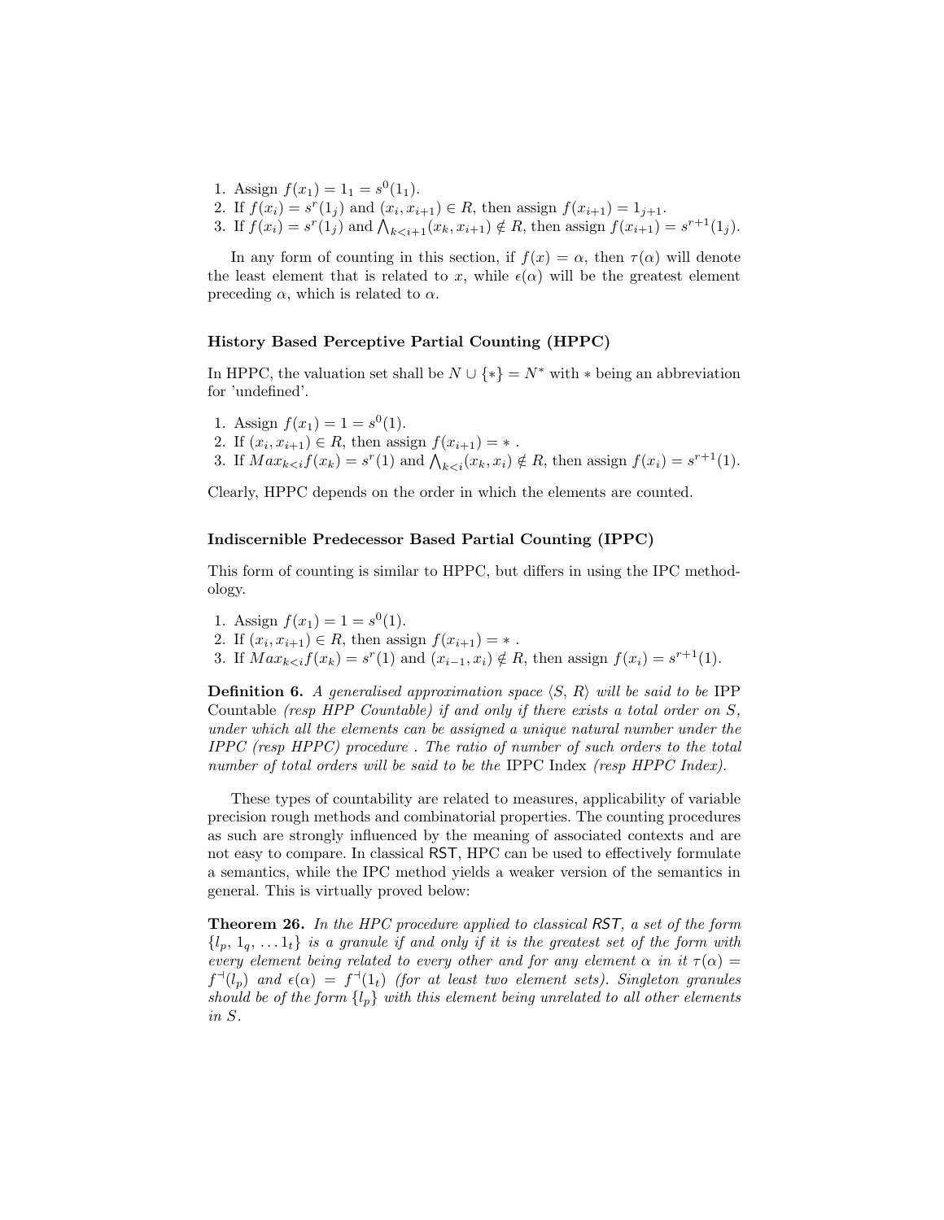1. Assign $f(x_1) = 1_1 = s^0(1_1)$.
2. If $f(x_i) = s^r(1_j)$ and $(x_i, x_{i+1}) \in R$, then assign $f(x_{i+1}) = 1_{j+1}$.
3. If $f(x_i) = s^r(1_j)$ and $\bigwedge_{k<i+1}(x_k, x_{i+1}) \notin R$, then assign $f(x_{i+1}) = s^{r+1}(1_j)$.

In any form of counting in this section, if $f(x) = \alpha$, then $\tau(\alpha)$ will denote the least element that is related to $x$, while $\epsilon(\alpha)$ will be the greatest element preceding $\alpha$, which is related to $\alpha$.

### History Based Perceptive Partial Counting (HPPC)

In HPPC, the valuation set shall be $N \cup \{*\} = N^*$ with $*$ being an abbreviation for 'undefined'.

1. Assign $f(x_1) = 1 = s^0(1)$.
2. If $(x_i, x_{i+1}) \in R$, then assign $f(x_{i+1}) = *$ .
3. If $Max_{k<i} f(x_k) = s^r(1)$ and $\bigwedge_{k<i}(x_k, x_i) \notin R$, then assign $f(x_i) = s^{r+1}(1)$.

Clearly, HPPC depends on the order in which the elements are counted.

### Indiscernible Predecessor Based Partial Counting (IPPC)

This form of counting is similar to HPPC, but differs in using the IPC methodology.

1. Assign $f(x_1) = 1 = s^0(1)$.
2. If $(x_i, x_{i+1}) \in R$, then assign $f(x_{i+1}) = *$ .
3. If $Max_{k<i} f(x_k) = s^r(1)$ and $(x_{i-1}, x_i) \notin R$, then assign $f(x_i) = s^{r+1}(1)$.

**Definition 6.** *A generalised approximation space $\langle S, R\rangle$ will be said to be* IPP Countable *(resp HPP Countable) if and only if there exists a total order on $S$, under which all the elements can be assigned a unique natural number under the IPPC (resp HPPC) procedure . The ratio of number of such orders to the total number of total orders will be said to be the* IPPC Index *(resp HPPC Index).*

These types of countability are related to measures, applicability of variable precision rough methods and combinatorial properties. The counting procedures as such are strongly influenced by the meaning of associated contexts and are not easy to compare. In classical RST, HPC can be used to effectively formulate a semantics, while the IPC method yields a weaker version of the semantics in general. This is virtually proved below:

**Theorem 26.** *In the HPC procedure applied to classical RST, a set of the form $\{l_p, 1_q, \ldots 1_t\}$ is a granule if and only if it is the greatest set of the form with every element being related to every other and for any element $\alpha$ in it $\tau(\alpha) = f^{-1}(l_p)$ and $\epsilon(\alpha) = f^{-1}(1_t)$ (for at least two element sets). Singleton granules should be of the form $\{l_p\}$ with this element being unrelated to all other elements in $S$.*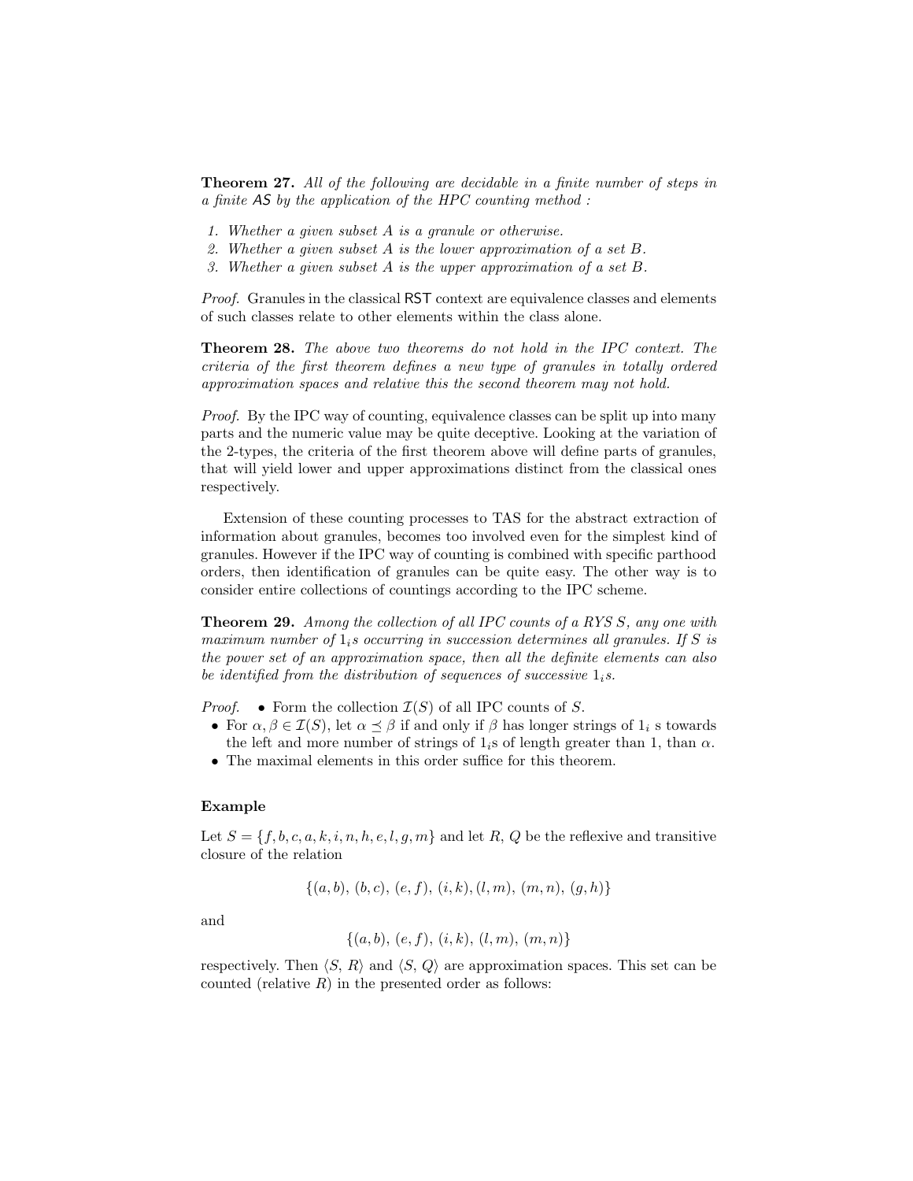**Theorem 27.** *All of the following are decidable in a finite number of steps in a finite* AS *by the application of the HPC counting method :*

1. *Whether a given subset $A$ is a granule or otherwise.*
2. *Whether a given subset $A$ is the lower approximation of a set $B$.*
3. *Whether a given subset $A$ is the upper approximation of a set $B$.*

*Proof.* Granules in the classical RST context are equivalence classes and elements of such classes relate to other elements within the class alone.

**Theorem 28.** *The above two theorems do not hold in the IPC context. The criteria of the first theorem defines a new type of granules in totally ordered approximation spaces and relative this the second theorem may not hold.*

*Proof.* By the IPC way of counting, equivalence classes can be split up into many parts and the numeric value may be quite deceptive. Looking at the variation of the 2-types, the criteria of the first theorem above will define parts of granules, that will yield lower and upper approximations distinct from the classical ones respectively.

Extension of these counting processes to TAS for the abstract extraction of information about granules, becomes too involved even for the simplest kind of granules. However if the IPC way of counting is combined with specific parthood orders, then identification of granules can be quite easy. The other way is to consider entire collections of countings according to the IPC scheme.

**Theorem 29.** *Among the collection of all IPC counts of a RYS $S$, any one with maximum number of $1_i$s occurring in succession determines all granules. If $S$ is the power set of an approximation space, then all the definite elements can also be identified from the distribution of sequences of successive $1_i$s.*

*Proof.*
- Form the collection $\mathcal{I}(S)$ of all IPC counts of $S$.
- For $\alpha, \beta \in \mathcal{I}(S)$, let $\alpha \preceq \beta$ if and only if $\beta$ has longer strings of $1_i$ s towards the left and more number of strings of $1_i$s of length greater than 1, than $\alpha$.
- The maximal elements in this order suffice for this theorem.

### Example

Let $S = \{f, b, c, a, k, i, n, h, e, l, g, m\}$ and let $R$, $Q$ be the reflexive and transitive closure of the relation

$$\{(a, b), (b, c), (e, f), (i, k), (l, m), (m, n), (g, h)\}$$

and

$$\{(a, b), (e, f), (i, k), (l, m), (m, n)\}$$

respectively. Then $\langle S, R\rangle$ and $\langle S, Q\rangle$ are approximation spaces. This set can be counted (relative $R$) in the presented order as follows: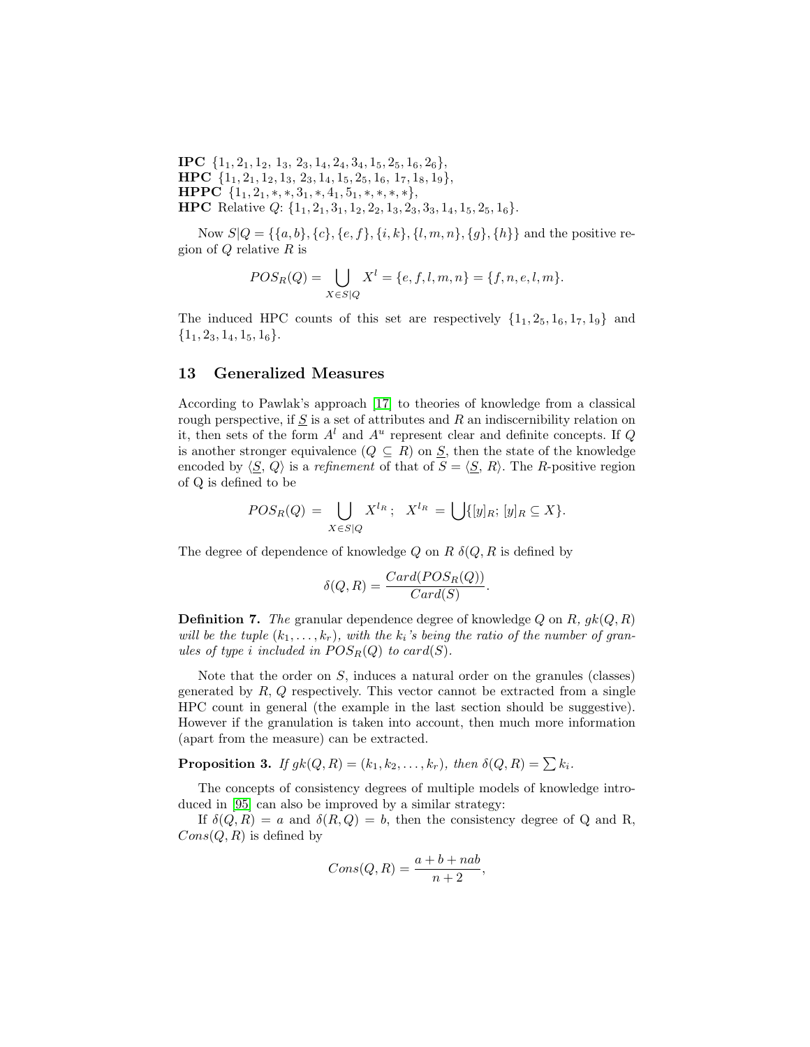**IPC** $\{1_1, 2_1, 1_2, 1_3, 2_3, 1_4, 2_4, 3_4, 1_5, 2_5, 1_6, 2_6\}$,
**HPC** $\{1_1, 2_1, 1_2, 1_3, 2_3, 1_4, 1_5, 2_5, 1_6, 1_7, 1_8, 1_9\}$,
**HPPC** $\{1_1, 2_1, *, *, 3_1, *, 4_1, 5_1, *, *, *, *\}$,
**HPC** Relative $Q$: $\{1_1, 2_1, 3_1, 1_2, 2_2, 1_3, 2_3, 3_3, 1_4, 1_5, 2_5, 1_6\}$.

Now $S|Q = \{\{a, b\}, \{c\}, \{e, f\}, \{i, k\}, \{l, m, n\}, \{g\}, \{h\}\}$ and the positive region of $Q$ relative $R$ is

$$POS_R(Q) = \bigcup_{X \in S|Q} X^l = \{e, f, l, m, n\} = \{f, n, e, l, m\}.$$

The induced HPC counts of this set are respectively $\{1_1, 2_5, 1_6, 1_7, 1_9\}$ and $\{1_1, 2_3, 1_4, 1_5, 1_6\}$.

## 13 Generalized Measures

According to Pawlak's approach [17] to theories of knowledge from a classical rough perspective, if $\underline{S}$ is a set of attributes and $R$ an indiscernibility relation on it, then sets of the form $A^l$ and $A^u$ represent clear and definite concepts. If $Q$ is another stronger equivalence ($Q \subseteq R$) on $\underline{S}$, then the state of the knowledge encoded by $\langle \underline{S}, Q\rangle$ is a *refinement* of that of $S = \langle \underline{S}, R\rangle$. The $R$-positive region of Q is defined to be

$$POS_R(Q) \;=\; \bigcup_{X \in S|Q} X^{l_R}\,; \quad X^{l_R} \;=\; \bigcup\{[y]_R;\, [y]_R \subseteq X\}.$$

The degree of dependence of knowledge $Q$ on $R$ $\delta(Q, R$ is defined by

$$\delta(Q, R) = \frac{Card(POS_R(Q))}{Card(S)}.$$

**Definition 7.** *The* granular dependence degree of knowledge *$Q$ on $R$, $gk(Q, R)$ will be the tuple $(k_1, \ldots, k_r)$, with the $k_i$'s being the ratio of the number of granules of type $i$ included in $POS_R(Q)$ to $card(S)$.*

Note that the order on $S$, induces a natural order on the granules (classes) generated by $R$, $Q$ respectively. This vector cannot be extracted from a single HPC count in general (the example in the last section should be suggestive). However if the granulation is taken into account, then much more information (apart from the measure) can be extracted.

**Proposition 3.** *If $gk(Q, R) = (k_1, k_2, \ldots, k_r)$, then $\delta(Q, R) = \sum k_i$.*

The concepts of consistency degrees of multiple models of knowledge introduced in [95] can also be improved by a similar strategy:

If $\delta(Q, R) = a$ and $\delta(R, Q) = b$, then the consistency degree of Q and R, $Cons(Q, R)$ is defined by

$$Cons(Q, R) = \frac{a + b + nab}{n + 2},$$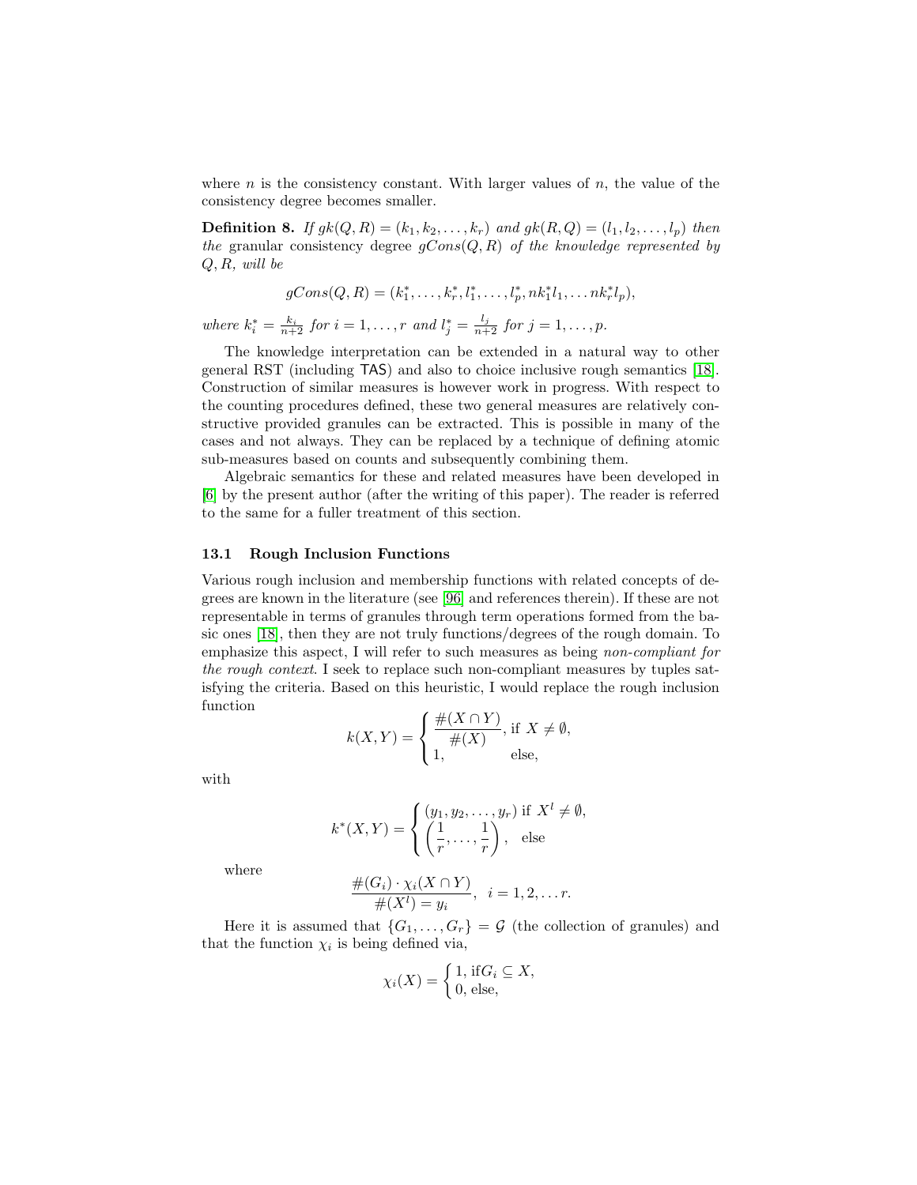where $n$ is the consistency constant. With larger values of $n$, the value of the consistency degree becomes smaller.

**Definition 8.** *If $gk(Q, R) = (k_1, k_2, \ldots, k_r)$ and $gk(R, Q) = (l_1, l_2, \ldots, l_p)$ then the* granular consistency degree *$gCons(Q, R)$ of the knowledge represented by $Q, R$, will be*

$$gCons(Q, R) = (k_1^*, \ldots, k_r^*, l_1^*, \ldots, l_p^*, nk_1^* l_1, \ldots nk_r^* l_p),$$

*where $k_i^* = \frac{k_i}{n+2}$ for $i = 1, \ldots, r$ and $l_j^* = \frac{l_j}{n+2}$ for $j = 1, \ldots, p$.*

The knowledge interpretation can be extended in a natural way to other general RST (including TAS) and also to choice inclusive rough semantics [18]. Construction of similar measures is however work in progress. With respect to the counting procedures defined, these two general measures are relatively constructive provided granules can be extracted. This is possible in many of the cases and not always. They can be replaced by a technique of defining atomic sub-measures based on counts and subsequently combining them.

Algebraic semantics for these and related measures have been developed in [6] by the present author (after the writing of this paper). The reader is referred to the same for a fuller treatment of this section.

### 13.1 Rough Inclusion Functions

Various rough inclusion and membership functions with related concepts of degrees are known in the literature (see [96] and references therein). If these are not representable in terms of granules through term operations formed from the basic ones [18], then they are not truly functions/degrees of the rough domain. To emphasize this aspect, I will refer to such measures as being *non-compliant for the rough context*. I seek to replace such non-compliant measures by tuples satisfying the criteria. Based on this heuristic, I would replace the rough inclusion function

$$k(X, Y) = \begin{cases} \dfrac{\#(X \cap Y)}{\#(X)}, & \text{if } X \neq \emptyset, \\ 1, & \text{else,} \end{cases}$$

with

$$k^*(X, Y) = \begin{cases} (y_1, y_2, \ldots, y_r) & \text{if } X^l \neq \emptyset, \\ \left(\dfrac{1}{r}, \ldots, \dfrac{1}{r}\right), & \text{else} \end{cases}$$

where

$$\frac{\#(G_i) \cdot \chi_i(X \cap Y)}{\#(X^l) = y_i}, \quad i = 1, 2, \ldots r.$$

Here it is assumed that $\{G_1, \ldots, G_r\} = \mathcal{G}$ (the collection of granules) and that the function $\chi_i$ is being defined via,

$$\chi_i(X) = \begin{cases} 1, \text{if} G_i \subseteq X, \\ 0, \text{else,} \end{cases}$$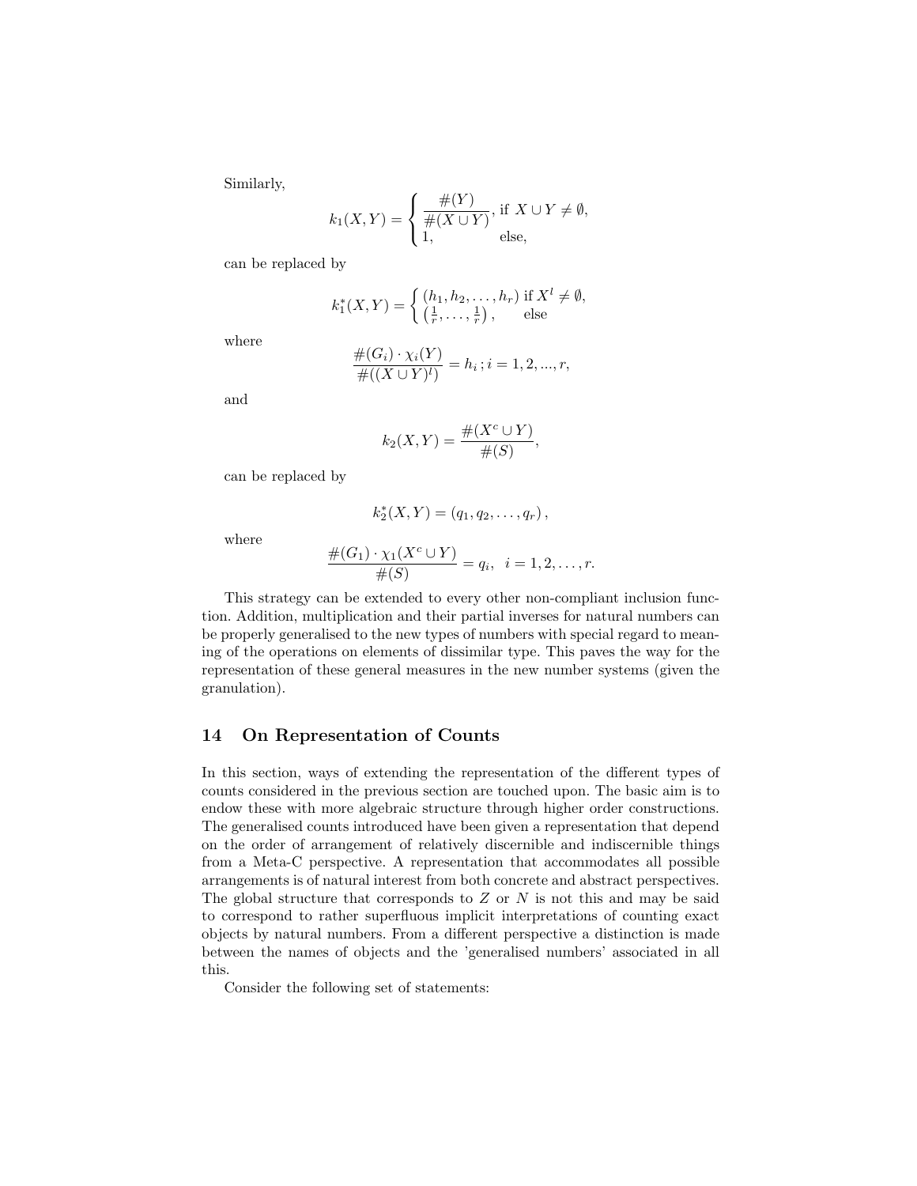Similarly,

$$k_1(X,Y) = \begin{cases} \dfrac{\#(Y)}{\#(X \cup Y)}, & \text{if } X \cup Y \neq \emptyset, \\ 1, & \text{else}, \end{cases}$$

can be replaced by

$$k_1^*(X,Y) = \begin{cases} (h_1, h_2, \ldots, h_r) & \text{if } X^l \neq \emptyset, \\ \left(\frac{1}{r}, \ldots, \frac{1}{r}\right), & \text{else} \end{cases}$$

where

$$\frac{\#(G_i) \cdot \chi_i(Y)}{\#((X \cup Y)^l)} = h_i \, ; i = 1, 2, ..., r,$$

and

$$k_2(X,Y) = \frac{\#(X^c \cup Y)}{\#(S)},$$

can be replaced by

$$k_2^*(X,Y) = (q_1, q_2, \ldots, q_r),$$

where

$$\frac{\#(G_1) \cdot \chi_1(X^c \cup Y)}{\#(S)} = q_i, \quad i = 1, 2, \ldots, r.$$

This strategy can be extended to every other non-compliant inclusion function. Addition, multiplication and their partial inverses for natural numbers can be properly generalised to the new types of numbers with special regard to meaning of the operations on elements of dissimilar type. This paves the way for the representation of these general measures in the new number systems (given the granulation).

## 14 On Representation of Counts

In this section, ways of extending the representation of the different types of counts considered in the previous section are touched upon. The basic aim is to endow these with more algebraic structure through higher order constructions. The generalised counts introduced have been given a representation that depend on the order of arrangement of relatively discernible and indiscernible things from a Meta-C perspective. A representation that accommodates all possible arrangements is of natural interest from both concrete and abstract perspectives. The global structure that corresponds to $Z$ or $N$ is not this and may be said to correspond to rather superfluous implicit interpretations of counting exact objects by natural numbers. From a different perspective a distinction is made between the names of objects and the 'generalised numbers' associated in all this.

Consider the following set of statements: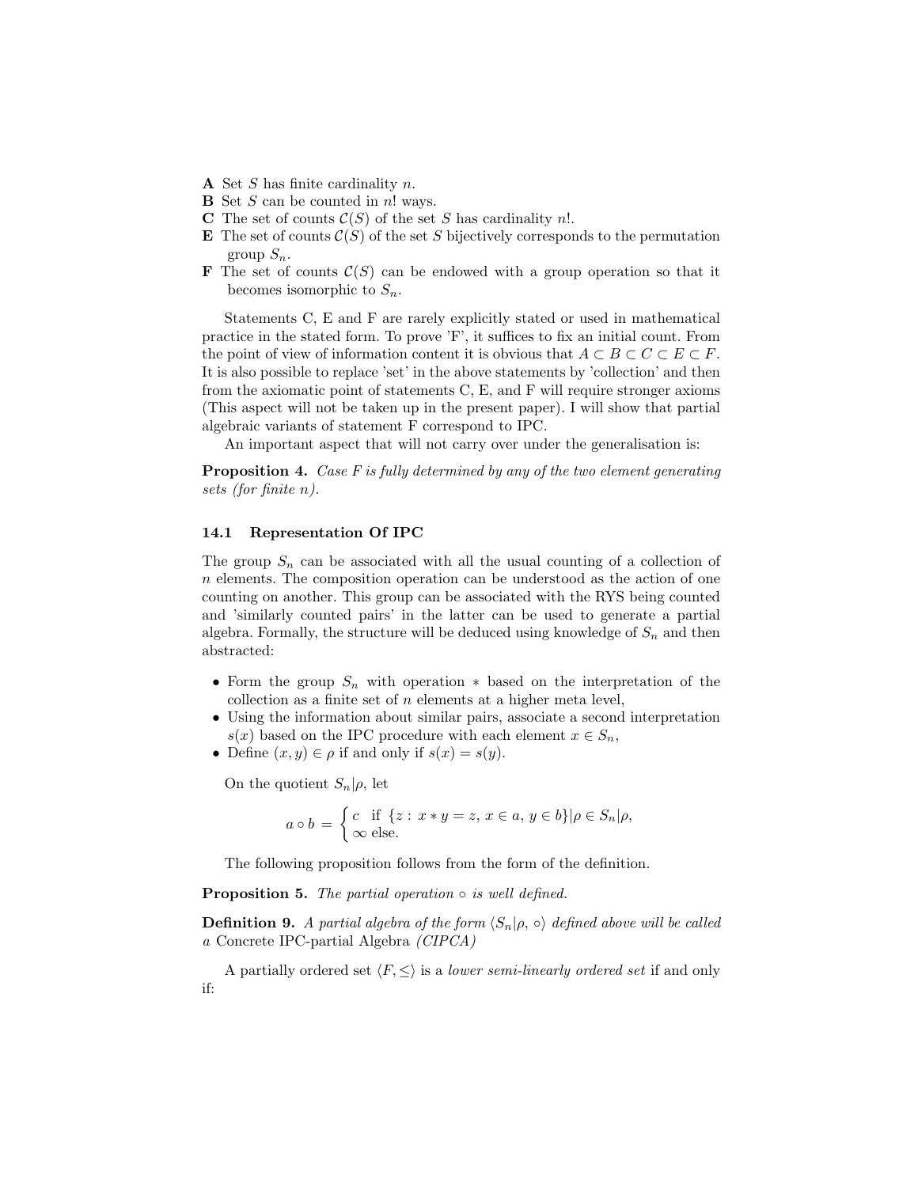**A** Set $S$ has finite cardinality $n$.
**B** Set $S$ can be counted in $n!$ ways.
**C** The set of counts $\mathcal{C}(S)$ of the set $S$ has cardinality $n!$.
**E** The set of counts $\mathcal{C}(S)$ of the set $S$ bijectively corresponds to the permutation group $S_n$.
**F** The set of counts $\mathcal{C}(S)$ can be endowed with a group operation so that it becomes isomorphic to $S_n$.

Statements C, E and F are rarely explicitly stated or used in mathematical practice in the stated form. To prove 'F', it suffices to fix an initial count. From the point of view of information content it is obvious that $A \subset B \subset C \subset E \subset F$. It is also possible to replace 'set' in the above statements by 'collection' and then from the axiomatic point of statements C, E, and F will require stronger axioms (This aspect will not be taken up in the present paper). I will show that partial algebraic variants of statement F correspond to IPC.

An important aspect that will not carry over under the generalisation is:

**Proposition 4.** *Case F is fully determined by any of the two element generating sets (for finite n).*

### 14.1 Representation Of IPC

The group $S_n$ can be associated with all the usual counting of a collection of $n$ elements. The composition operation can be understood as the action of one counting on another. This group can be associated with the RYS being counted and 'similarly counted pairs' in the latter can be used to generate a partial algebra. Formally, the structure will be deduced using knowledge of $S_n$ and then abstracted:

- Form the group $S_n$ with operation $*$ based on the interpretation of the collection as a finite set of $n$ elements at a higher meta level,
- Using the information about similar pairs, associate a second interpretation $s(x)$ based on the IPC procedure with each element $x \in S_n$,
- Define $(x, y) \in \rho$ if and only if $s(x) = s(y)$.

On the quotient $S_n|\rho$, let

$$a \circ b = \begin{cases} c & \text{if } \{z : \, x * y = z, \, x \in a, \, y \in b\}|\rho \in S_n|\rho, \\ \infty & \text{else.} \end{cases}$$

The following proposition follows from the form of the definition.

**Proposition 5.** *The partial operation $\circ$ is well defined.*

**Definition 9.** *A partial algebra of the form $\langle S_n|\rho, \circ\rangle$ defined above will be called a* Concrete IPC-partial Algebra *(CIPCA)*

A partially ordered set $\langle F, \leq\rangle$ is a *lower semi-linearly ordered set* if and only if: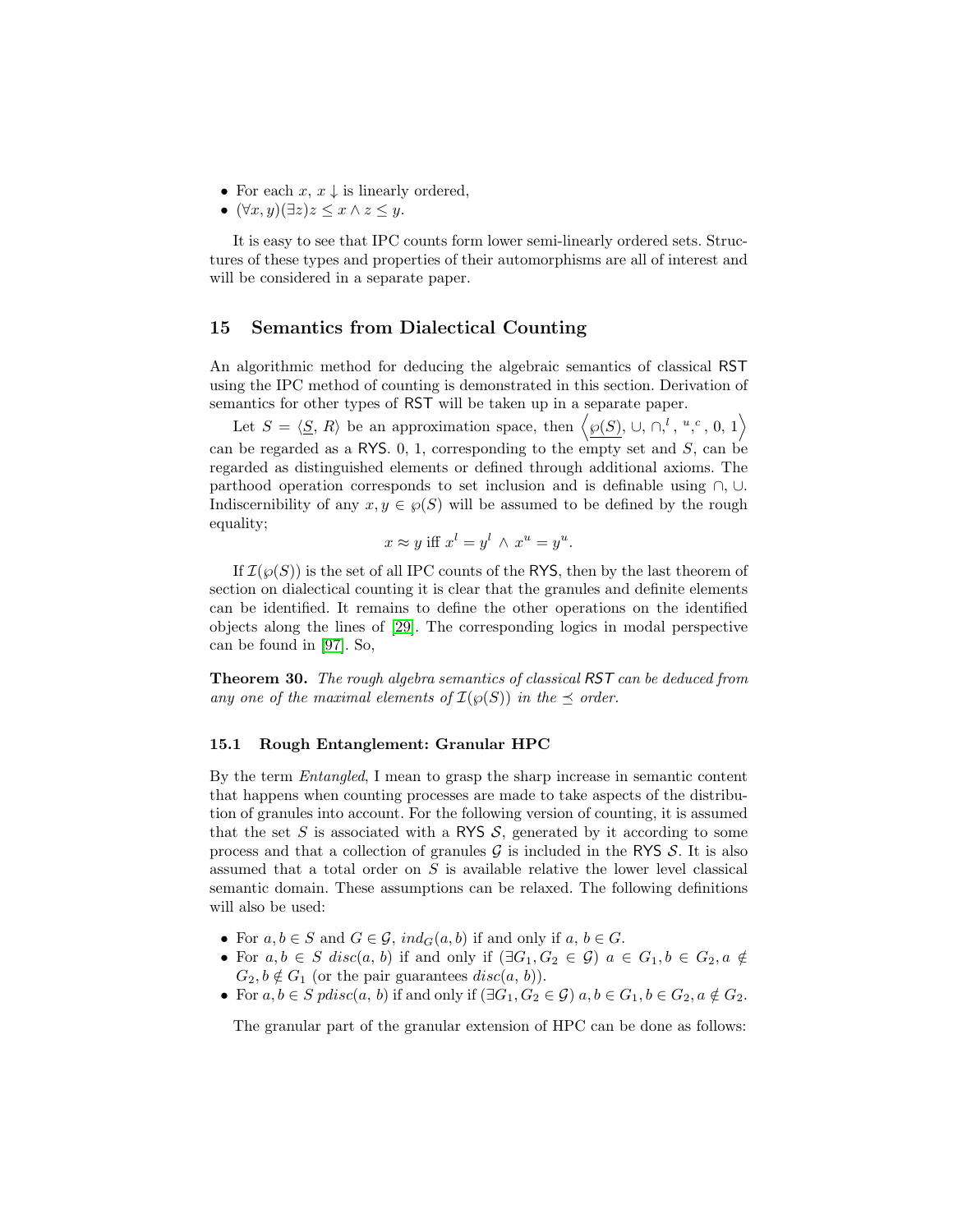- For each $x$, $x \downarrow$ is linearly ordered,
- $(\forall x, y)(\exists z) z \leq x \wedge z \leq y$.

It is easy to see that IPC counts form lower semi-linearly ordered sets. Structures of these types and properties of their automorphisms are all of interest and will be considered in a separate paper.

## 15 Semantics from Dialectical Counting

An algorithmic method for deducing the algebraic semantics of classical RST using the IPC method of counting is demonstrated in this section. Derivation of semantics for other types of RST will be taken up in a separate paper.

Let $S = \langle \underline{S}, R \rangle$ be an approximation space, then $\left\langle \underline{\wp(S)}, \cup, \cap, ^l, ^u, ^c, 0, 1 \right\rangle$ can be regarded as a RYS. 0, 1, corresponding to the empty set and $S$, can be regarded as distinguished elements or defined through additional axioms. The parthood operation corresponds to set inclusion and is definable using $\cap, \cup$. Indiscernibility of any $x, y \in \wp(S)$ will be assumed to be defined by the rough equality;

$$x \approx y \text{ iff } x^l = y^l \wedge x^u = y^u.$$

If $\mathcal{I}(\wp(S))$ is the set of all IPC counts of the RYS, then by the last theorem of section on dialectical counting it is clear that the granules and definite elements can be identified. It remains to define the other operations on the identified objects along the lines of [29]. The corresponding logics in modal perspective can be found in [97]. So,

**Theorem 30.** *The rough algebra semantics of classical RST can be deduced from any one of the maximal elements of $\mathcal{I}(\wp(S))$ in the $\preceq$ order.*

### 15.1 Rough Entanglement: Granular HPC

By the term *Entangled*, I mean to grasp the sharp increase in semantic content that happens when counting processes are made to take aspects of the distribution of granules into account. For the following version of counting, it is assumed that the set $S$ is associated with a RYS $\mathcal{S}$, generated by it according to some process and that a collection of granules $\mathcal{G}$ is included in the RYS $\mathcal{S}$. It is also assumed that a total order on $S$ is available relative the lower level classical semantic domain. These assumptions can be relaxed. The following definitions will also be used:

- For $a, b \in S$ and $G \in \mathcal{G}$, $ind_G(a, b)$ if and only if $a, b \in G$.
- For $a, b \in S$ $disc(a, b)$ if and only if $(\exists G_1, G_2 \in \mathcal{G})$ $a \in G_1, b \in G_2, a \notin G_2, b \notin G_1$ (or the pair guarantees $disc(a, b)$).
- For $a, b \in S$ $pdisc(a, b)$ if and only if $(\exists G_1, G_2 \in \mathcal{G})$ $a, b \in G_1, b \in G_2, a \notin G_2$.

The granular part of the granular extension of HPC can be done as follows: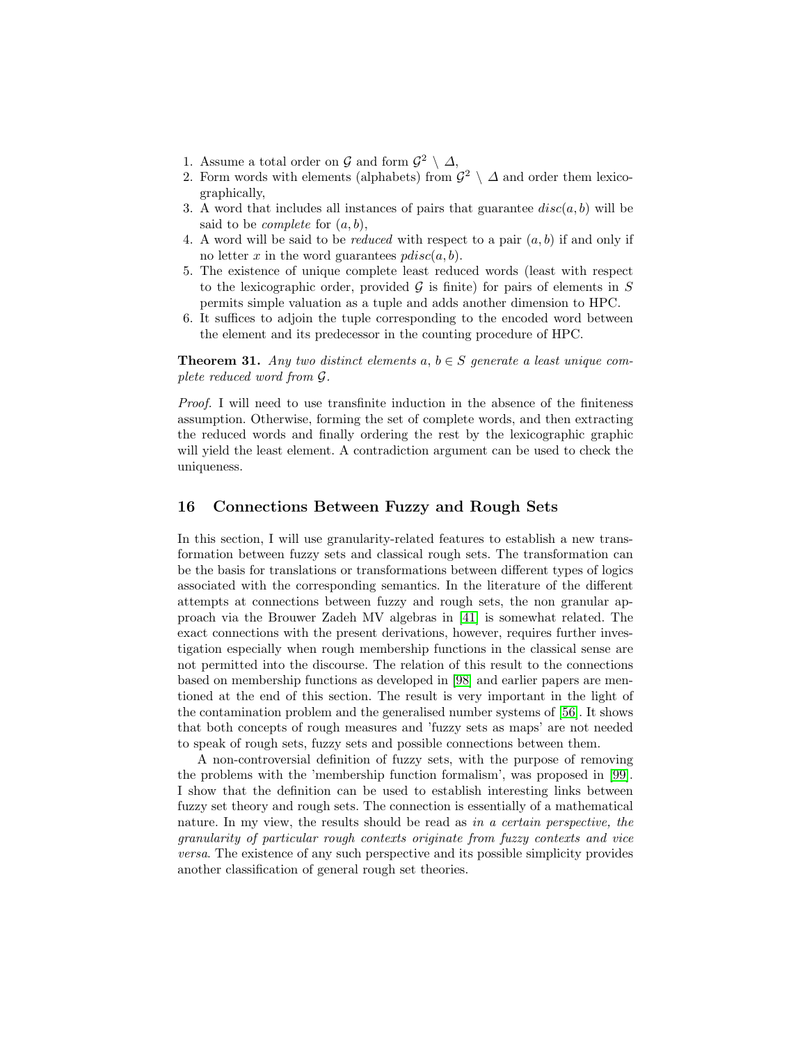1. Assume a total order on $\mathcal{G}$ and form $\mathcal{G}^2 \setminus \Delta$,
2. Form words with elements (alphabets) from $\mathcal{G}^2 \setminus \Delta$ and order them lexicographically,
3. A word that includes all instances of pairs that guarantee $disc(a, b)$ will be said to be *complete* for $(a, b)$,
4. A word will be said to be *reduced* with respect to a pair $(a, b)$ if and only if no letter $x$ in the word guarantees $pdisc(a, b)$.
5. The existence of unique complete least reduced words (least with respect to the lexicographic order, provided $\mathcal{G}$ is finite) for pairs of elements in $S$ permits simple valuation as a tuple and adds another dimension to HPC.
6. It suffices to adjoin the tuple corresponding to the encoded word between the element and its predecessor in the counting procedure of HPC.

**Theorem 31.** *Any two distinct elements $a, b \in S$ generate a least unique complete reduced word from $\mathcal{G}$.*

*Proof.* I will need to use transfinite induction in the absence of the finiteness assumption. Otherwise, forming the set of complete words, and then extracting the reduced words and finally ordering the rest by the lexicographic graphic will yield the least element. A contradiction argument can be used to check the uniqueness.

## 16 Connections Between Fuzzy and Rough Sets

In this section, I will use granularity-related features to establish a new transformation between fuzzy sets and classical rough sets. The transformation can be the basis for translations or transformations between different types of logics associated with the corresponding semantics. In the literature of the different attempts at connections between fuzzy and rough sets, the non granular approach via the Brouwer Zadeh MV algebras in [41] is somewhat related. The exact connections with the present derivations, however, requires further investigation especially when rough membership functions in the classical sense are not permitted into the discourse. The relation of this result to the connections based on membership functions as developed in [98] and earlier papers are mentioned at the end of this section. The result is very important in the light of the contamination problem and the generalised number systems of [56]. It shows that both concepts of rough measures and 'fuzzy sets as maps' are not needed to speak of rough sets, fuzzy sets and possible connections between them.

A non-controversial definition of fuzzy sets, with the purpose of removing the problems with the 'membership function formalism', was proposed in [99]. I show that the definition can be used to establish interesting links between fuzzy set theory and rough sets. The connection is essentially of a mathematical nature. In my view, the results should be read as *in a certain perspective, the granularity of particular rough contexts originate from fuzzy contexts and vice versa*. The existence of any such perspective and its possible simplicity provides another classification of general rough set theories.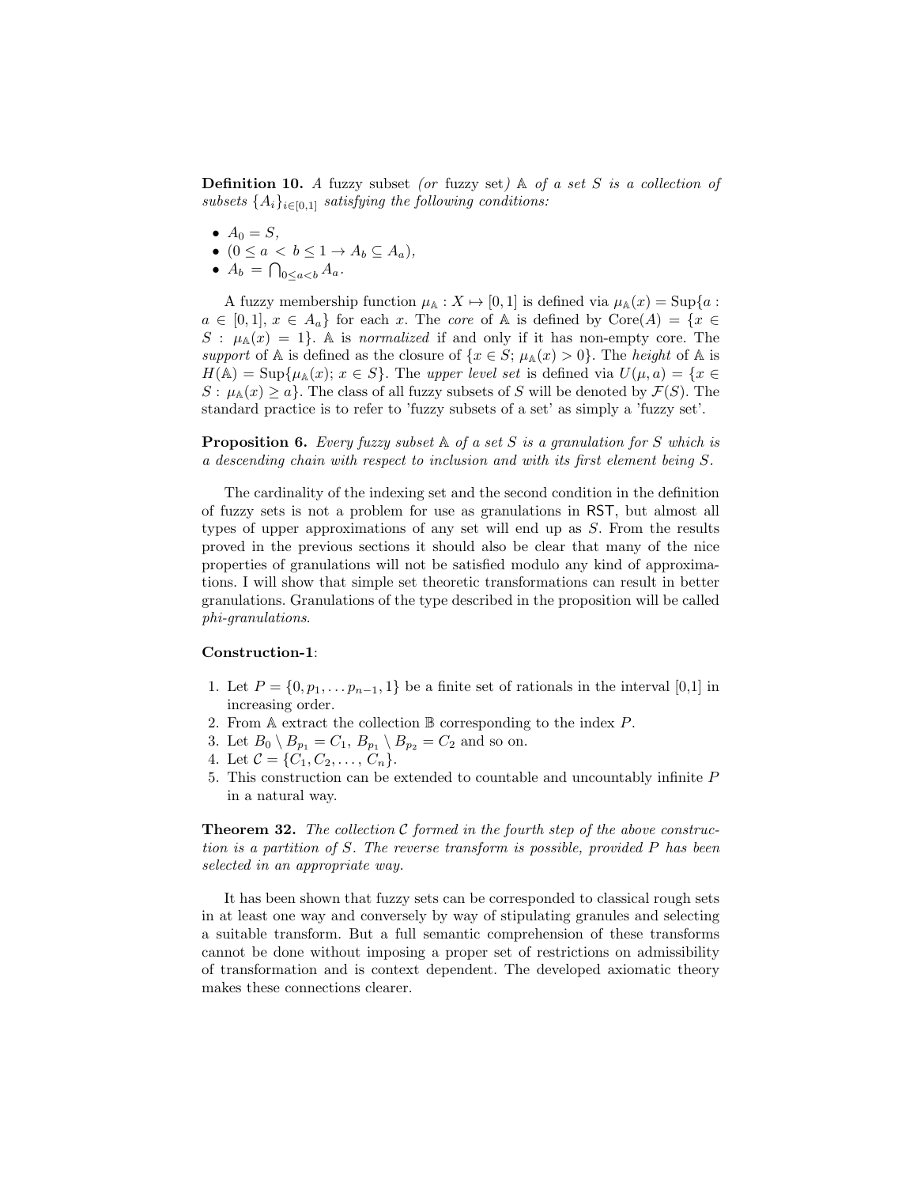**Definition 10.** *A* fuzzy subset *(or* fuzzy set*)* $\mathbb{A}$ *of a set* $S$ *is a collection of subsets* $\{A_i\}_{i \in [0,1]}$ *satisfying the following conditions:*

- $A_0 = S$,
- $(0 \leq a < b \leq 1 \rightarrow A_b \subseteq A_a)$,
- $A_b = \bigcap_{0 \leq a < b} A_a$.

A fuzzy membership function $\mu_{\mathbb{A}} : X \mapsto [0,1]$ is defined via $\mu_{\mathbb{A}}(x) = \mathrm{Sup}\{a : a \in [0,1],\, x \in A_a\}$ for each $x$. The *core* of $\mathbb{A}$ is defined by $\mathrm{Core}(A) = \{x \in S : \mu_{\mathbb{A}}(x) = 1\}$. $\mathbb{A}$ is *normalized* if and only if it has non-empty core. The *support* of $\mathbb{A}$ is defined as the closure of $\{x \in S;\, \mu_{\mathbb{A}}(x) > 0\}$. The *height* of $\mathbb{A}$ is $H(\mathbb{A}) = \mathrm{Sup}\{\mu_{\mathbb{A}}(x);\, x \in S\}$. The *upper level set* is defined via $U(\mu, a) = \{x \in S : \mu_{\mathbb{A}}(x) \geq a\}$. The class of all fuzzy subsets of $S$ will be denoted by $\mathcal{F}(S)$. The standard practice is to refer to 'fuzzy subsets of a set' as simply a 'fuzzy set'.

**Proposition 6.** *Every fuzzy subset* $\mathbb{A}$ *of a set* $S$ *is a granulation for* $S$ *which is a descending chain with respect to inclusion and with its first element being* $S$.

The cardinality of the indexing set and the second condition in the definition of fuzzy sets is not a problem for use as granulations in RST, but almost all types of upper approximations of any set will end up as $S$. From the results proved in the previous sections it should also be clear that many of the nice properties of granulations will not be satisfied modulo any kind of approximations. I will show that simple set theoretic transformations can result in better granulations. Granulations of the type described in the proposition will be called *phi-granulations*.

**Construction-1**:

1. Let $P = \{0, p_1, \ldots p_{n-1}, 1\}$ be a finite set of rationals in the interval [0,1] in increasing order.
2. From $\mathbb{A}$ extract the collection $\mathbb{B}$ corresponding to the index $P$.
3. Let $B_0 \setminus B_{p_1} = C_1$, $B_{p_1} \setminus B_{p_2} = C_2$ and so on.
4. Let $\mathcal{C} = \{C_1, C_2, \ldots, C_n\}$.
5. This construction can be extended to countable and uncountably infinite $P$ in a natural way.

**Theorem 32.** *The collection* $\mathcal{C}$ *formed in the fourth step of the above construction is a partition of* $S$. *The reverse transform is possible, provided* $P$ *has been selected in an appropriate way.*

It has been shown that fuzzy sets can be corresponded to classical rough sets in at least one way and conversely by way of stipulating granules and selecting a suitable transform. But a full semantic comprehension of these transforms cannot be done without imposing a proper set of restrictions on admissibility of transformation and is context dependent. The developed axiomatic theory makes these connections clearer.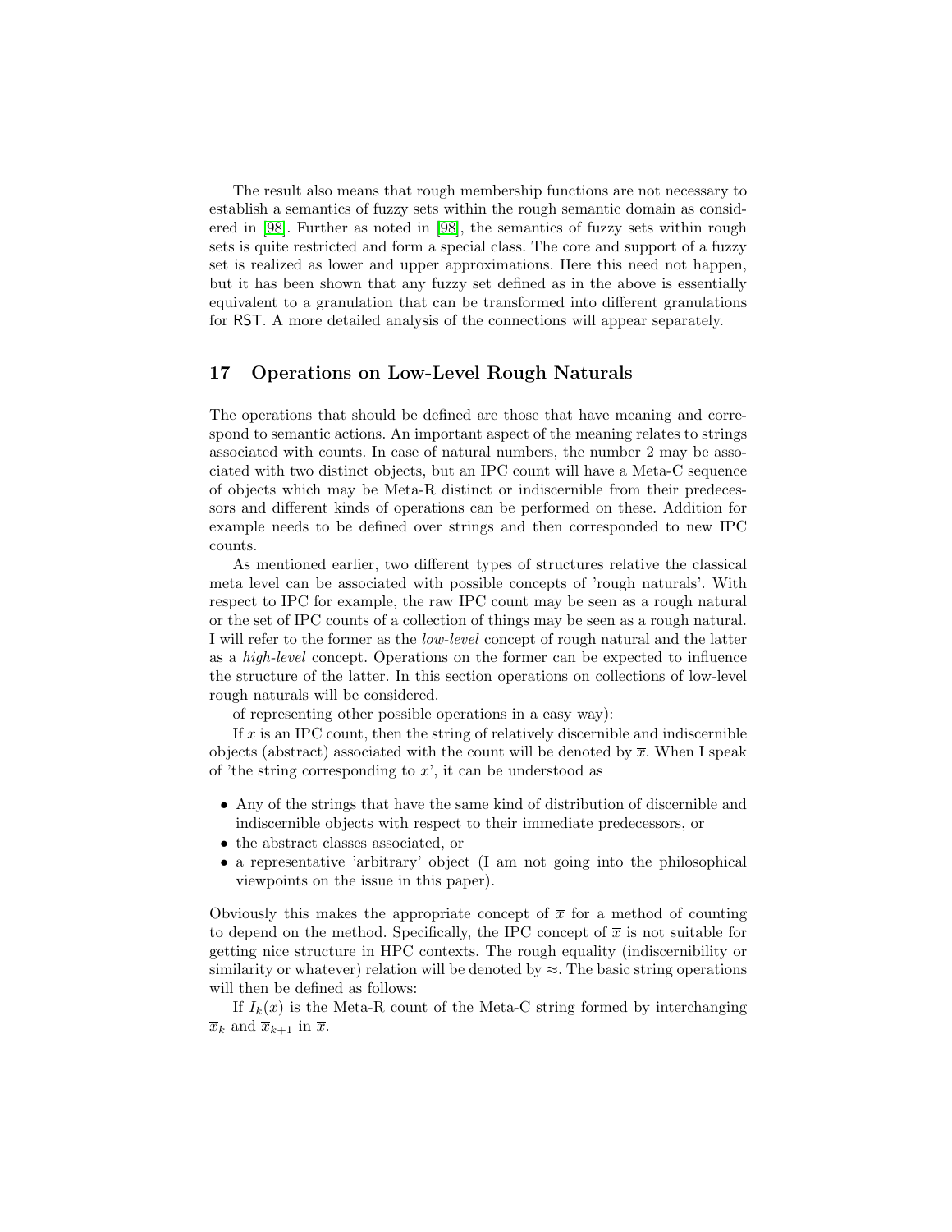The result also means that rough membership functions are not necessary to establish a semantics of fuzzy sets within the rough semantic domain as considered in [98]. Further as noted in [98], the semantics of fuzzy sets within rough sets is quite restricted and form a special class. The core and support of a fuzzy set is realized as lower and upper approximations. Here this need not happen, but it has been shown that any fuzzy set defined as in the above is essentially equivalent to a granulation that can be transformed into different granulations for RST. A more detailed analysis of the connections will appear separately.

## 17 Operations on Low-Level Rough Naturals

The operations that should be defined are those that have meaning and correspond to semantic actions. An important aspect of the meaning relates to strings associated with counts. In case of natural numbers, the number 2 may be associated with two distinct objects, but an IPC count will have a Meta-C sequence of objects which may be Meta-R distinct or indiscernible from their predecessors and different kinds of operations can be performed on these. Addition for example needs to be defined over strings and then corresponded to new IPC counts.

As mentioned earlier, two different types of structures relative the classical meta level can be associated with possible concepts of 'rough naturals'. With respect to IPC for example, the raw IPC count may be seen as a rough natural or the set of IPC counts of a collection of things may be seen as a rough natural. I will refer to the former as the *low-level* concept of rough natural and the latter as a *high-level* concept. Operations on the former can be expected to influence the structure of the latter. In this section operations on collections of low-level rough naturals will be considered.

of representing other possible operations in a easy way):

If $x$ is an IPC count, then the string of relatively discernible and indiscernible objects (abstract) associated with the count will be denoted by $\overline{x}$. When I speak of 'the string corresponding to $x$', it can be understood as

- Any of the strings that have the same kind of distribution of discernible and indiscernible objects with respect to their immediate predecessors, or
- the abstract classes associated, or
- a representative 'arbitrary' object (I am not going into the philosophical viewpoints on the issue in this paper).

Obviously this makes the appropriate concept of $\overline{x}$ for a method of counting to depend on the method. Specifically, the IPC concept of $\overline{x}$ is not suitable for getting nice structure in HPC contexts. The rough equality (indiscernibility or similarity or whatever) relation will be denoted by $\approx$. The basic string operations will then be defined as follows:

If $I_k(x)$ is the Meta-R count of the Meta-C string formed by interchanging $\overline{x}_k$ and $\overline{x}_{k+1}$ in $\overline{x}$.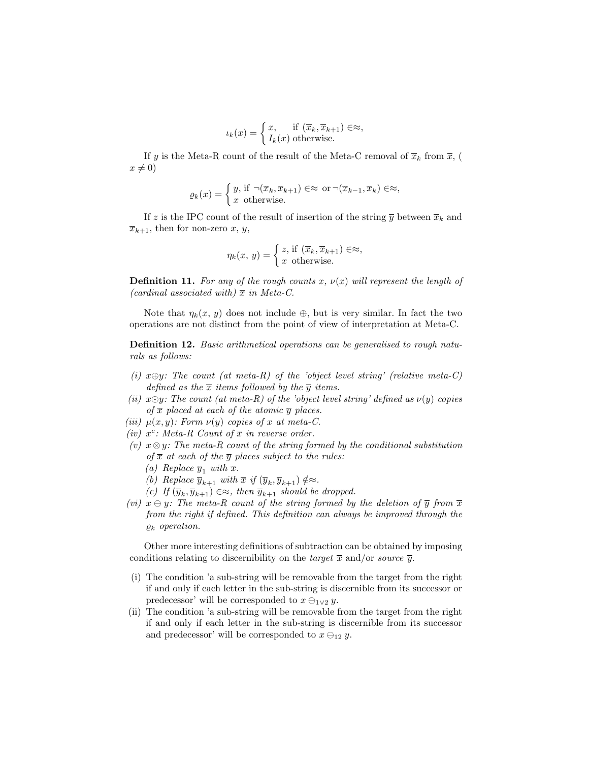$$\iota_k(x) = \begin{cases} x, & \text{if } (\overline{x}_k, \overline{x}_{k+1}) \in \approx, \\ I_k(x) & \text{otherwise.} \end{cases}$$

If $y$ is the Meta-R count of the result of the Meta-C removal of $\overline{x}_k$ from $\overline{x}$, ( $x \neq 0$)

$$\varrho_k(x) = \begin{cases} y, \text{ if } \neg(\overline{x}_k, \overline{x}_{k+1}) \in \approx \text{ or } \neg(\overline{x}_{k-1}, \overline{x}_k) \in \approx, \\ x \text{ otherwise.} \end{cases}$$

If $z$ is the IPC count of the result of insertion of the string $\overline{y}$ between $\overline{x}_k$ and $\overline{x}_{k+1}$, then for non-zero $x$, $y$,

$$\eta_k(x,\, y) = \begin{cases} z, \text{ if } (\overline{x}_k, \overline{x}_{k+1}) \in \approx, \\ x \text{ otherwise.} \end{cases}$$

**Definition 11.** *For any of the rough counts $x$, $\nu(x)$ will represent the length of (cardinal associated with) $\overline{x}$ in Meta-C.*

Note that $\eta_k(x,\, y)$ does not include $\oplus$, but is very similar. In fact the two operations are not distinct from the point of view of interpretation at Meta-C.

**Definition 12.** *Basic arithmetical operations can be generalised to rough naturals as follows:*

- *(i) $x \oplus y$: The count (at meta-R) of the 'object level string' (relative meta-C) defined as the $\overline{x}$ items followed by the $\overline{y}$ items.*
- *(ii) $x \odot y$: The count (at meta-R) of the 'object level string' defined as $\nu(y)$ copies of $\overline{x}$ placed at each of the atomic $\overline{y}$ places.*
- *(iii) $\mu(x, y)$: Form $\nu(y)$ copies of $x$ at meta-C.*
- *(iv) $x^c$: Meta-R Count of $\overline{x}$ in reverse order.*
- *(v) $x \otimes y$: The meta-R count of the string formed by the conditional substitution of $\overline{x}$ at each of the $\overline{y}$ places subject to the rules:*
  - *(a) Replace $\overline{y}_1$ with $\overline{x}$.*
  - *(b) Replace $\overline{y}_{k+1}$ with $\overline{x}$ if $(\overline{y}_k, \overline{y}_{k+1}) \notin \approx$.*
  - *(c) If $(\overline{y}_k, \overline{y}_{k+1}) \in \approx$, then $\overline{y}_{k+1}$ should be dropped.*
- *(vi) $x \ominus y$: The meta-R count of the string formed by the deletion of $\overline{y}$ from $\overline{x}$ from the right if defined. This definition can always be improved through the $\varrho_k$ operation.*

Other more interesting definitions of subtraction can be obtained by imposing conditions relating to discernibility on the *target* $\overline{x}$ and/or *source* $\overline{y}$.

- (i) The condition 'a sub-string will be removable from the target from the right if and only if each letter in the sub-string is discernible from its successor or predecessor' will be corresponded to $x \ominus_{1\vee 2} y$.
- (ii) The condition 'a sub-string will be removable from the target from the right if and only if each letter in the sub-string is discernible from its successor and predecessor' will be corresponded to $x \ominus_{12} y$.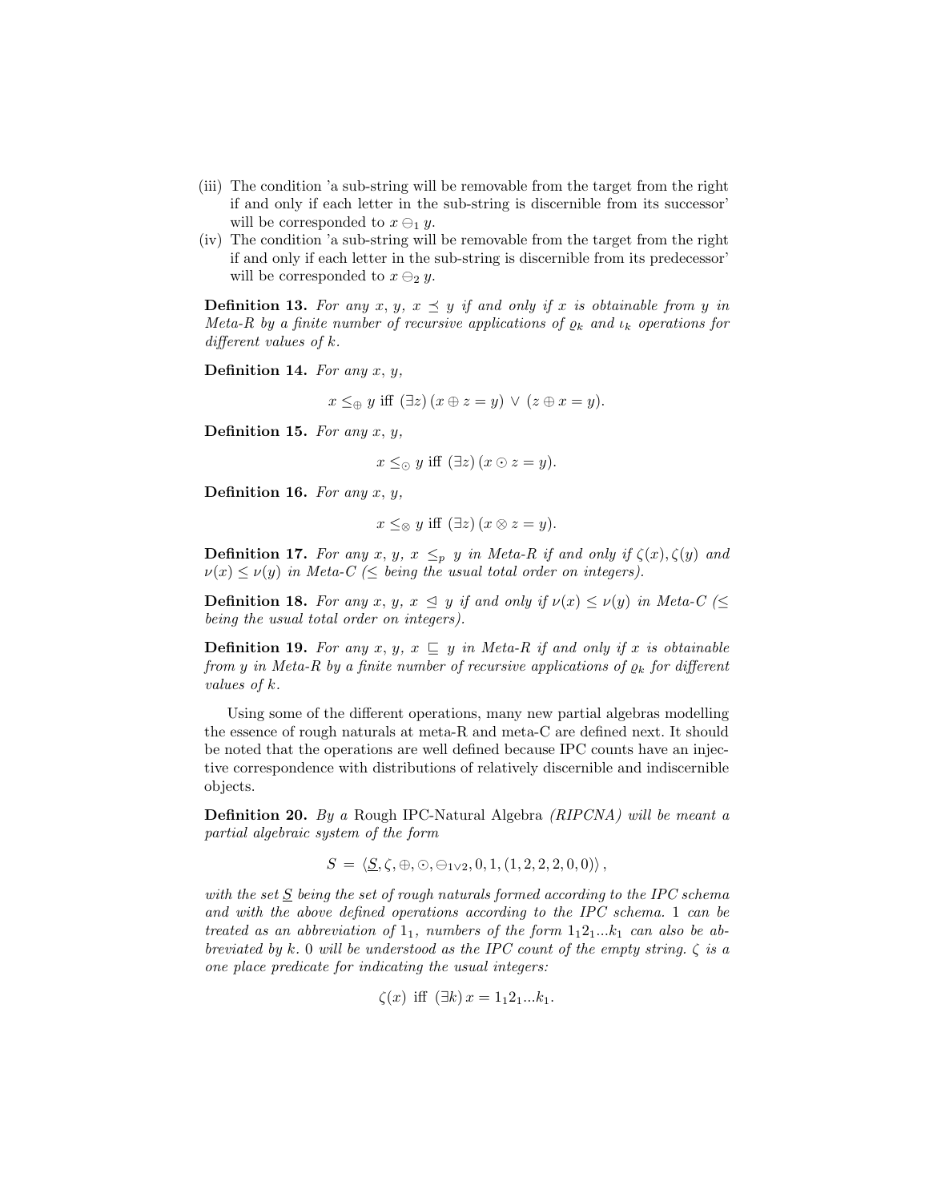(iii) The condition 'a sub-string will be removable from the target from the right if and only if each letter in the sub-string is discernible from its successor' will be corresponded to $x \ominus_1 y$.

(iv) The condition 'a sub-string will be removable from the target from the right if and only if each letter in the sub-string is discernible from its predecessor' will be corresponded to $x \ominus_2 y$.

**Definition 13.** *For any $x$, $y$, $x \preceq y$ if and only if $x$ is obtainable from $y$ in Meta-R by a finite number of recursive applications of $\varrho_k$ and $\iota_k$ operations for different values of $k$.*

**Definition 14.** *For any $x$, $y$,*

$$x \leq_{\oplus} y \text{ iff } (\exists z)\,(x \oplus z = y) \,\vee\, (z \oplus x = y).$$

**Definition 15.** *For any $x$, $y$,*

$$x \leq_{\odot} y \text{ iff } (\exists z)\,(x \odot z = y).$$

**Definition 16.** *For any $x$, $y$,*

$$x \leq_{\otimes} y \text{ iff } (\exists z)\,(x \otimes z = y).$$

**Definition 17.** *For any $x$, $y$, $x \leq_p y$ in Meta-R if and only if $\zeta(x), \zeta(y)$ and $\nu(x) \leq \nu(y)$ in Meta-C ($\leq$ being the usual total order on integers).*

**Definition 18.** *For any $x$, $y$, $x \trianglelefteq y$ if and only if $\nu(x) \leq \nu(y)$ in Meta-C ($\leq$ being the usual total order on integers).*

**Definition 19.** *For any $x$, $y$, $x \sqsubseteq y$ in Meta-R if and only if $x$ is obtainable from $y$ in Meta-R by a finite number of recursive applications of $\varrho_k$ for different values of $k$.*

Using some of the different operations, many new partial algebras modelling the essence of rough naturals at meta-R and meta-C are defined next. It should be noted that the operations are well defined because IPC counts have an injective correspondence with distributions of relatively discernible and indiscernible objects.

**Definition 20.** *By a* Rough IPC-Natural Algebra *(RIPCNA) will be meant a partial algebraic system of the form*

$$S = \langle \underline{S}, \zeta, \oplus, \odot, \ominus_{1\vee 2}, 0, 1, (1, 2, 2, 2, 0, 0) \rangle,$$

*with the set $\underline{S}$ being the set of rough naturals formed according to the IPC schema and with the above defined operations according to the IPC schema. 1 can be treated as an abbreviation of $1_1$, numbers of the form $1_1 2_1 ... k_1$ can also be abbreviated by $k$. 0 will be understood as the IPC count of the empty string. $\zeta$ is a one place predicate for indicating the usual integers:*

$$\zeta(x) \text{ iff } (\exists k)\, x = 1_1 2_1 ... k_1.$$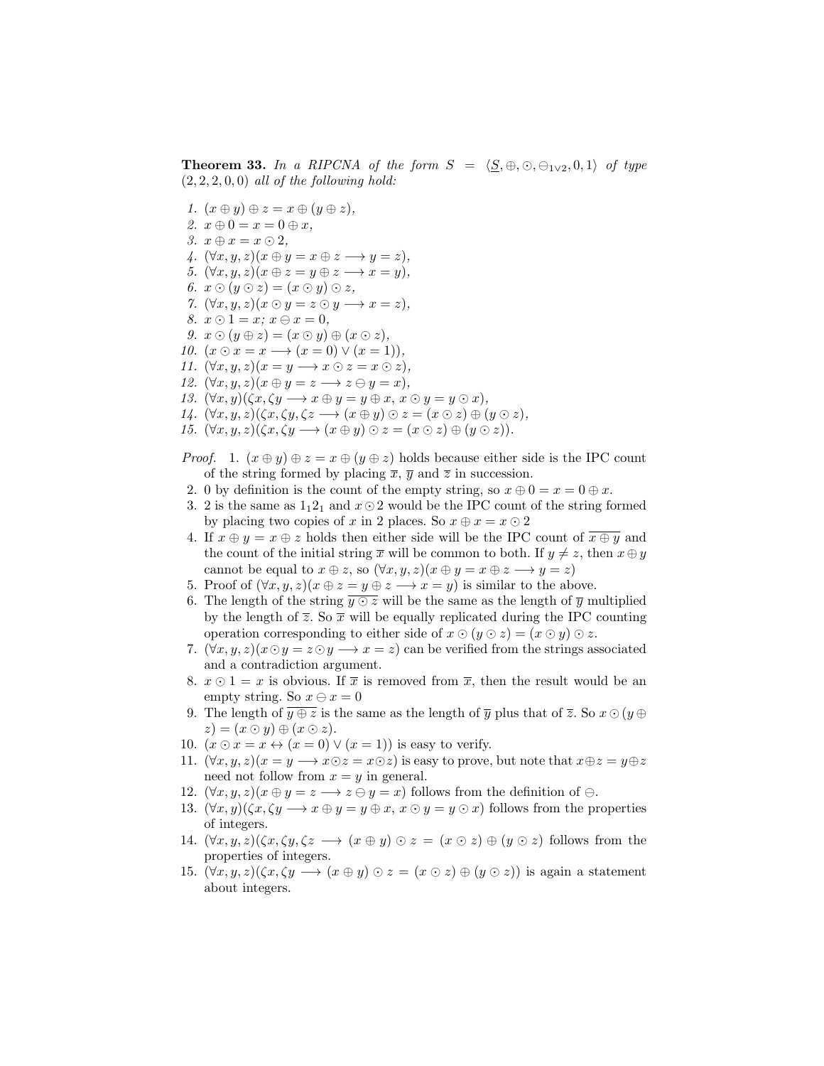**Theorem 33.** *In a RIPCNA of the form $S = \langle \underline{S}, \oplus, \odot, \ominus_{1\vee 2}, 0, 1\rangle$ of type $(2, 2, 2, 0, 0)$ all of the following hold:*

1. $(x \oplus y) \oplus z = x \oplus (y \oplus z)$,
2. $x \oplus 0 = x = 0 \oplus x$,
3. $x \oplus x = x \odot 2$,
4. $(\forall x, y, z)(x \oplus y = x \oplus z \longrightarrow y = z)$,
5. $(\forall x, y, z)(x \oplus z = y \oplus z \longrightarrow x = y)$,
6. $x \odot (y \odot z) = (x \odot y) \odot z$,
7. $(\forall x, y, z)(x \odot y = z \odot y \longrightarrow x = z)$,
8. $x \odot 1 = x$; $x \ominus x = 0$,
9. $x \odot (y \oplus z) = (x \odot y) \oplus (x \odot z)$,
10. $(x \odot x = x \longrightarrow (x = 0) \vee (x = 1))$,
11. $(\forall x, y, z)(x = y \longrightarrow x \odot z = x \odot z)$,
12. $(\forall x, y, z)(x \oplus y = z \longrightarrow z \ominus y = x)$,
13. $(\forall x, y)(\zeta x, \zeta y \longrightarrow x \oplus y = y \oplus x,\ x \odot y = y \odot x)$,
14. $(\forall x, y, z)(\zeta x, \zeta y, \zeta z \longrightarrow (x \oplus y) \odot z = (x \odot z) \oplus (y \odot z)$,
15. $(\forall x, y, z)(\zeta x, \zeta y \longrightarrow (x \oplus y) \odot z = (x \odot z) \oplus (y \odot z))$.

*Proof.*

1. $(x \oplus y) \oplus z = x \oplus (y \oplus z)$ holds because either side is the IPC count of the string formed by placing $\overline{x}$, $\overline{y}$ and $\overline{z}$ in succession.
2. 0 by definition is the count of the empty string, so $x \oplus 0 = x = 0 \oplus x$.
3. 2 is the same as $1_1 2_1$ and $x \odot 2$ would be the IPC count of the string formed by placing two copies of $x$ in 2 places. So $x \oplus x = x \odot 2$
4. If $x \oplus y = x \oplus z$ holds then either side will be the IPC count of $\overline{x \oplus y}$ and the count of the initial string $\overline{x}$ will be common to both. If $y \neq z$, then $x \oplus y$ cannot be equal to $x \oplus z$, so $(\forall x, y, z)(x \oplus y = x \oplus z \longrightarrow y = z)$
5. Proof of $(\forall x, y, z)(x \oplus z = y \oplus z \longrightarrow x = y)$ is similar to the above.
6. The length of the string $\overline{y \odot z}$ will be the same as the length of $\overline{y}$ multiplied by the length of $\overline{z}$. So $\overline{x}$ will be equally replicated during the IPC counting operation corresponding to either side of $x \odot (y \odot z) = (x \odot y) \odot z$.
7. $(\forall x, y, z)(x \odot y = z \odot y \longrightarrow x = z)$ can be verified from the strings associated and a contradiction argument.
8. $x \odot 1 = x$ is obvious. If $\overline{x}$ is removed from $\overline{x}$, then the result would be an empty string. So $x \ominus x = 0$
9. The length of $\overline{y \oplus z}$ is the same as the length of $\overline{y}$ plus that of $\overline{z}$. So $x \odot (y \oplus z) = (x \odot y) \oplus (x \odot z)$.
10. $(x \odot x = x \leftrightarrow (x = 0) \vee (x = 1))$ is easy to verify.
11. $(\forall x, y, z)(x = y \longrightarrow x \odot z = x \odot z)$ is easy to prove, but note that $x \oplus z = y \oplus z$ need not follow from $x = y$ in general.
12. $(\forall x, y, z)(x \oplus y = z \longrightarrow z \ominus y = x)$ follows from the definition of $\ominus$.
13. $(\forall x, y)(\zeta x, \zeta y \longrightarrow x \oplus y = y \oplus x,\ x \odot y = y \odot x)$ follows from the properties of integers.
14. $(\forall x, y, z)(\zeta x, \zeta y, \zeta z \longrightarrow (x \oplus y) \odot z = (x \odot z) \oplus (y \odot z)$ follows from the properties of integers.
15. $(\forall x, y, z)(\zeta x, \zeta y \longrightarrow (x \oplus y) \odot z = (x \odot z) \oplus (y \odot z))$ is again a statement about integers.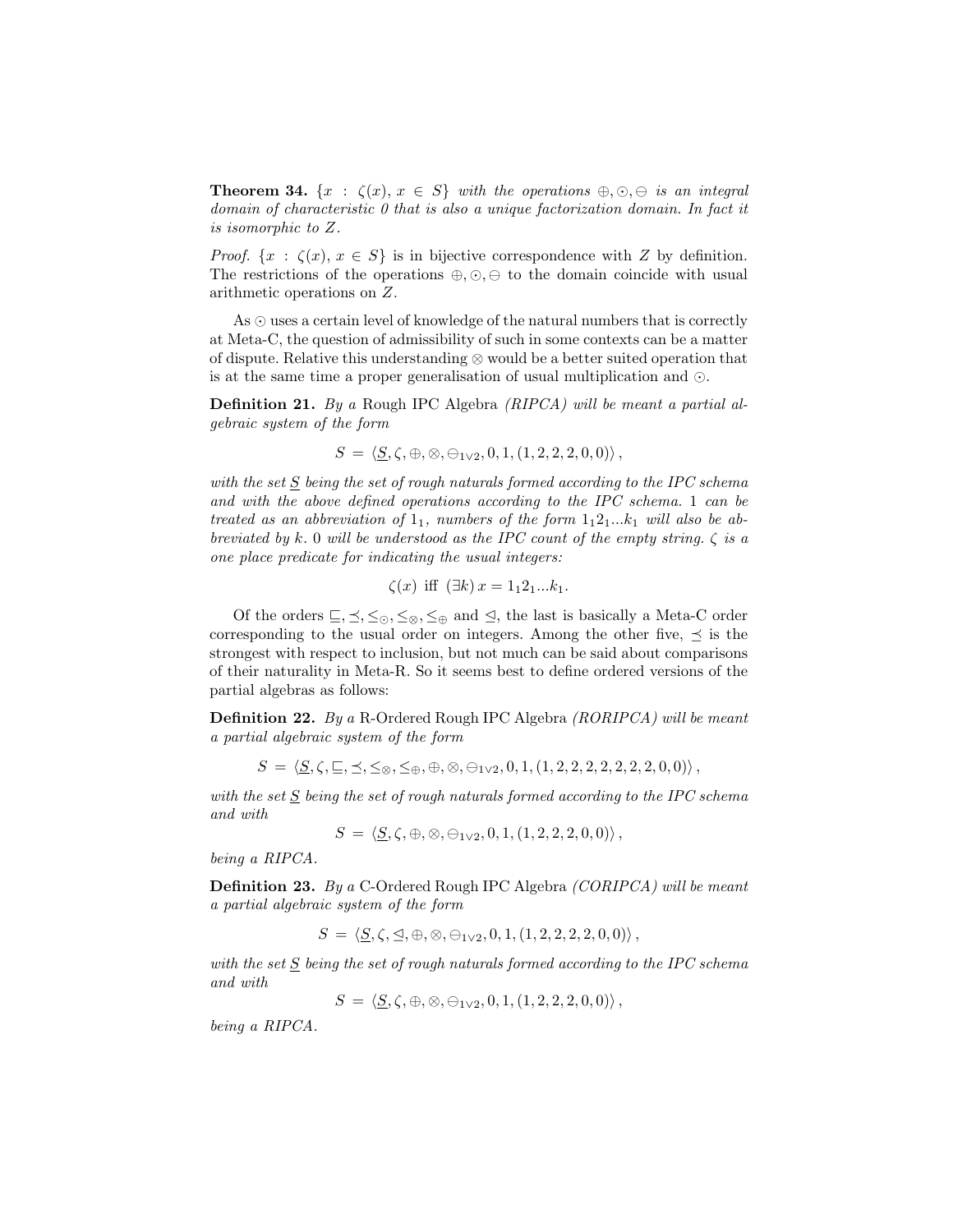**Theorem 34.** *$\{x : \zeta(x), x \in S\}$ with the operations $\oplus, \odot, \ominus$ is an integral domain of characteristic 0 that is also a unique factorization domain. In fact it is isomorphic to $Z$.*

*Proof.* $\{x : \zeta(x), x \in S\}$ is in bijective correspondence with $Z$ by definition. The restrictions of the operations $\oplus, \odot, \ominus$ to the domain coincide with usual arithmetic operations on $Z$.

As $\odot$ uses a certain level of knowledge of the natural numbers that is correctly at Meta-C, the question of admissibility of such in some contexts can be a matter of dispute. Relative this understanding $\otimes$ would be a better suited operation that is at the same time a proper generalisation of usual multiplication and $\odot$.

**Definition 21.** *By a* Rough IPC Algebra *(RIPCA) will be meant a partial algebraic system of the form*

$$S = \langle \underline{S}, \zeta, \oplus, \otimes, \ominus_{1\vee 2}, 0, 1, (1, 2, 2, 2, 0, 0) \rangle ,$$

*with the set $\underline{S}$ being the set of rough naturals formed according to the IPC schema and with the above defined operations according to the IPC schema.* 1 *can be treated as an abbreviation of* $1_1$*, numbers of the form* $1_1 2_1 ... k_1$ *will also be abbreviated by* $k$*.* 0 *will be understood as the IPC count of the empty string.* $\zeta$ *is a one place predicate for indicating the usual integers:*

$$\zeta(x) \text{ iff } (\exists k)\, x = 1_1 2_1 ... k_1.$$

Of the orders $\sqsubseteq, \preceq, \leq_{\odot}, \leq_{\otimes}, \leq_{\oplus}$ and $\trianglelefteq$, the last is basically a Meta-C order corresponding to the usual order on integers. Among the other five, $\preceq$ is the strongest with respect to inclusion, but not much can be said about comparisons of their naturality in Meta-R. So it seems best to define ordered versions of the partial algebras as follows:

**Definition 22.** *By a* R-Ordered Rough IPC Algebra *(RORIPCA) will be meant a partial algebraic system of the form*

$$S = \langle \underline{S}, \zeta, \sqsubseteq, \preceq, \leq_{\otimes}, \leq_{\oplus}, \oplus, \otimes, \ominus_{1\vee 2}, 0, 1, (1, 2, 2, 2, 2, 2, 2, 2, 0, 0) \rangle ,$$

*with the set $\underline{S}$ being the set of rough naturals formed according to the IPC schema and with*

$$S = \langle \underline{S}, \zeta, \oplus, \otimes, \ominus_{1\vee 2}, 0, 1, (1, 2, 2, 2, 0, 0) \rangle ,$$

*being a RIPCA.*

**Definition 23.** *By a* C-Ordered Rough IPC Algebra *(CORIPCA) will be meant a partial algebraic system of the form*

$$S = \langle \underline{S}, \zeta, \trianglelefteq, \oplus, \otimes, \ominus_{1\vee 2}, 0, 1, (1, 2, 2, 2, 2, 0, 0) \rangle ,$$

*with the set $\underline{S}$ being the set of rough naturals formed according to the IPC schema and with*

$$S = \langle \underline{S}, \zeta, \oplus, \otimes, \ominus_{1\vee 2}, 0, 1, (1, 2, 2, 2, 0, 0) \rangle ,$$

*being a RIPCA.*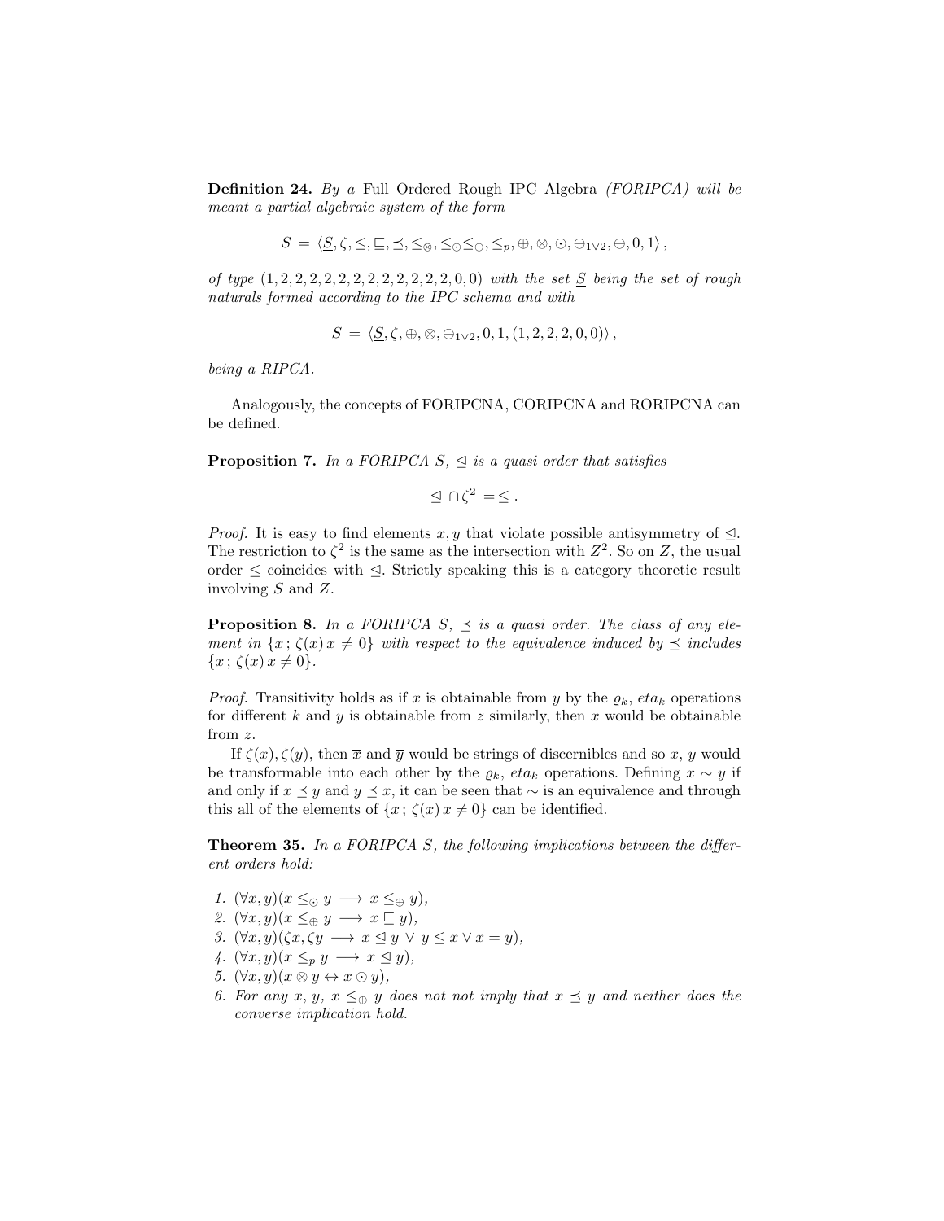**Definition 24.** *By a* Full Ordered Rough IPC Algebra *(FORIPCA) will be meant a partial algebraic system of the form*

$$S = \langle \underline{S}, \zeta, \trianglelefteq, \sqsubseteq, \preceq, \leq_{\otimes}, \leq_{\odot} \leq_{\oplus}, \leq_p, \oplus, \otimes, \odot, \ominus_{1\vee 2}, \ominus, 0, 1 \rangle \,,$$

*of type* $(1, 2, 2, 2, 2, 2, 2, 2, 2, 2, 2, 2, 2, 2, 0, 0)$ *with the set* $\underline{S}$ *being the set of rough naturals formed according to the IPC schema and with*

$$S = \langle \underline{S}, \zeta, \oplus, \otimes, \ominus_{1\vee 2}, 0, 1, (1, 2, 2, 2, 0, 0) \rangle \,,$$

*being a RIPCA.*

Analogously, the concepts of FORIPCNA, CORIPCNA and RORIPCNA can be defined.

**Proposition 7.** *In a FORIPCA S,* $\trianglelefteq$ *is a quasi order that satisfies*

$$\trianglelefteq \cap \zeta^2 = \leq \,.$$

*Proof.* It is easy to find elements $x, y$ that violate possible antisymmetry of $\trianglelefteq$. The restriction to $\zeta^2$ is the same as the intersection with $Z^2$. So on $Z$, the usual order $\leq$ coincides with $\trianglelefteq$. Strictly speaking this is a category theoretic result involving $S$ and $Z$.

**Proposition 8.** *In a FORIPCA S,* $\preceq$ *is a quasi order. The class of any element in* $\{x\,;\,\zeta(x)\,x \neq 0\}$ *with respect to the equivalence induced by* $\preceq$ *includes* $\{x\,;\,\zeta(x)\,x \neq 0\}$.

*Proof.* Transitivity holds as if $x$ is obtainable from $y$ by the $\varrho_k$, $eta_k$ operations for different $k$ and $y$ is obtainable from $z$ similarly, then $x$ would be obtainable from $z$.

If $\zeta(x), \zeta(y)$, then $\overline{x}$ and $\overline{y}$ would be strings of discernibles and so $x$, $y$ would be transformable into each other by the $\varrho_k$, $eta_k$ operations. Defining $x \sim y$ if and only if $x \preceq y$ and $y \preceq x$, it can be seen that $\sim$ is an equivalence and through this all of the elements of $\{x\,;\,\zeta(x)\,x \neq 0\}$ can be identified.

**Theorem 35.** *In a FORIPCA S, the following implications between the different orders hold:*

1. $(\forall x, y)(x \leq_{\odot} y \longrightarrow x \leq_{\oplus} y)$,
2. $(\forall x, y)(x \leq_{\oplus} y \longrightarrow x \sqsubseteq y)$,
3. $(\forall x, y)(\zeta x, \zeta y \longrightarrow x \trianglelefteq y \,\vee\, y \trianglelefteq x \vee x = y)$,
4. $(\forall x, y)(x \leq_p y \longrightarrow x \trianglelefteq y)$,
5. $(\forall x, y)(x \otimes y \leftrightarrow x \odot y)$,
6. *For any* $x$, $y$, $x \leq_{\oplus} y$ *does not not imply that* $x \preceq y$ *and neither does the converse implication hold.*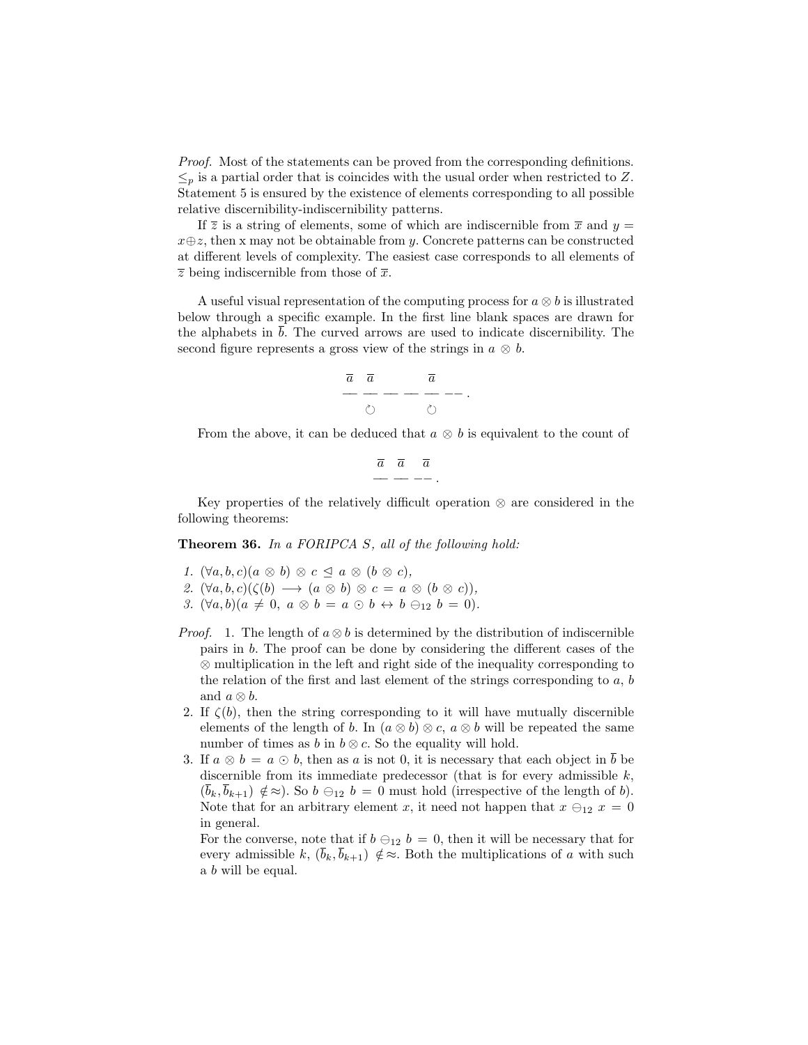*Proof.* Most of the statements can be proved from the corresponding definitions. $\leq_p$ is a partial order that is coincides with the usual order when restricted to $Z$. Statement 5 is ensured by the existence of elements corresponding to all possible relative discernibility-indiscernibility patterns.

If $\overline{z}$ is a string of elements, some of which are indiscernible from $\overline{x}$ and $y = x \oplus z$, then x may not be obtainable from $y$. Concrete patterns can be constructed at different levels of complexity. The easiest case corresponds to all elements of $\overline{z}$ being indiscernible from those of $\overline{x}$.

A useful visual representation of the computing process for $a \otimes b$ is illustrated below through a specific example. In the first line blank spaces are drawn for the alphabets in $\overline{b}$. The curved arrows are used to indicate discernibility. The second figure represents a gross view of the strings in $a \otimes b$.

$$\begin{array}{cccccc} \overline{a} & \overline{a} & & & \overline{a} & \\ \text{—} & \text{—} & \text{—} & \text{—} & \text{—} & \text{-\,-} \\ & \circlearrowleft & & & \circlearrowleft & \end{array}.$$

From the above, it can be deduced that $a \otimes b$ is equivalent to the count of

$$\begin{array}{ccc} \overline{a} & \overline{a} & \overline{a} \\ \text{—} & \text{—} & \text{-\,-} \end{array}.$$

Key properties of the relatively difficult operation $\otimes$ are considered in the following theorems:

**Theorem 36.** *In a FORIPCA S, all of the following hold:*

1. $(\forall a, b, c)(a \otimes b) \otimes c \trianglelefteq a \otimes (b \otimes c)$,
2. $(\forall a, b, c)(\zeta(b) \longrightarrow (a \otimes b) \otimes c = a \otimes (b \otimes c))$,
3. $(\forall a, b)(a \neq 0,\ a \otimes b = a \odot b \leftrightarrow b \ominus_{12} b = 0)$.

*Proof.*
1. The length of $a \otimes b$ is determined by the distribution of indiscernible pairs in $b$. The proof can be done by considering the different cases of the $\otimes$ multiplication in the left and right side of the inequality corresponding to the relation of the first and last element of the strings corresponding to $a$, $b$ and $a \otimes b$.
2. If $\zeta(b)$, then the string corresponding to it will have mutually discernible elements of the length of $b$. In $(a \otimes b) \otimes c$, $a \otimes b$ will be repeated the same number of times as $b$ in $b \otimes c$. So the equality will hold.
3. If $a \otimes b = a \odot b$, then as $a$ is not 0, it is necessary that each object in $\overline{b}$ be discernible from its immediate predecessor (that is for every admissible $k$, $(\overline{b}_k, \overline{b}_{k+1}) \notin \approx$). So $b \ominus_{12} b = 0$ must hold (irrespective of the length of $b$). Note that for an arbitrary element $x$, it need not happen that $x \ominus_{12} x = 0$ in general.
   For the converse, note that if $b \ominus_{12} b = 0$, then it will be necessary that for every admissible $k$, $(\overline{b}_k, \overline{b}_{k+1}) \notin \approx$. Both the multiplications of $a$ with such a $b$ will be equal.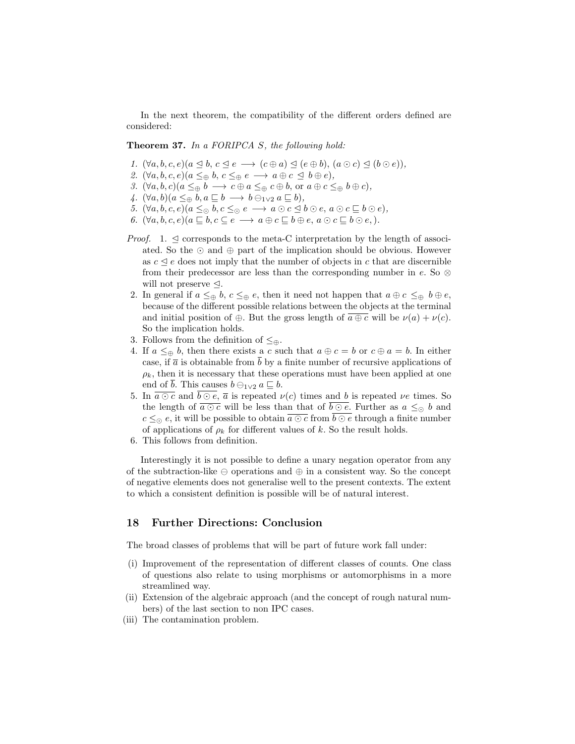In the next theorem, the compatibility of the different orders defined are considered:

**Theorem 37.** *In a FORIPCA S, the following hold:*

1. $(\forall a, b, c, e)(a \trianglelefteq b,\ c \trianglelefteq e \longrightarrow (c \oplus a) \trianglelefteq (e \oplus b),\ (a \odot c) \trianglelefteq (b \odot e))$,
2. $(\forall a, b, c, e)(a \leq_{\oplus} b,\ c \leq_{\oplus} e \longrightarrow a \oplus c \trianglelefteq b \oplus e)$,
3. $(\forall a, b, c)(a \leq_{\oplus} b \longrightarrow c \oplus a \leq_{\oplus} c \oplus b$, or $a \oplus c \leq_{\oplus} b \oplus c)$,
4. $(\forall a, b)(a \leq_{\oplus} b, a \sqsubseteq b \longrightarrow b \ominus_{1\vee 2} a \sqsubseteq b)$,
5. $(\forall a, b, c, e)(a \leq_{\odot} b, c \leq_{\odot} e \longrightarrow a \odot c \trianglelefteq b \odot e,\ a \odot c \sqsubseteq b \odot e)$,
6. $(\forall a, b, c, e)(a \sqsubseteq b, c \subseteq e \longrightarrow a \oplus c \sqsubseteq b \oplus e,\ a \odot c \sqsubseteq b \odot e, )$.

*Proof.*

1. $\trianglelefteq$ corresponds to the meta-C interpretation by the length of associated. So the $\odot$ and $\oplus$ part of the implication should be obvious. However as $c \trianglelefteq e$ does not imply that the number of objects in $c$ that are discernible from their predecessor are less than the corresponding number in $e$. So $\otimes$ will not preserve $\trianglelefteq$.
2. In general if $a \leq_{\oplus} b$, $c \leq_{\oplus} e$, then it need not happen that $a \oplus c \leq_{\oplus} b \oplus e$, because of the different possible relations between the objects at the terminal and initial position of $\oplus$. But the gross length of $\overline{a \oplus c}$ will be $\nu(a) + \nu(c)$. So the implication holds.
3. Follows from the definition of $\leq_{\oplus}$.
4. If $a \leq_{\oplus} b$, then there exists a $c$ such that $a \oplus c = b$ or $c \oplus a = b$. In either case, if $\overline{a}$ is obtainable from $\overline{b}$ by a finite number of recursive applications of $\rho_k$, then it is necessary that these operations must have been applied at one end of $\overline{b}$. This causes $b \ominus_{1\vee 2} a \sqsubseteq b$.
5. In $\overline{a \odot c}$ and $\overline{b \odot e}$, $\overline{a}$ is repeated $\nu(c)$ times and $b$ is repeated $\nu e$ times. So the length of $\overline{a \odot c}$ will be less than that of $\overline{b \odot e}$. Further as $a \leq_{\odot} b$ and $c \leq_{\odot} e$, it will be possible to obtain $\overline{a \odot c}$ from $\overline{b \odot e}$ through a finite number of applications of $\rho_k$ for different values of $k$. So the result holds.
6. This follows from definition.

Interestingly it is not possible to define a unary negation operator from any of the subtraction-like $\ominus$ operations and $\oplus$ in a consistent way. So the concept of negative elements does not generalise well to the present contexts. The extent to which a consistent definition is possible will be of natural interest.

## 18 Further Directions: Conclusion

The broad classes of problems that will be part of future work fall under:

(i) Improvement of the representation of different classes of counts. One class of questions also relate to using morphisms or automorphisms in a more streamlined way.

(ii) Extension of the algebraic approach (and the concept of rough natural numbers) of the last section to non IPC cases.

(iii) The contamination problem.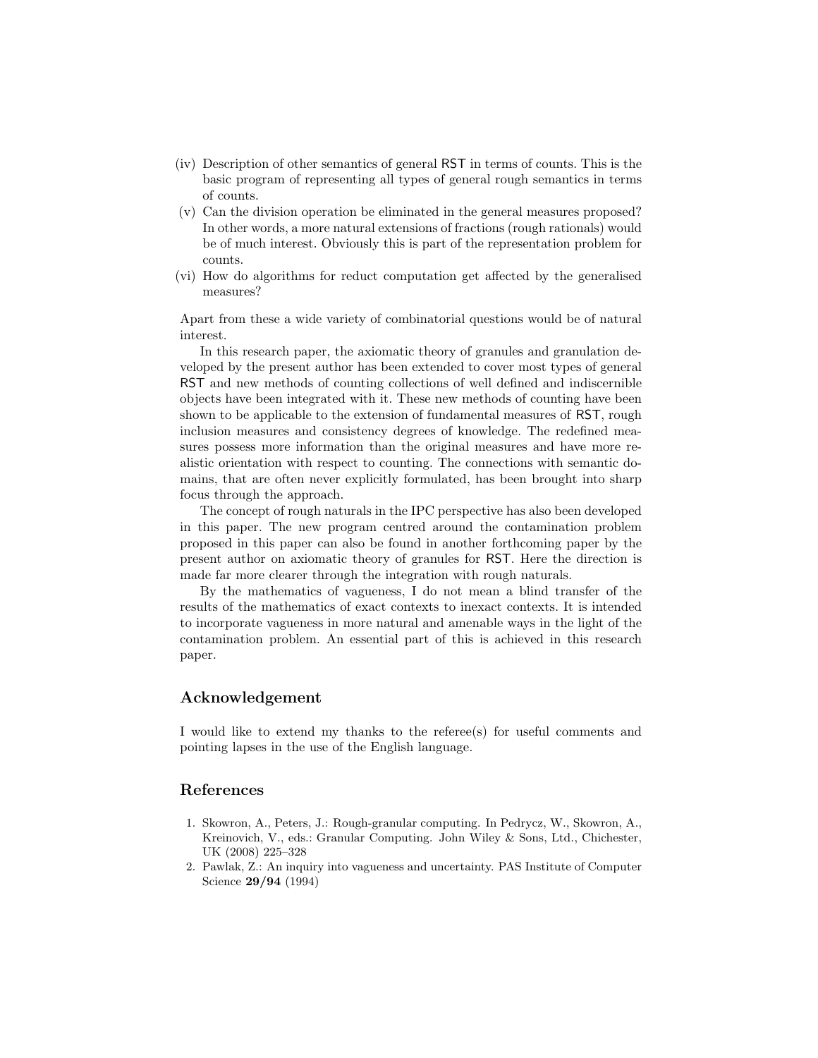(iv) Description of other semantics of general RST in terms of counts. This is the basic program of representing all types of general rough semantics in terms of counts.

(v) Can the division operation be eliminated in the general measures proposed? In other words, a more natural extensions of fractions (rough rationals) would be of much interest. Obviously this is part of the representation problem for counts.

(vi) How do algorithms for reduct computation get affected by the generalised measures?

Apart from these a wide variety of combinatorial questions would be of natural interest.

In this research paper, the axiomatic theory of granules and granulation developed by the present author has been extended to cover most types of general RST and new methods of counting collections of well defined and indiscernible objects have been integrated with it. These new methods of counting have been shown to be applicable to the extension of fundamental measures of RST, rough inclusion measures and consistency degrees of knowledge. The redefined measures possess more information than the original measures and have more realistic orientation with respect to counting. The connections with semantic domains, that are often never explicitly formulated, has been brought into sharp focus through the approach.

The concept of rough naturals in the IPC perspective has also been developed in this paper. The new program centred around the contamination problem proposed in this paper can also be found in another forthcoming paper by the present author on axiomatic theory of granules for RST. Here the direction is made far more clearer through the integration with rough naturals.

By the mathematics of vagueness, I do not mean a blind transfer of the results of the mathematics of exact contexts to inexact contexts. It is intended to incorporate vagueness in more natural and amenable ways in the light of the contamination problem. An essential part of this is achieved in this research paper.

## Acknowledgement

I would like to extend my thanks to the referee(s) for useful comments and pointing lapses in the use of the English language.

## References

1. Skowron, A., Peters, J.: Rough-granular computing. In Pedrycz, W., Skowron, A., Kreinovich, V., eds.: Granular Computing. John Wiley & Sons, Ltd., Chichester, UK (2008) 225–328
2. Pawlak, Z.: An inquiry into vagueness and uncertainty. PAS Institute of Computer Science **29/94** (1994)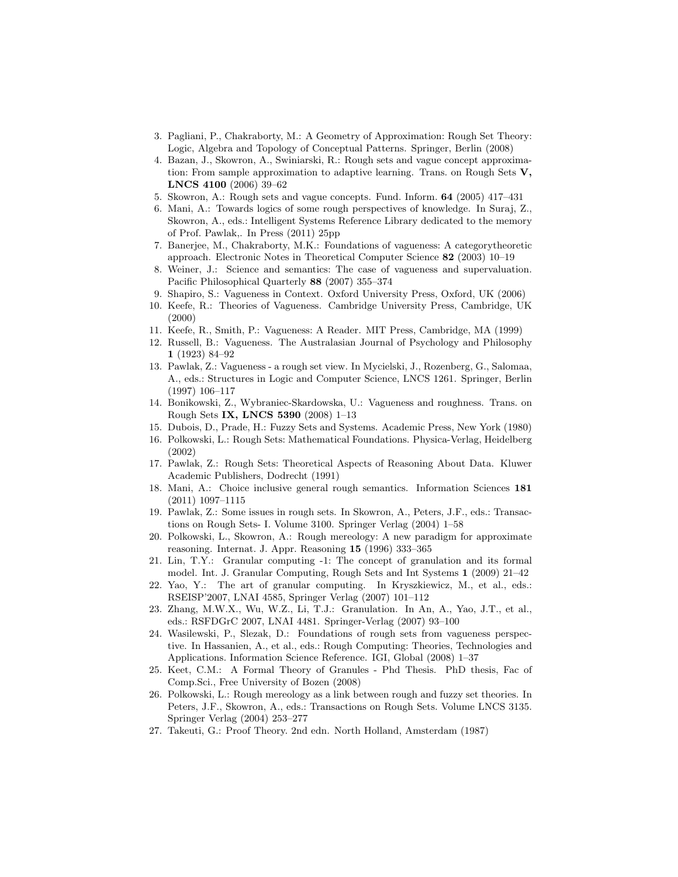3. Pagliani, P., Chakraborty, M.: A Geometry of Approximation: Rough Set Theory: Logic, Algebra and Topology of Conceptual Patterns. Springer, Berlin (2008)
4. Bazan, J., Skowron, A., Swiniarski, R.: Rough sets and vague concept approximation: From sample approximation to adaptive learning. Trans. on Rough Sets **V, LNCS 4100** (2006) 39–62
5. Skowron, A.: Rough sets and vague concepts. Fund. Inform. **64** (2005) 417–431
6. Mani, A.: Towards logics of some rough perspectives of knowledge. In Suraj, Z., Skowron, A., eds.: Intelligent Systems Reference Library dedicated to the memory of Prof. Pawlak,. In Press (2011) 25pp
7. Banerjee, M., Chakraborty, M.K.: Foundations of vagueness: A categorytheoretic approach. Electronic Notes in Theoretical Computer Science **82** (2003) 10–19
8. Weiner, J.: Science and semantics: The case of vagueness and supervaluation. Pacific Philosophical Quarterly **88** (2007) 355–374
9. Shapiro, S.: Vagueness in Context. Oxford University Press, Oxford, UK (2006)
10. Keefe, R.: Theories of Vagueness. Cambridge University Press, Cambridge, UK (2000)
11. Keefe, R., Smith, P.: Vagueness: A Reader. MIT Press, Cambridge, MA (1999)
12. Russell, B.: Vagueness. The Australasian Journal of Psychology and Philosophy **1** (1923) 84–92
13. Pawlak, Z.: Vagueness - a rough set view. In Mycielski, J., Rozenberg, G., Salomaa, A., eds.: Structures in Logic and Computer Science, LNCS 1261. Springer, Berlin (1997) 106–117
14. Bonikowski, Z., Wybraniec-Skardowska, U.: Vagueness and roughness. Trans. on Rough Sets **IX, LNCS 5390** (2008) 1–13
15. Dubois, D., Prade, H.: Fuzzy Sets and Systems. Academic Press, New York (1980)
16. Polkowski, L.: Rough Sets: Mathematical Foundations. Physica-Verlag, Heidelberg (2002)
17. Pawlak, Z.: Rough Sets: Theoretical Aspects of Reasoning About Data. Kluwer Academic Publishers, Dodrecht (1991)
18. Mani, A.: Choice inclusive general rough semantics. Information Sciences **181** (2011) 1097–1115
19. Pawlak, Z.: Some issues in rough sets. In Skowron, A., Peters, J.F., eds.: Transactions on Rough Sets- I. Volume 3100. Springer Verlag (2004) 1–58
20. Polkowski, L., Skowron, A.: Rough mereology: A new paradigm for approximate reasoning. Internat. J. Appr. Reasoning **15** (1996) 333–365
21. Lin, T.Y.: Granular computing -1: The concept of granulation and its formal model. Int. J. Granular Computing, Rough Sets and Int Systems **1** (2009) 21–42
22. Yao, Y.: The art of granular computing. In Kryszkiewicz, M., et al., eds.: RSEISP'2007, LNAI 4585, Springer Verlag (2007) 101–112
23. Zhang, M.W.X., Wu, W.Z., Li, T.J.: Granulation. In An, A., Yao, J.T., et al., eds.: RSFDGrC 2007, LNAI 4481. Springer-Verlag (2007) 93–100
24. Wasilewski, P., Slezak, D.: Foundations of rough sets from vagueness perspective. In Hassanien, A., et al., eds.: Rough Computing: Theories, Technologies and Applications. Information Science Reference. IGI, Global (2008) 1–37
25. Keet, C.M.: A Formal Theory of Granules - Phd Thesis. PhD thesis, Fac of Comp.Sci., Free University of Bozen (2008)
26. Polkowski, L.: Rough mereology as a link between rough and fuzzy set theories. In Peters, J.F., Skowron, A., eds.: Transactions on Rough Sets. Volume LNCS 3135. Springer Verlag (2004) 253–277
27. Takeuti, G.: Proof Theory. 2nd edn. North Holland, Amsterdam (1987)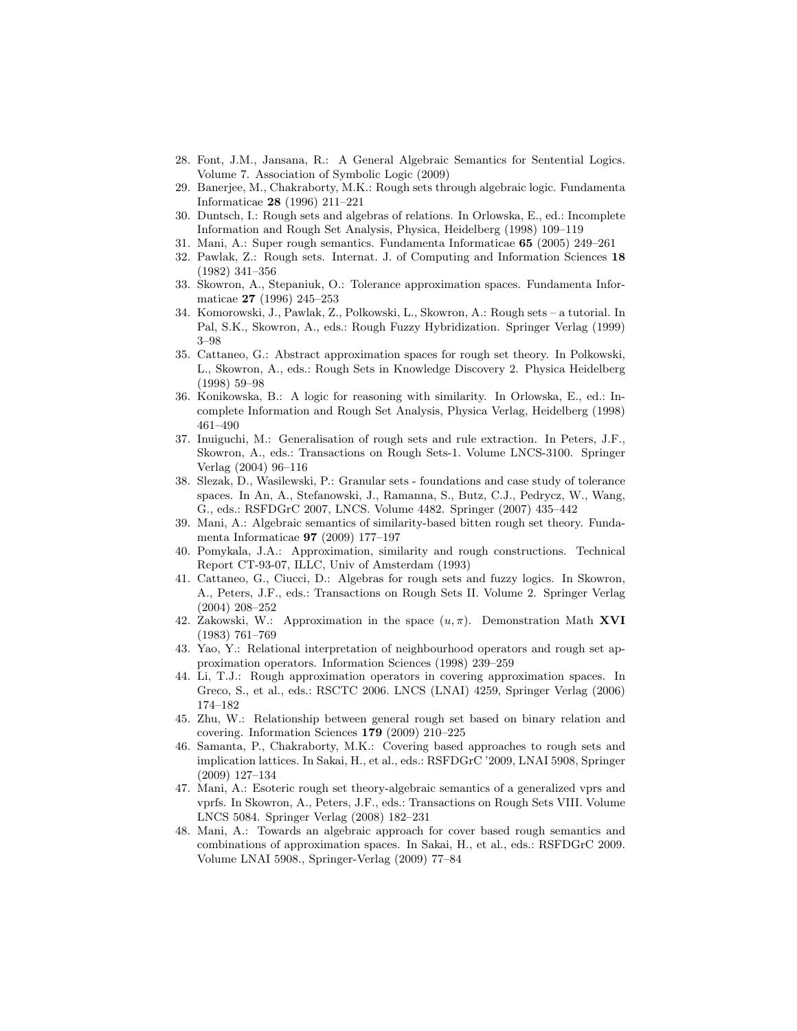28. Font, J.M., Jansana, R.: A General Algebraic Semantics for Sentential Logics. Volume 7. Association of Symbolic Logic (2009)
29. Banerjee, M., Chakraborty, M.K.: Rough sets through algebraic logic. Fundamenta Informaticae **28** (1996) 211–221
30. Duntsch, I.: Rough sets and algebras of relations. In Orlowska, E., ed.: Incomplete Information and Rough Set Analysis, Physica, Heidelberg (1998) 109–119
31. Mani, A.: Super rough semantics. Fundamenta Informaticae **65** (2005) 249–261
32. Pawlak, Z.: Rough sets. Internat. J. of Computing and Information Sciences **18** (1982) 341–356
33. Skowron, A., Stepaniuk, O.: Tolerance approximation spaces. Fundamenta Informaticae **27** (1996) 245–253
34. Komorowski, J., Pawlak, Z., Polkowski, L., Skowron, A.: Rough sets – a tutorial. In Pal, S.K., Skowron, A., eds.: Rough Fuzzy Hybridization. Springer Verlag (1999) 3–98
35. Cattaneo, G.: Abstract approximation spaces for rough set theory. In Polkowski, L., Skowron, A., eds.: Rough Sets in Knowledge Discovery 2. Physica Heidelberg (1998) 59–98
36. Konikowska, B.: A logic for reasoning with similarity. In Orlowska, E., ed.: Incomplete Information and Rough Set Analysis, Physica Verlag, Heidelberg (1998) 461–490
37. Inuiguchi, M.: Generalisation of rough sets and rule extraction. In Peters, J.F., Skowron, A., eds.: Transactions on Rough Sets-1. Volume LNCS-3100. Springer Verlag (2004) 96–116
38. Slezak, D., Wasilewski, P.: Granular sets - foundations and case study of tolerance spaces. In An, A., Stefanowski, J., Ramanna, S., Butz, C.J., Pedrycz, W., Wang, G., eds.: RSFDGrC 2007, LNCS. Volume 4482. Springer (2007) 435–442
39. Mani, A.: Algebraic semantics of similarity-based bitten rough set theory. Fundamenta Informaticae **97** (2009) 177–197
40. Pomykala, J.A.: Approximation, similarity and rough constructions. Technical Report CT-93-07, ILLC, Univ of Amsterdam (1993)
41. Cattaneo, G., Ciucci, D.: Algebras for rough sets and fuzzy logics. In Skowron, A., Peters, J.F., eds.: Transactions on Rough Sets II. Volume 2. Springer Verlag (2004) 208–252
42. Zakowski, W.: Approximation in the space $(u, \pi)$. Demonstration Math **XVI** (1983) 761–769
43. Yao, Y.: Relational interpretation of neighbourhood operators and rough set approximation operators. Information Sciences (1998) 239–259
44. Li, T.J.: Rough approximation operators in covering approximation spaces. In Greco, S., et al., eds.: RSCTC 2006. LNCS (LNAI) 4259, Springer Verlag (2006) 174–182
45. Zhu, W.: Relationship between general rough set based on binary relation and covering. Information Sciences **179** (2009) 210–225
46. Samanta, P., Chakraborty, M.K.: Covering based approaches to rough sets and implication lattices. In Sakai, H., et al., eds.: RSFDGrC '2009, LNAI 5908, Springer (2009) 127–134
47. Mani, A.: Esoteric rough set theory-algebraic semantics of a generalized vprs and vprfs. In Skowron, A., Peters, J.F., eds.: Transactions on Rough Sets VIII. Volume LNCS 5084. Springer Verlag (2008) 182–231
48. Mani, A.: Towards an algebraic approach for cover based rough semantics and combinations of approximation spaces. In Sakai, H., et al., eds.: RSFDGrC 2009. Volume LNAI 5908., Springer-Verlag (2009) 77–84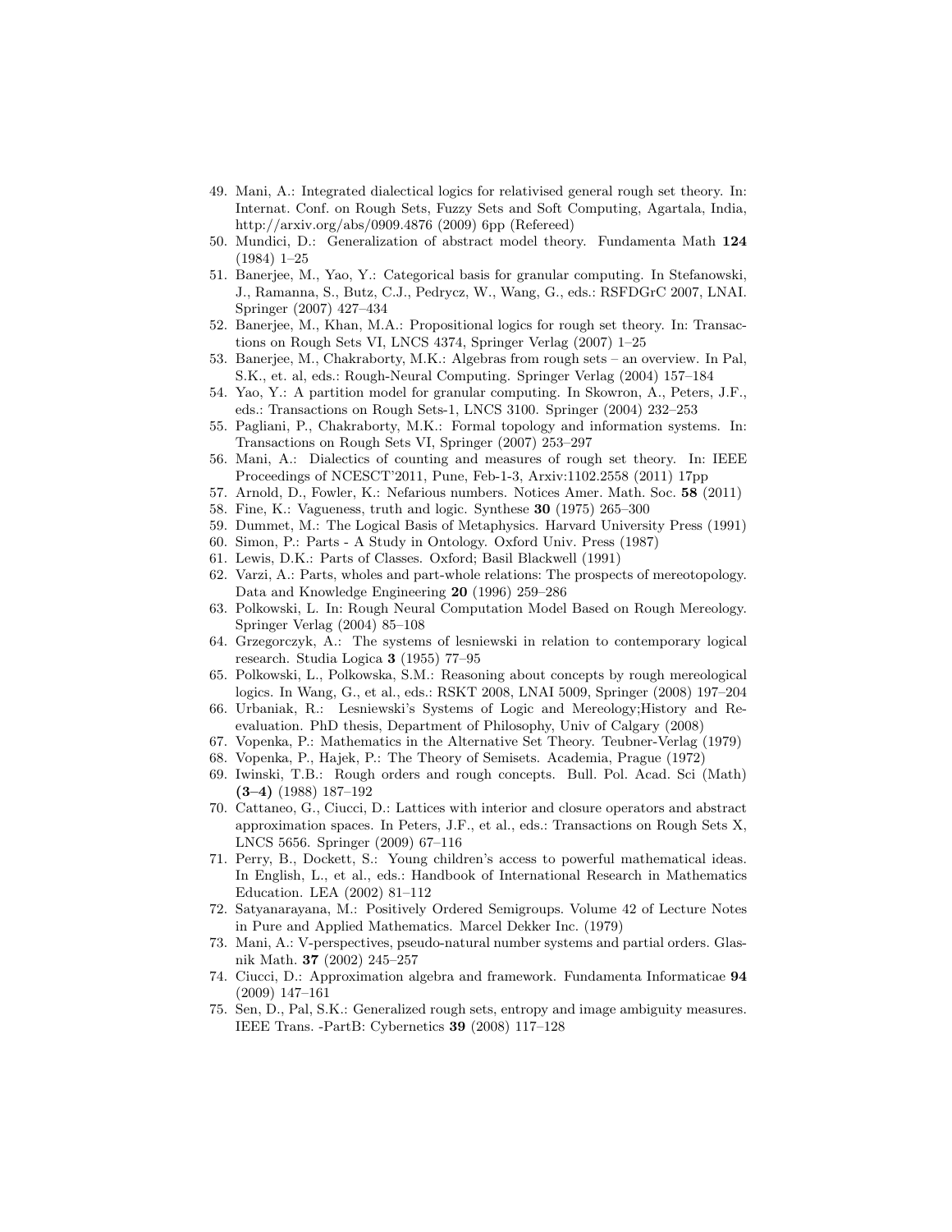49. Mani, A.: Integrated dialectical logics for relativised general rough set theory. In: Internat. Conf. on Rough Sets, Fuzzy Sets and Soft Computing, Agartala, India, http://arxiv.org/abs/0909.4876 (2009) 6pp (Refereed)
50. Mundici, D.: Generalization of abstract model theory. Fundamenta Math **124** (1984) 1–25
51. Banerjee, M., Yao, Y.: Categorical basis for granular computing. In Stefanowski, J., Ramanna, S., Butz, C.J., Pedrycz, W., Wang, G., eds.: RSFDGrC 2007, LNAI. Springer (2007) 427–434
52. Banerjee, M., Khan, M.A.: Propositional logics for rough set theory. In: Transactions on Rough Sets VI, LNCS 4374, Springer Verlag (2007) 1–25
53. Banerjee, M., Chakraborty, M.K.: Algebras from rough sets – an overview. In Pal, S.K., et. al, eds.: Rough-Neural Computing. Springer Verlag (2004) 157–184
54. Yao, Y.: A partition model for granular computing. In Skowron, A., Peters, J.F., eds.: Transactions on Rough Sets-1, LNCS 3100. Springer (2004) 232–253
55. Pagliani, P., Chakraborty, M.K.: Formal topology and information systems. In: Transactions on Rough Sets VI, Springer (2007) 253–297
56. Mani, A.: Dialectics of counting and measures of rough set theory. In: IEEE Proceedings of NCESCT'2011, Pune, Feb-1-3, Arxiv:1102.2558 (2011) 17pp
57. Arnold, D., Fowler, K.: Nefarious numbers. Notices Amer. Math. Soc. **58** (2011)
58. Fine, K.: Vagueness, truth and logic. Synthese **30** (1975) 265–300
59. Dummet, M.: The Logical Basis of Metaphysics. Harvard University Press (1991)
60. Simon, P.: Parts - A Study in Ontology. Oxford Univ. Press (1987)
61. Lewis, D.K.: Parts of Classes. Oxford; Basil Blackwell (1991)
62. Varzi, A.: Parts, wholes and part-whole relations: The prospects of mereotopology. Data and Knowledge Engineering **20** (1996) 259–286
63. Polkowski, L. In: Rough Neural Computation Model Based on Rough Mereology. Springer Verlag (2004) 85–108
64. Grzegorczyk, A.: The systems of lesniewski in relation to contemporary logical research. Studia Logica **3** (1955) 77–95
65. Polkowski, L., Polkowska, S.M.: Reasoning about concepts by rough mereological logics. In Wang, G., et al., eds.: RSKT 2008, LNAI 5009, Springer (2008) 197–204
66. Urbaniak, R.: Lesniewski's Systems of Logic and Mereology;History and Re-evaluation. PhD thesis, Department of Philosophy, Univ of Calgary (2008)
67. Vopenka, P.: Mathematics in the Alternative Set Theory. Teubner-Verlag (1979)
68. Vopenka, P., Hajek, P.: The Theory of Semisets. Academia, Prague (1972)
69. Iwinski, T.B.: Rough orders and rough concepts. Bull. Pol. Acad. Sci (Math) **(3–4)** (1988) 187–192
70. Cattaneo, G., Ciucci, D.: Lattices with interior and closure operators and abstract approximation spaces. In Peters, J.F., et al., eds.: Transactions on Rough Sets X, LNCS 5656. Springer (2009) 67–116
71. Perry, B., Dockett, S.: Young children's access to powerful mathematical ideas. In English, L., et al., eds.: Handbook of International Research in Mathematics Education. LEA (2002) 81–112
72. Satyanarayana, M.: Positively Ordered Semigroups. Volume 42 of Lecture Notes in Pure and Applied Mathematics. Marcel Dekker Inc. (1979)
73. Mani, A.: V-perspectives, pseudo-natural number systems and partial orders. Glasnik Math. **37** (2002) 245–257
74. Ciucci, D.: Approximation algebra and framework. Fundamenta Informaticae **94** (2009) 147–161
75. Sen, D., Pal, S.K.: Generalized rough sets, entropy and image ambiguity measures. IEEE Trans. -PartB: Cybernetics **39** (2008) 117–128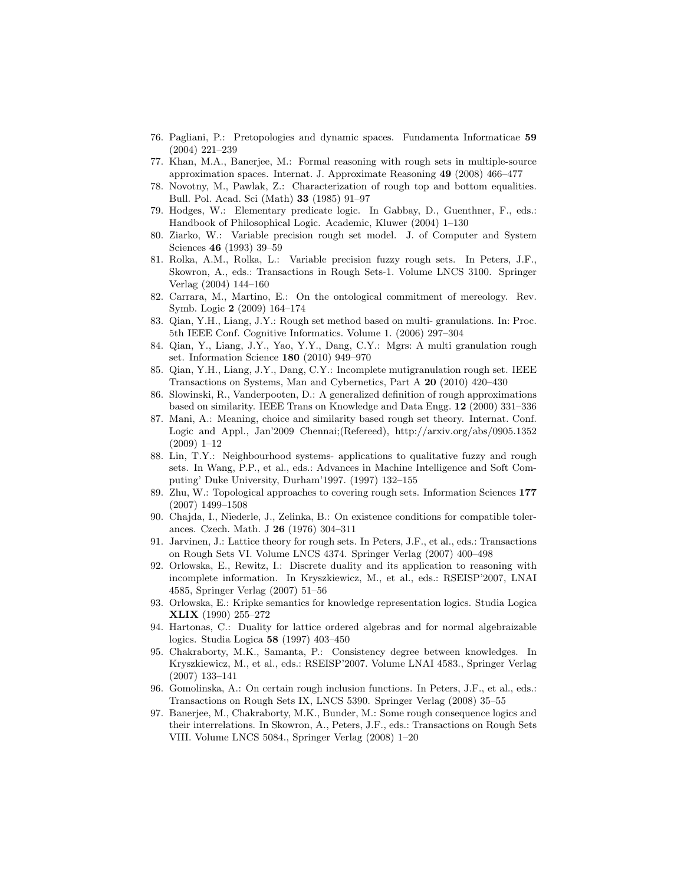76. Pagliani, P.: Pretopologies and dynamic spaces. Fundamenta Informaticae **59** (2004) 221–239
77. Khan, M.A., Banerjee, M.: Formal reasoning with rough sets in multiple-source approximation spaces. Internat. J. Approximate Reasoning **49** (2008) 466–477
78. Novotny, M., Pawlak, Z.: Characterization of rough top and bottom equalities. Bull. Pol. Acad. Sci (Math) **33** (1985) 91–97
79. Hodges, W.: Elementary predicate logic. In Gabbay, D., Guenthner, F., eds.: Handbook of Philosophical Logic. Academic, Kluwer (2004) 1–130
80. Ziarko, W.: Variable precision rough set model. J. of Computer and System Sciences **46** (1993) 39–59
81. Rolka, A.M., Rolka, L.: Variable precision fuzzy rough sets. In Peters, J.F., Skowron, A., eds.: Transactions in Rough Sets-1. Volume LNCS 3100. Springer Verlag (2004) 144–160
82. Carrara, M., Martino, E.: On the ontological commitment of mereology. Rev. Symb. Logic **2** (2009) 164–174
83. Qian, Y.H., Liang, J.Y.: Rough set method based on multi- granulations. In: Proc. 5th IEEE Conf. Cognitive Informatics. Volume 1. (2006) 297–304
84. Qian, Y., Liang, J.Y., Yao, Y.Y., Dang, C.Y.: Mgrs: A multi granulation rough set. Information Science **180** (2010) 949–970
85. Qian, Y.H., Liang, J.Y., Dang, C.Y.: Incomplete mutigranulation rough set. IEEE Transactions on Systems, Man and Cybernetics, Part A **20** (2010) 420–430
86. Slowinski, R., Vanderpooten, D.: A generalized definition of rough approximations based on similarity. IEEE Trans on Knowledge and Data Engg. **12** (2000) 331–336
87. Mani, A.: Meaning, choice and similarity based rough set theory. Internat. Conf. Logic and Appl., Jan'2009 Chennai;(Refereed), http://arxiv.org/abs/0905.1352 (2009) 1–12
88. Lin, T.Y.: Neighbourhood systems- applications to qualitative fuzzy and rough sets. In Wang, P.P., et al., eds.: Advances in Machine Intelligence and Soft Computing' Duke University, Durham'1997. (1997) 132–155
89. Zhu, W.: Topological approaches to covering rough sets. Information Sciences **177** (2007) 1499–1508
90. Chajda, I., Niederle, J., Zelinka, B.: On existence conditions for compatible tolerances. Czech. Math. J **26** (1976) 304–311
91. Jarvinen, J.: Lattice theory for rough sets. In Peters, J.F., et al., eds.: Transactions on Rough Sets VI. Volume LNCS 4374. Springer Verlag (2007) 400–498
92. Orlowska, E., Rewitz, I.: Discrete duality and its application to reasoning with incomplete information. In Kryszkiewicz, M., et al., eds.: RSEISP'2007, LNAI 4585, Springer Verlag (2007) 51–56
93. Orlowska, E.: Kripke semantics for knowledge representation logics. Studia Logica **XLIX** (1990) 255–272
94. Hartonas, C.: Duality for lattice ordered algebras and for normal algebraizable logics. Studia Logica **58** (1997) 403–450
95. Chakraborty, M.K., Samanta, P.: Consistency degree between knowledges. In Kryszkiewicz, M., et al., eds.: RSEISP'2007. Volume LNAI 4583., Springer Verlag (2007) 133–141
96. Gomolinska, A.: On certain rough inclusion functions. In Peters, J.F., et al., eds.: Transactions on Rough Sets IX, LNCS 5390. Springer Verlag (2008) 35–55
97. Banerjee, M., Chakraborty, M.K., Bunder, M.: Some rough consequence logics and their interrelations. In Skowron, A., Peters, J.F., eds.: Transactions on Rough Sets VIII. Volume LNCS 5084., Springer Verlag (2008) 1–20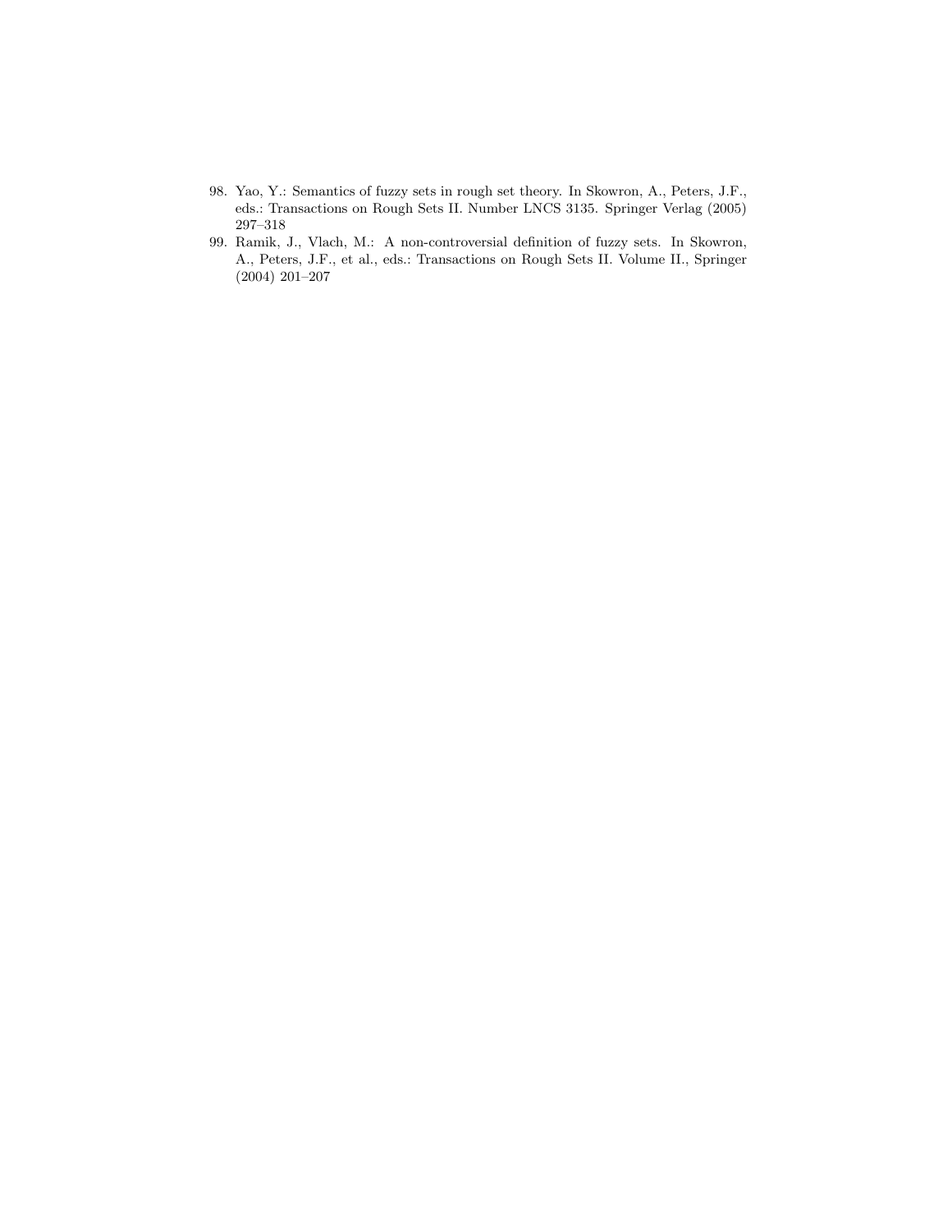98. Yao, Y.: Semantics of fuzzy sets in rough set theory. In Skowron, A., Peters, J.F., eds.: Transactions on Rough Sets II. Number LNCS 3135. Springer Verlag (2005) 297–318
99. Ramik, J., Vlach, M.: A non-controversial definition of fuzzy sets. In Skowron, A., Peters, J.F., et al., eds.: Transactions on Rough Sets II. Volume II., Springer (2004) 201–207